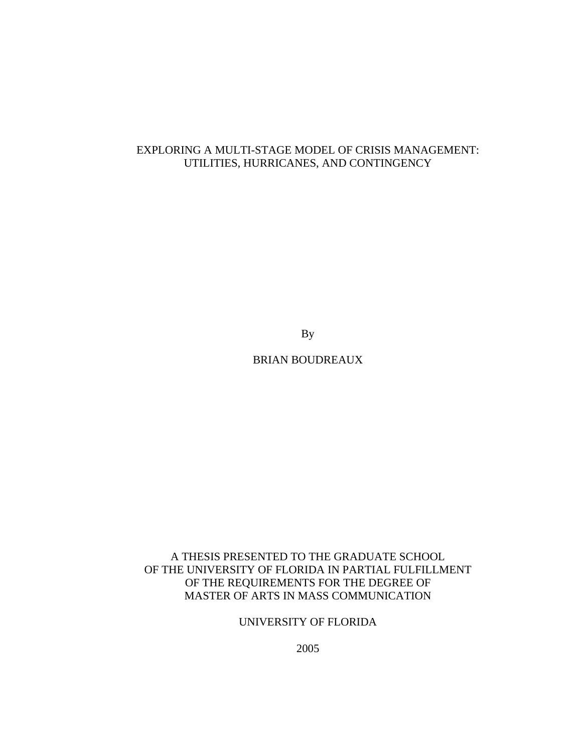# EXPLORING A MULTI-STAGE MODEL OF CRISIS MANAGEMENT: UTILITIES, HURRICANES, AND CONTINGENCY

By

BRIAN BOUDREAUX

A THESIS PRESENTED TO THE GRADUATE SCHOOL
OF THE UNIVERSITY OF FLORIDA IN PARTIAL FULFILLMENT
OF THE REQUIREMENTS FOR THE DEGREE OF
MASTER OF ARTS IN MASS COMMUNICATION

UNIVERSITY OF FLORIDA

2005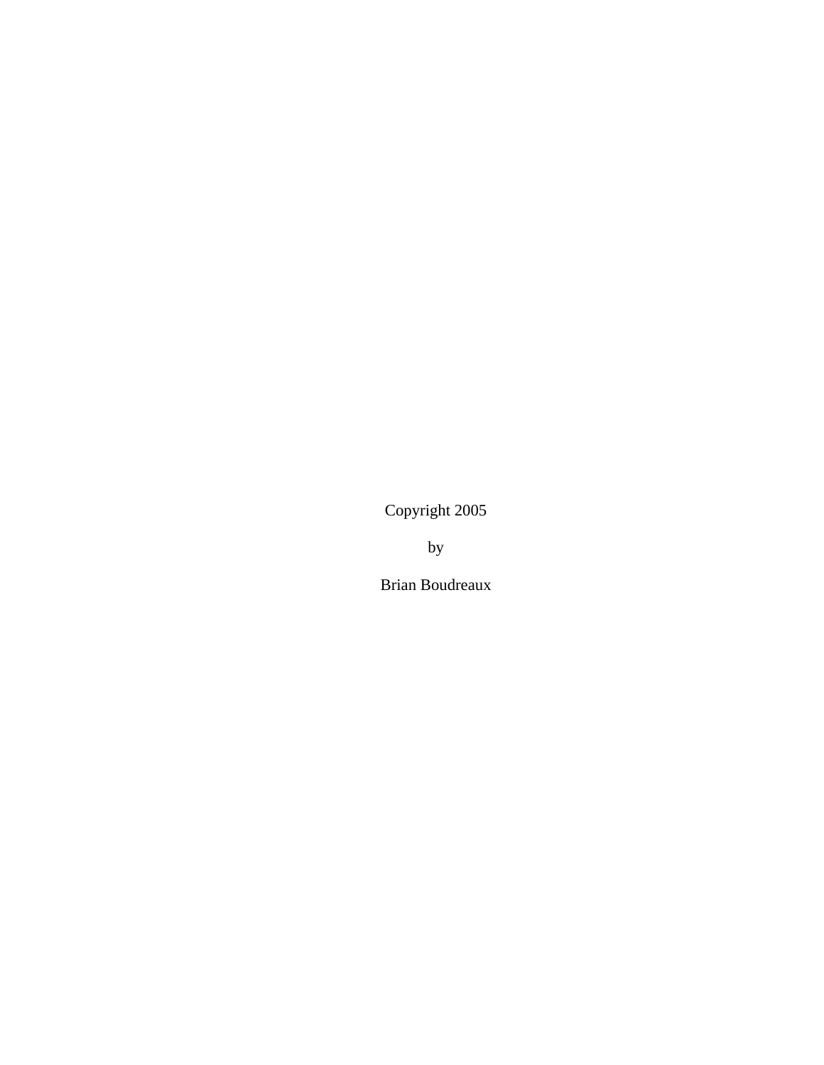Copyright 2005

by

Brian Boudreaux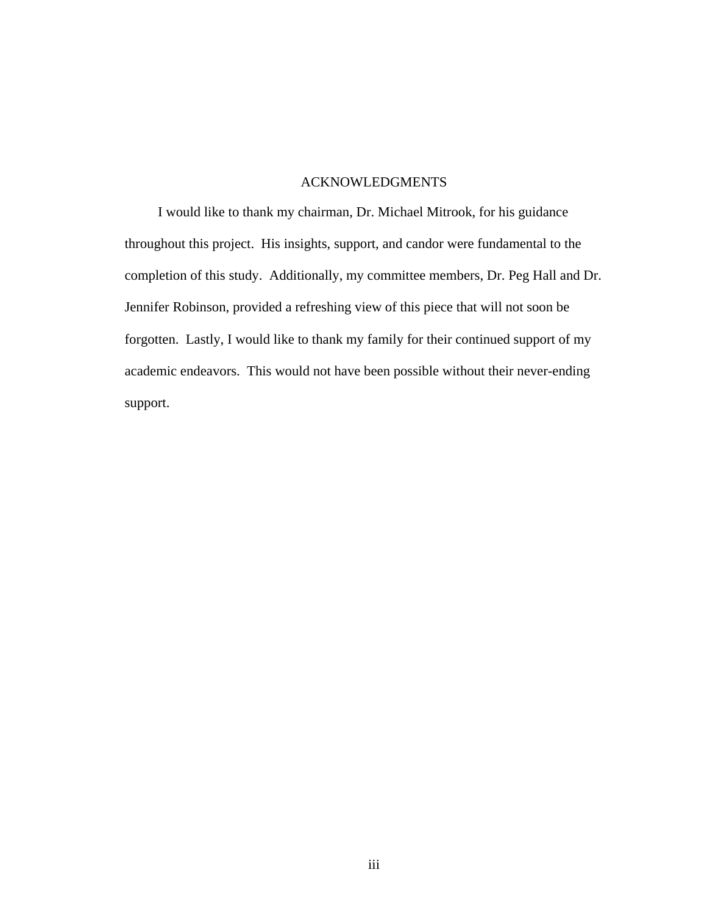# ACKNOWLEDGMENTS

I would like to thank my chairman, Dr. Michael Mitrook, for his guidance throughout this project. His insights, support, and candor were fundamental to the completion of this study. Additionally, my committee members, Dr. Peg Hall and Dr. Jennifer Robinson, provided a refreshing view of this piece that will not soon be forgotten. Lastly, I would like to thank my family for their continued support of my academic endeavors. This would not have been possible without their never-ending support.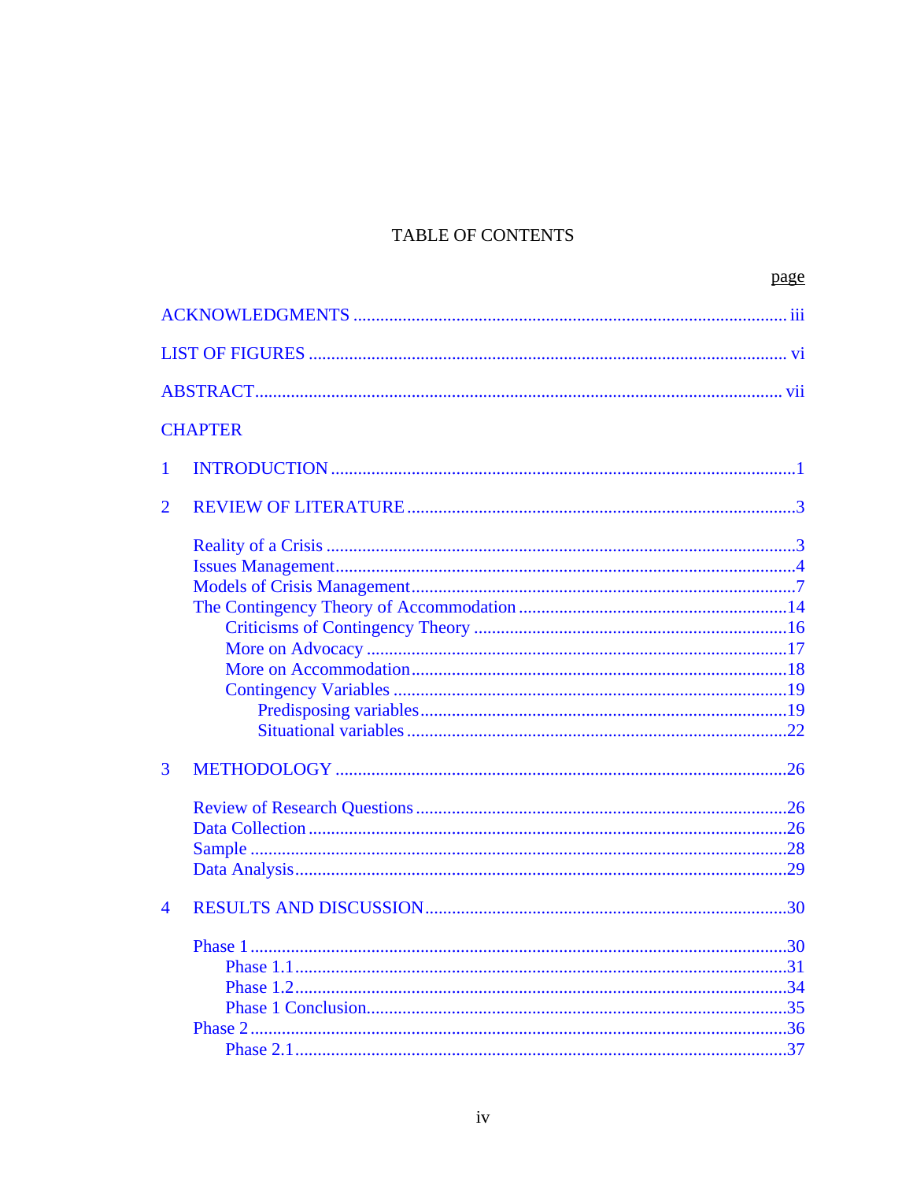# TABLE OF CONTENTS

page

ACKNOWLEDGMENTS ........................................................................................ iii

LIST OF FIGURES ........................................................................................ vi

ABSTRACT........................................................................................ vii

CHAPTER

1 INTRODUCTION ........................................................................................1

2 REVIEW OF LITERATURE ........................................................................................3

- Reality of a Crisis ........................................................................................3
- Issues Management........................................................................................4
- Models of Crisis Management........................................................................................7
- The Contingency Theory of Accommodation ........................................................................................14
  - Criticisms of Contingency Theory ........................................................................................16
  - More on Advocacy ........................................................................................17
  - More on Accommodation........................................................................................18
  - Contingency Variables ........................................................................................19
    - Predisposing variables........................................................................................19
    - Situational variables ........................................................................................22

3 METHODOLOGY ........................................................................................26

- Review of Research Questions ........................................................................................26
- Data Collection ........................................................................................26
- Sample ........................................................................................28
- Data Analysis........................................................................................29

4 RESULTS AND DISCUSSION........................................................................................30

- Phase 1 ........................................................................................30
  - Phase 1.1........................................................................................31
  - Phase 1.2........................................................................................34
  - Phase 1 Conclusion........................................................................................35
- Phase 2 ........................................................................................36
  - Phase 2.1........................................................................................37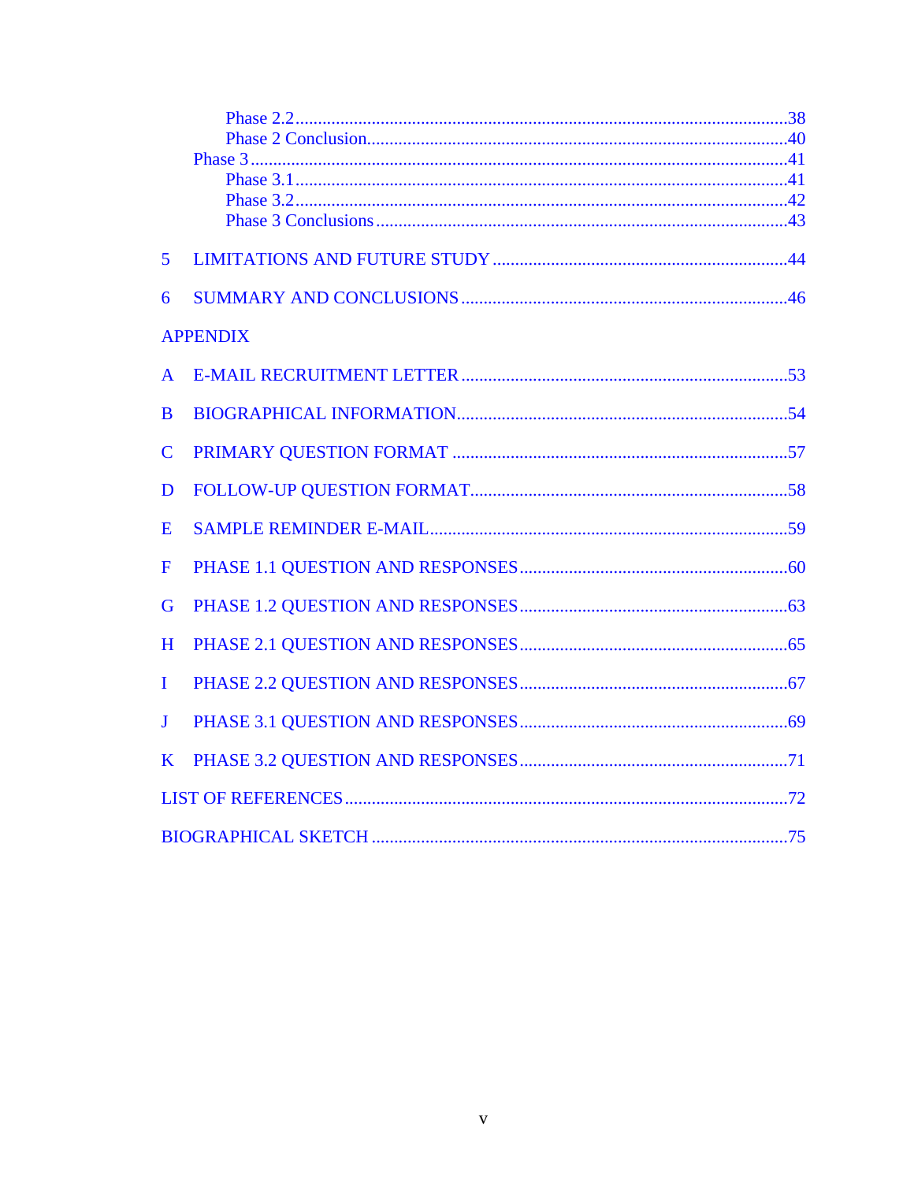Phase 2.2 .......................................................................................................38
Phase 2 Conclusion.........................................................................................40
Phase 3 ..............................................................................................................41
Phase 3.1 .......................................................................................................41
Phase 3.2 .......................................................................................................42
Phase 3 Conclusions .......................................................................................43

5 LIMITATIONS AND FUTURE STUDY .................................................................44

6 SUMMARY AND CONCLUSIONS .......................................................................46

APPENDIX

A E-MAIL RECRUITMENT LETTER .......................................................................53

B BIOGRAPHICAL INFORMATION.......................................................................54

C PRIMARY QUESTION FORMAT .........................................................................57

D FOLLOW-UP QUESTION FORMAT.....................................................................58

E SAMPLE REMINDER E-MAIL..............................................................................59

F PHASE 1.1 QUESTION AND RESPONSES..........................................................60

G PHASE 1.2 QUESTION AND RESPONSES..........................................................63

H PHASE 2.1 QUESTION AND RESPONSES..........................................................65

I PHASE 2.2 QUESTION AND RESPONSES..........................................................67

J PHASE 3.1 QUESTION AND RESPONSES..........................................................69

K PHASE 3.2 QUESTION AND RESPONSES..........................................................71

LIST OF REFERENCES .................................................................................................72

BIOGRAPHICAL SKETCH ...........................................................................................75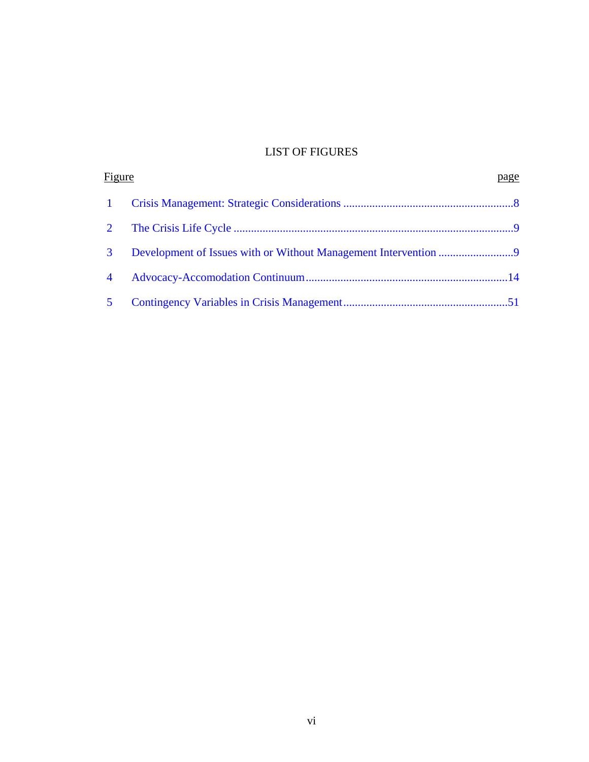# LIST OF FIGURES

| Figure | | page |
|---|---|---|
| 1 | Crisis Management: Strategic Considerations | 8 |
| 2 | The Crisis Life Cycle | 9 |
| 3 | Development of Issues with or Without Management Intervention | 9 |
| 4 | Advocacy-Accomodation Continuum | 14 |
| 5 | Contingency Variables in Crisis Management | 51 |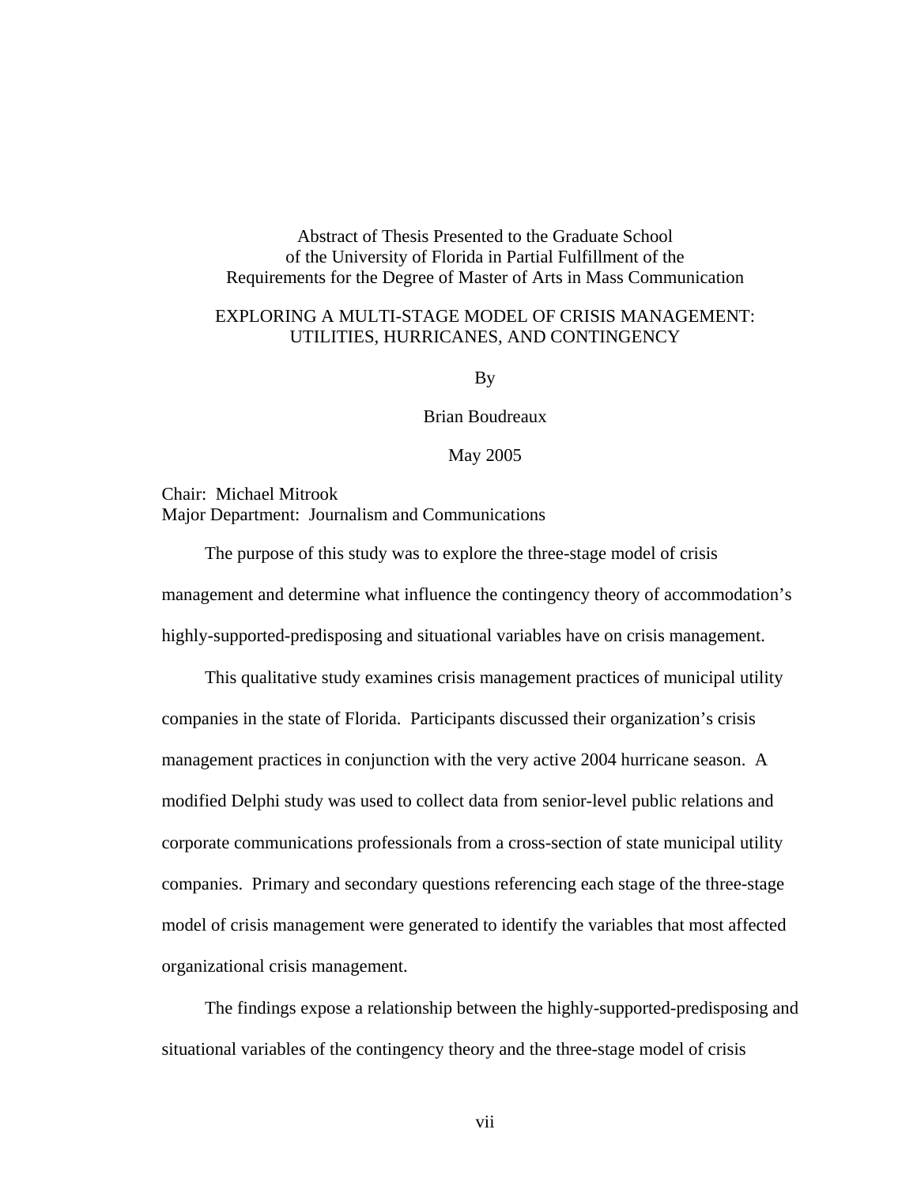Abstract of Thesis Presented to the Graduate School
of the University of Florida in Partial Fulfillment of the
Requirements for the Degree of Master of Arts in Mass Communication

# EXPLORING A MULTI-STAGE MODEL OF CRISIS MANAGEMENT: UTILITIES, HURRICANES, AND CONTINGENCY

By

Brian Boudreaux

May 2005

Chair: Michael Mitrook
Major Department: Journalism and Communications

The purpose of this study was to explore the three-stage model of crisis management and determine what influence the contingency theory of accommodation's highly-supported-predisposing and situational variables have on crisis management.

This qualitative study examines crisis management practices of municipal utility companies in the state of Florida. Participants discussed their organization's crisis management practices in conjunction with the very active 2004 hurricane season. A modified Delphi study was used to collect data from senior-level public relations and corporate communications professionals from a cross-section of state municipal utility companies. Primary and secondary questions referencing each stage of the three-stage model of crisis management were generated to identify the variables that most affected organizational crisis management.

The findings expose a relationship between the highly-supported-predisposing and situational variables of the contingency theory and the three-stage model of crisis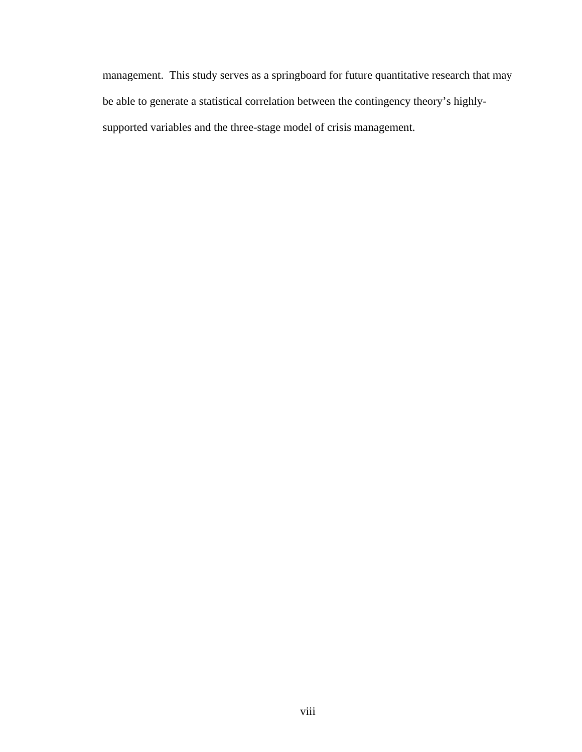management. This study serves as a springboard for future quantitative research that may be able to generate a statistical correlation between the contingency theory's highly-supported variables and the three-stage model of crisis management.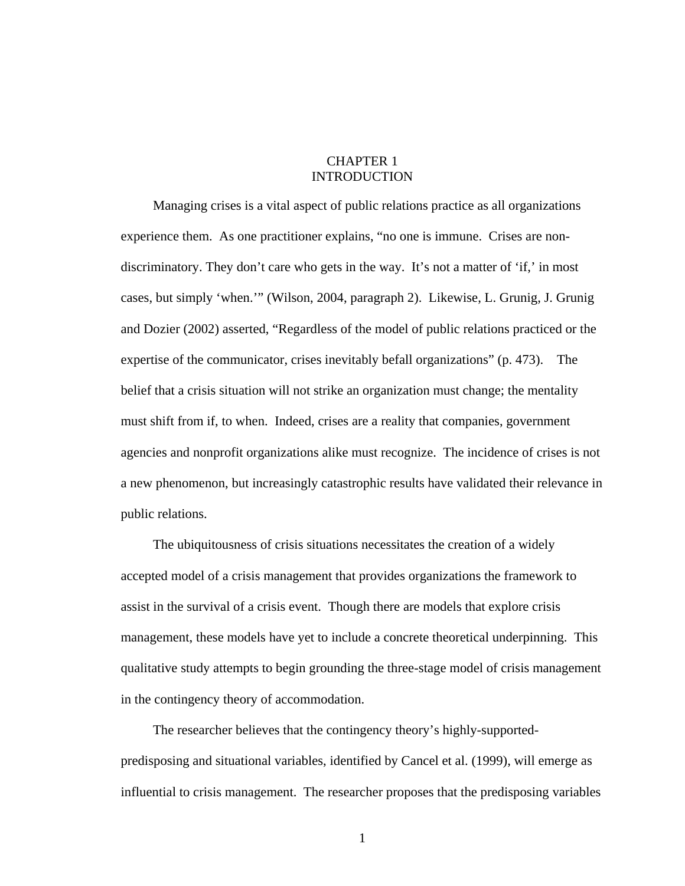# CHAPTER 1
# INTRODUCTION

Managing crises is a vital aspect of public relations practice as all organizations experience them. As one practitioner explains, "no one is immune. Crises are non-discriminatory. They don't care who gets in the way. It's not a matter of 'if,' in most cases, but simply 'when.'" (Wilson, 2004, paragraph 2). Likewise, L. Grunig, J. Grunig and Dozier (2002) asserted, "Regardless of the model of public relations practiced or the expertise of the communicator, crises inevitably befall organizations" (p. 473). The belief that a crisis situation will not strike an organization must change; the mentality must shift from if, to when. Indeed, crises are a reality that companies, government agencies and nonprofit organizations alike must recognize. The incidence of crises is not a new phenomenon, but increasingly catastrophic results have validated their relevance in public relations.

The ubiquitousness of crisis situations necessitates the creation of a widely accepted model of a crisis management that provides organizations the framework to assist in the survival of a crisis event. Though there are models that explore crisis management, these models have yet to include a concrete theoretical underpinning. This qualitative study attempts to begin grounding the three-stage model of crisis management in the contingency theory of accommodation.

The researcher believes that the contingency theory's highly-supported-predisposing and situational variables, identified by Cancel et al. (1999), will emerge as influential to crisis management. The researcher proposes that the predisposing variables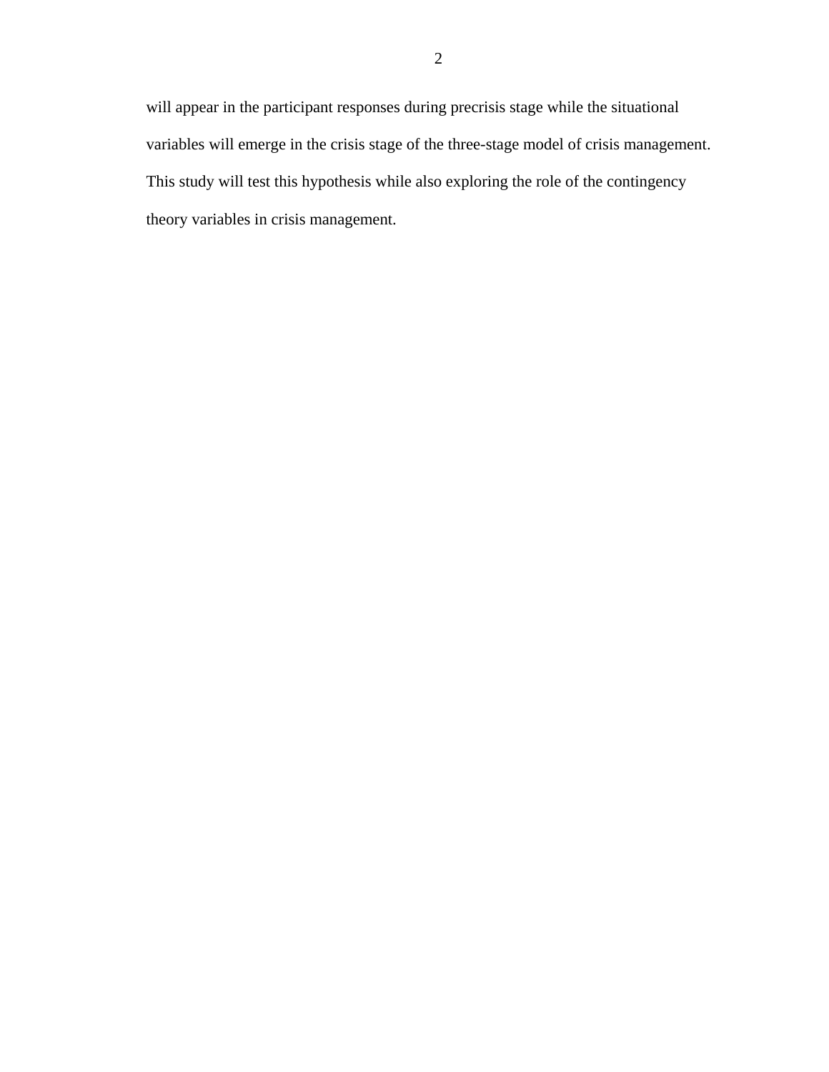will appear in the participant responses during precrisis stage while the situational variables will emerge in the crisis stage of the three-stage model of crisis management. This study will test this hypothesis while also exploring the role of the contingency theory variables in crisis management.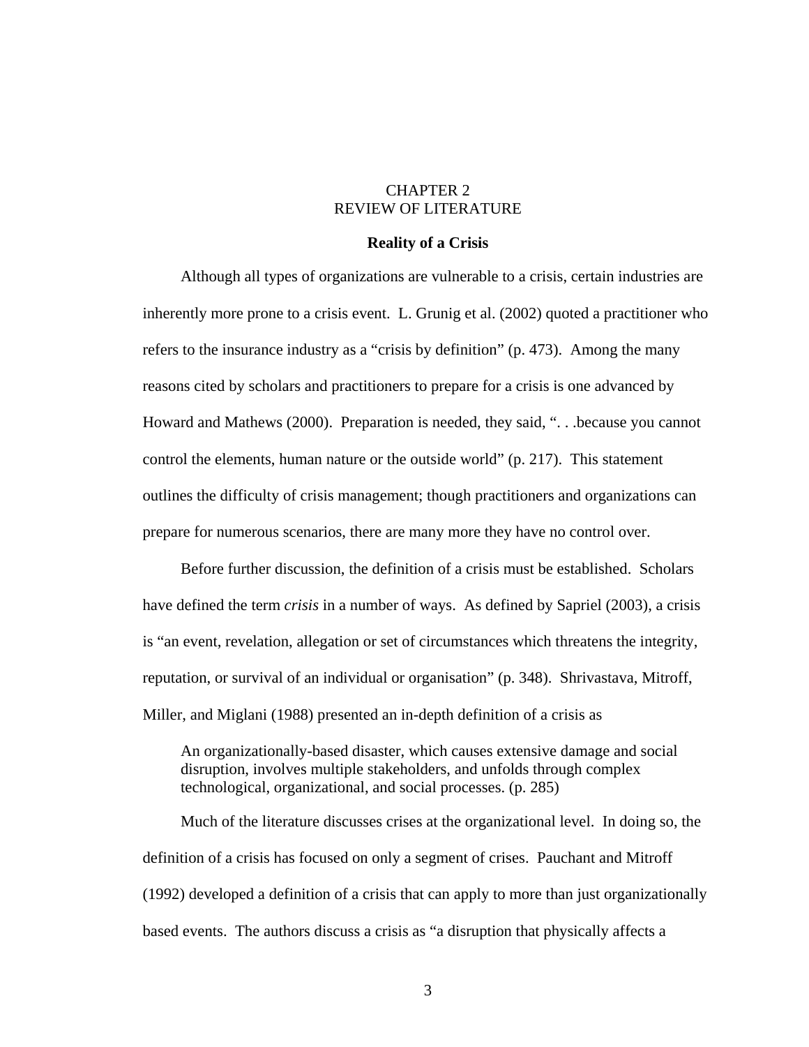# CHAPTER 2
# REVIEW OF LITERATURE

## Reality of a Crisis

Although all types of organizations are vulnerable to a crisis, certain industries are inherently more prone to a crisis event. L. Grunig et al. (2002) quoted a practitioner who refers to the insurance industry as a "crisis by definition" (p. 473). Among the many reasons cited by scholars and practitioners to prepare for a crisis is one advanced by Howard and Mathews (2000). Preparation is needed, they said, ". . .because you cannot control the elements, human nature or the outside world" (p. 217). This statement outlines the difficulty of crisis management; though practitioners and organizations can prepare for numerous scenarios, there are many more they have no control over.

Before further discussion, the definition of a crisis must be established. Scholars have defined the term *crisis* in a number of ways. As defined by Sapriel (2003), a crisis is "an event, revelation, allegation or set of circumstances which threatens the integrity, reputation, or survival of an individual or organisation" (p. 348). Shrivastava, Mitroff, Miller, and Miglani (1988) presented an in-depth definition of a crisis as

> An organizationally-based disaster, which causes extensive damage and social disruption, involves multiple stakeholders, and unfolds through complex technological, organizational, and social processes. (p. 285)

Much of the literature discusses crises at the organizational level. In doing so, the definition of a crisis has focused on only a segment of crises. Pauchant and Mitroff (1992) developed a definition of a crisis that can apply to more than just organizationally based events. The authors discuss a crisis as "a disruption that physically affects a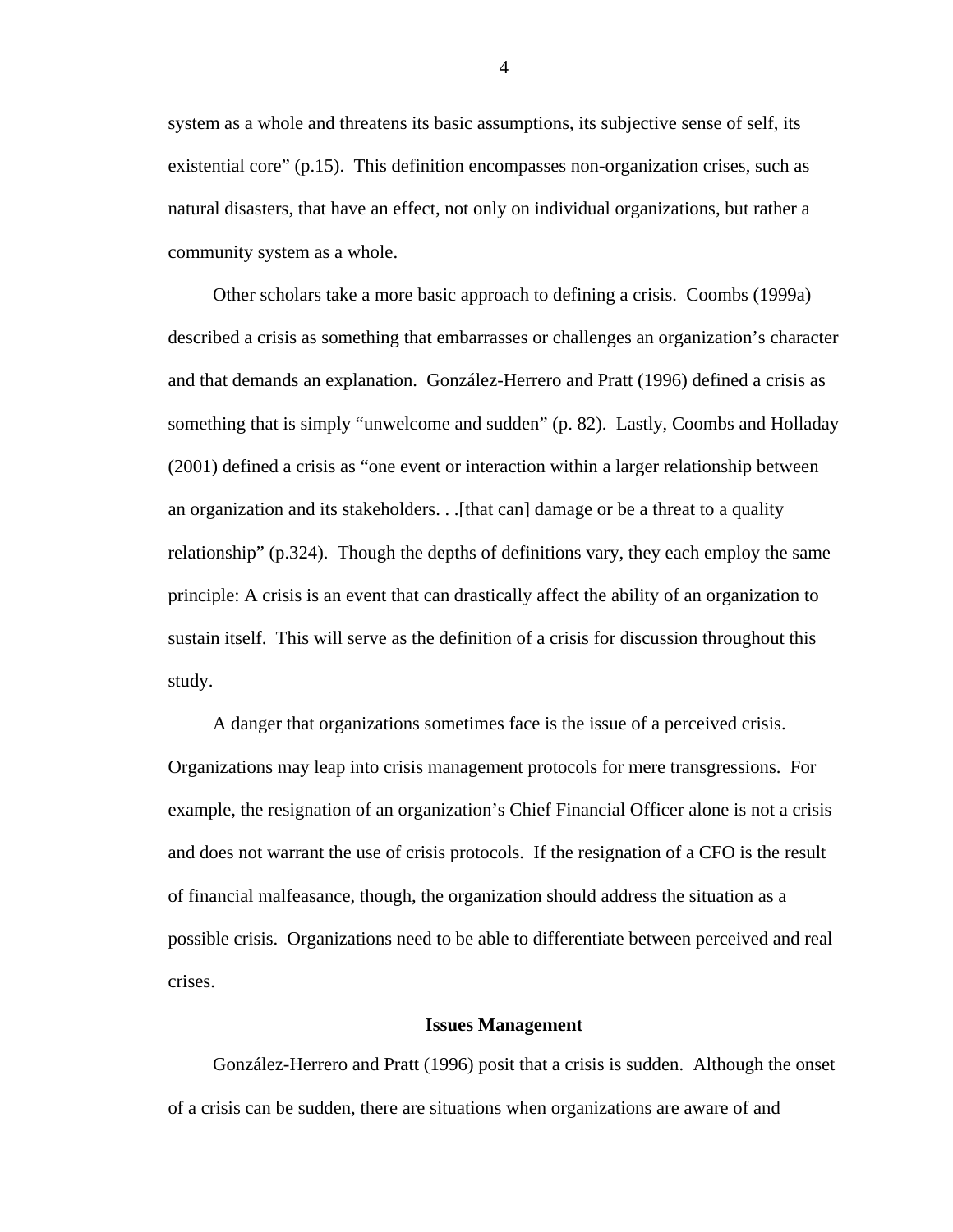system as a whole and threatens its basic assumptions, its subjective sense of self, its existential core" (p.15). This definition encompasses non-organization crises, such as natural disasters, that have an effect, not only on individual organizations, but rather a community system as a whole.

Other scholars take a more basic approach to defining a crisis. Coombs (1999a) described a crisis as something that embarrasses or challenges an organization's character and that demands an explanation. González-Herrero and Pratt (1996) defined a crisis as something that is simply "unwelcome and sudden" (p. 82). Lastly, Coombs and Holladay (2001) defined a crisis as "one event or interaction within a larger relationship between an organization and its stakeholders. . .[that can] damage or be a threat to a quality relationship" (p.324). Though the depths of definitions vary, they each employ the same principle: A crisis is an event that can drastically affect the ability of an organization to sustain itself. This will serve as the definition of a crisis for discussion throughout this study.

A danger that organizations sometimes face is the issue of a perceived crisis. Organizations may leap into crisis management protocols for mere transgressions. For example, the resignation of an organization's Chief Financial Officer alone is not a crisis and does not warrant the use of crisis protocols. If the resignation of a CFO is the result of financial malfeasance, though, the organization should address the situation as a possible crisis. Organizations need to be able to differentiate between perceived and real crises.

## Issues Management

González-Herrero and Pratt (1996) posit that a crisis is sudden. Although the onset of a crisis can be sudden, there are situations when organizations are aware of and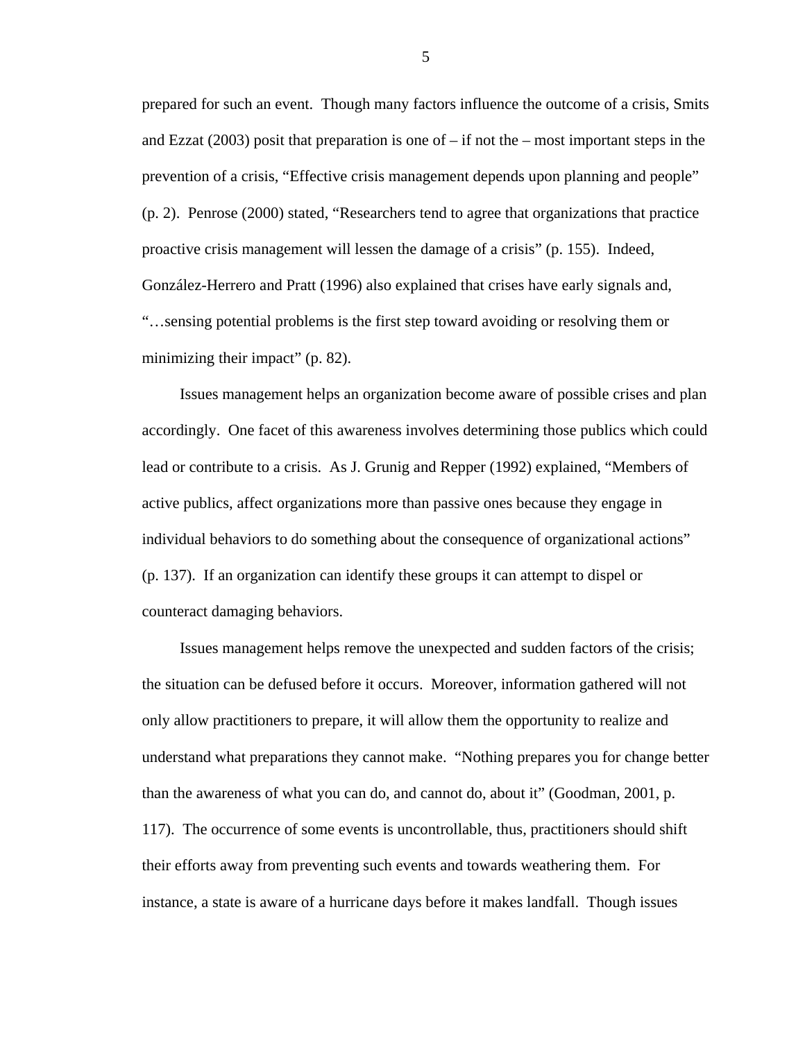prepared for such an event. Though many factors influence the outcome of a crisis, Smits and Ezzat (2003) posit that preparation is one of – if not the – most important steps in the prevention of a crisis, "Effective crisis management depends upon planning and people" (p. 2). Penrose (2000) stated, "Researchers tend to agree that organizations that practice proactive crisis management will lessen the damage of a crisis" (p. 155). Indeed, González-Herrero and Pratt (1996) also explained that crises have early signals and, "…sensing potential problems is the first step toward avoiding or resolving them or minimizing their impact" (p. 82).

Issues management helps an organization become aware of possible crises and plan accordingly. One facet of this awareness involves determining those publics which could lead or contribute to a crisis. As J. Grunig and Repper (1992) explained, "Members of active publics, affect organizations more than passive ones because they engage in individual behaviors to do something about the consequence of organizational actions" (p. 137). If an organization can identify these groups it can attempt to dispel or counteract damaging behaviors.

Issues management helps remove the unexpected and sudden factors of the crisis; the situation can be defused before it occurs. Moreover, information gathered will not only allow practitioners to prepare, it will allow them the opportunity to realize and understand what preparations they cannot make. "Nothing prepares you for change better than the awareness of what you can do, and cannot do, about it" (Goodman, 2001, p. 117). The occurrence of some events is uncontrollable, thus, practitioners should shift their efforts away from preventing such events and towards weathering them. For instance, a state is aware of a hurricane days before it makes landfall. Though issues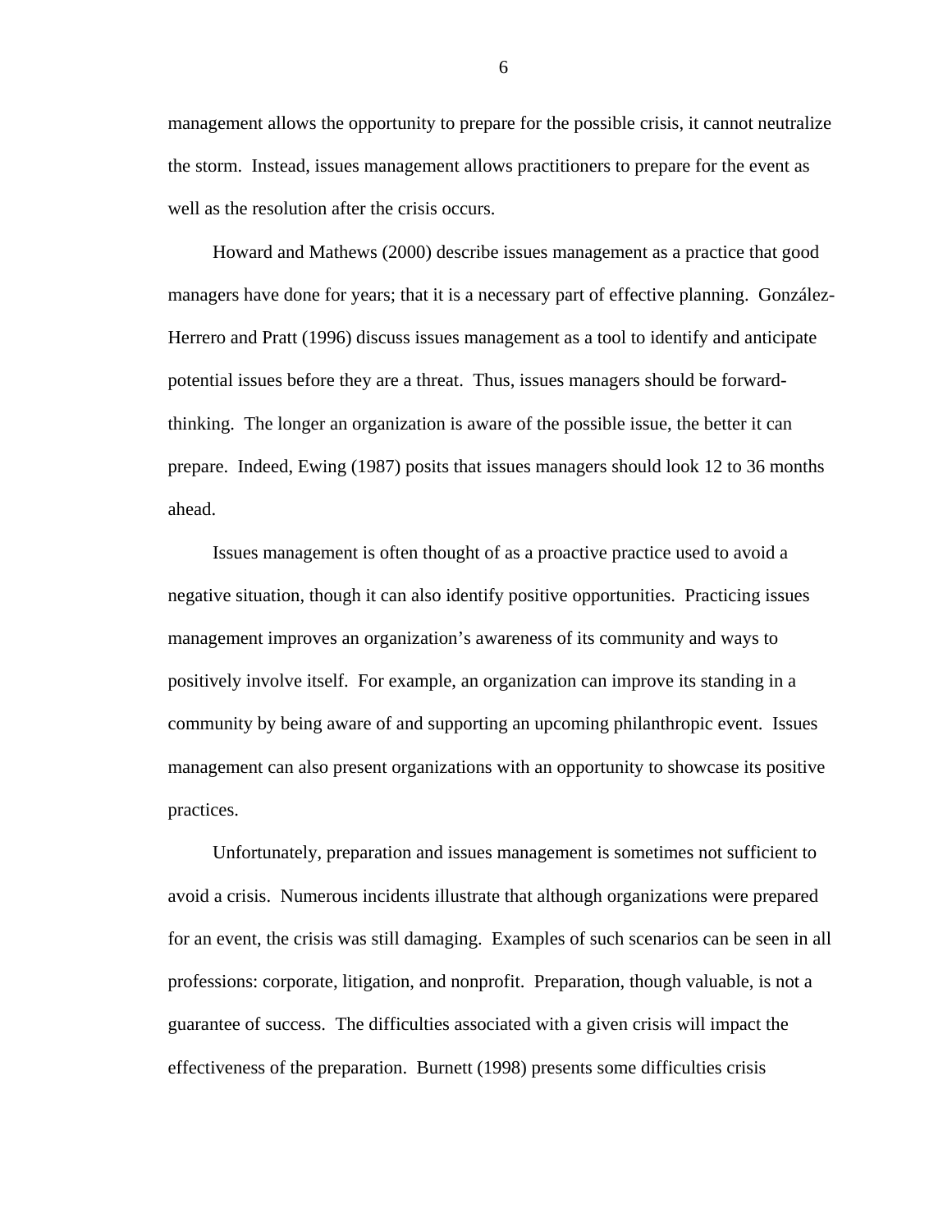management allows the opportunity to prepare for the possible crisis, it cannot neutralize the storm. Instead, issues management allows practitioners to prepare for the event as well as the resolution after the crisis occurs.

Howard and Mathews (2000) describe issues management as a practice that good managers have done for years; that it is a necessary part of effective planning. González-Herrero and Pratt (1996) discuss issues management as a tool to identify and anticipate potential issues before they are a threat. Thus, issues managers should be forward-thinking. The longer an organization is aware of the possible issue, the better it can prepare. Indeed, Ewing (1987) posits that issues managers should look 12 to 36 months ahead.

Issues management is often thought of as a proactive practice used to avoid a negative situation, though it can also identify positive opportunities. Practicing issues management improves an organization's awareness of its community and ways to positively involve itself. For example, an organization can improve its standing in a community by being aware of and supporting an upcoming philanthropic event. Issues management can also present organizations with an opportunity to showcase its positive practices.

Unfortunately, preparation and issues management is sometimes not sufficient to avoid a crisis. Numerous incidents illustrate that although organizations were prepared for an event, the crisis was still damaging. Examples of such scenarios can be seen in all professions: corporate, litigation, and nonprofit. Preparation, though valuable, is not a guarantee of success. The difficulties associated with a given crisis will impact the effectiveness of the preparation. Burnett (1998) presents some difficulties crisis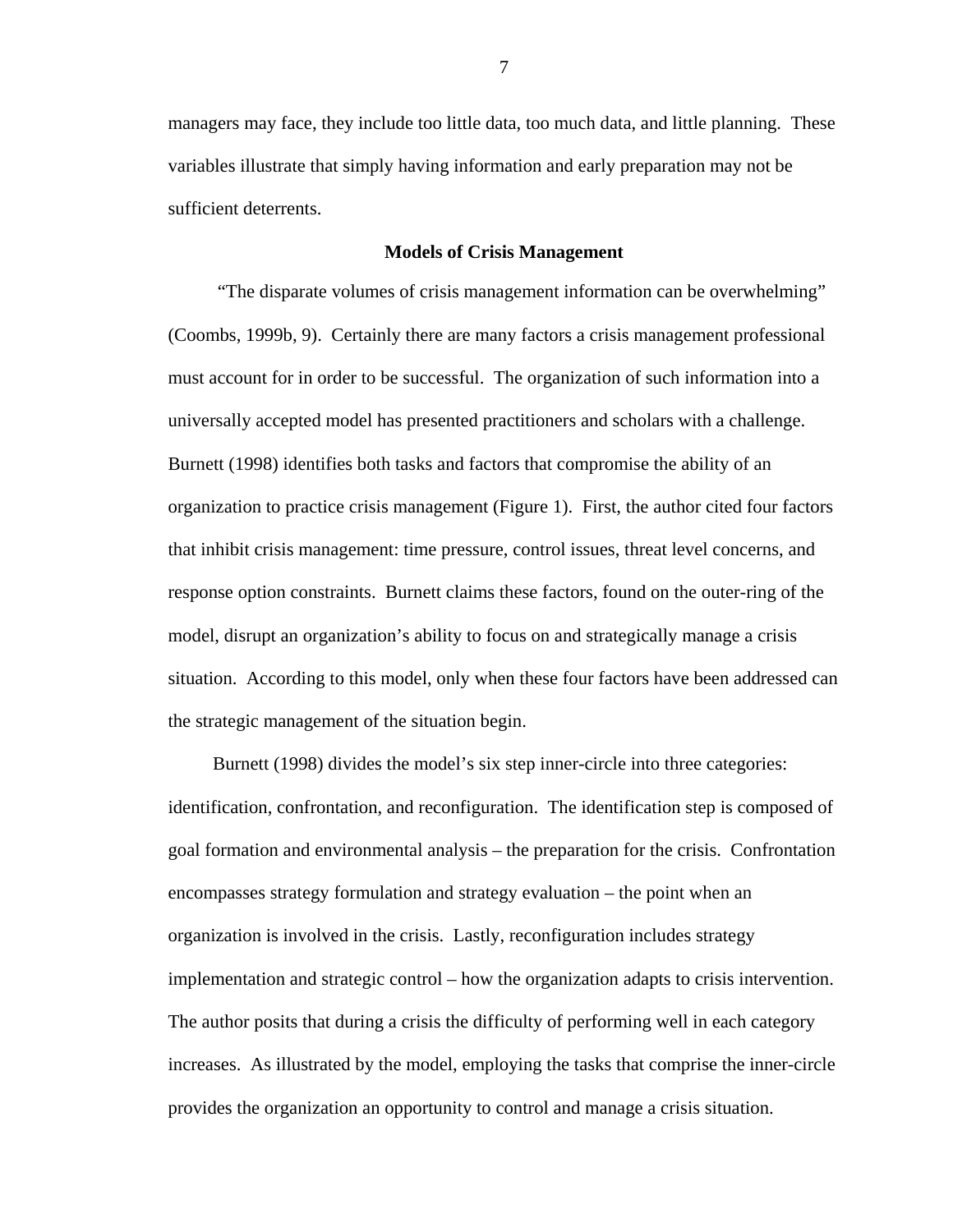managers may face, they include too little data, too much data, and little planning. These variables illustrate that simply having information and early preparation may not be sufficient deterrents.

## Models of Crisis Management

"The disparate volumes of crisis management information can be overwhelming" (Coombs, 1999b, 9). Certainly there are many factors a crisis management professional must account for in order to be successful. The organization of such information into a universally accepted model has presented practitioners and scholars with a challenge. Burnett (1998) identifies both tasks and factors that compromise the ability of an organization to practice crisis management (Figure 1). First, the author cited four factors that inhibit crisis management: time pressure, control issues, threat level concerns, and response option constraints. Burnett claims these factors, found on the outer-ring of the model, disrupt an organization's ability to focus on and strategically manage a crisis situation. According to this model, only when these four factors have been addressed can the strategic management of the situation begin.

Burnett (1998) divides the model's six step inner-circle into three categories: identification, confrontation, and reconfiguration. The identification step is composed of goal formation and environmental analysis – the preparation for the crisis. Confrontation encompasses strategy formulation and strategy evaluation – the point when an organization is involved in the crisis. Lastly, reconfiguration includes strategy implementation and strategic control – how the organization adapts to crisis intervention. The author posits that during a crisis the difficulty of performing well in each category increases. As illustrated by the model, employing the tasks that comprise the inner-circle provides the organization an opportunity to control and manage a crisis situation.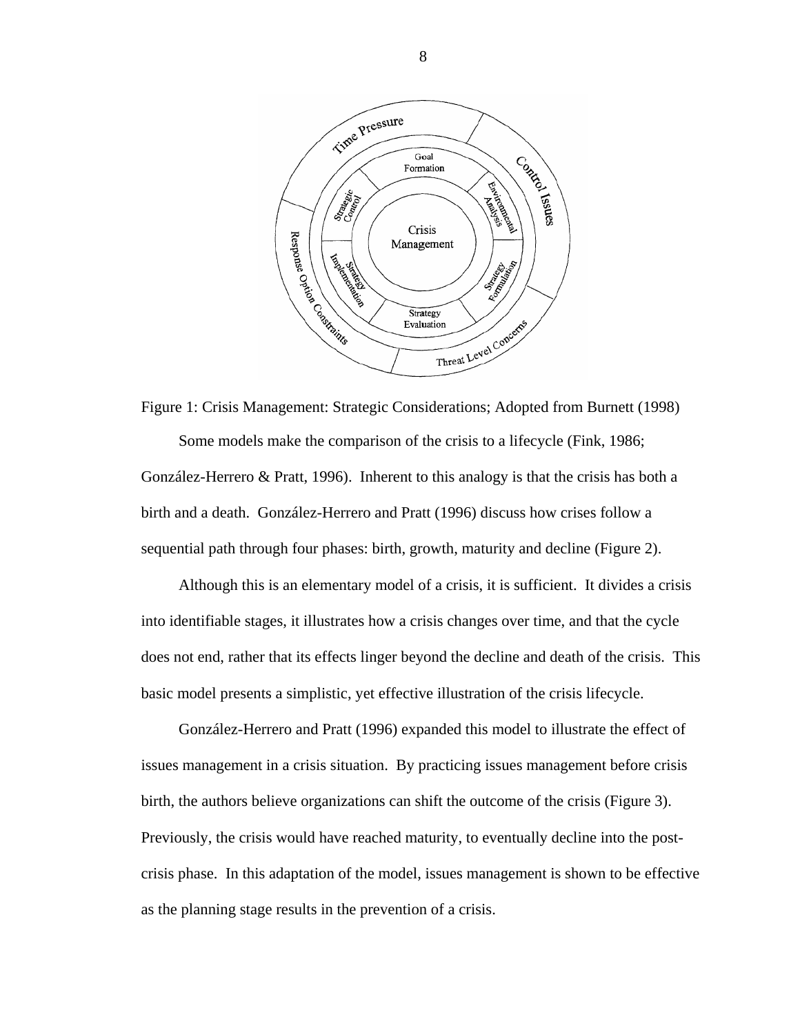Figure 1: Crisis Management: Strategic Considerations; Adopted from Burnett (1998)

Some models make the comparison of the crisis to a lifecycle (Fink, 1986; González-Herrero & Pratt, 1996). Inherent to this analogy is that the crisis has both a birth and a death. González-Herrero and Pratt (1996) discuss how crises follow a sequential path through four phases: birth, growth, maturity and decline (Figure 2).

Although this is an elementary model of a crisis, it is sufficient. It divides a crisis into identifiable stages, it illustrates how a crisis changes over time, and that the cycle does not end, rather that its effects linger beyond the decline and death of the crisis. This basic model presents a simplistic, yet effective illustration of the crisis lifecycle.

González-Herrero and Pratt (1996) expanded this model to illustrate the effect of issues management in a crisis situation. By practicing issues management before crisis birth, the authors believe organizations can shift the outcome of the crisis (Figure 3). Previously, the crisis would have reached maturity, to eventually decline into the post-crisis phase. In this adaptation of the model, issues management is shown to be effective as the planning stage results in the prevention of a crisis.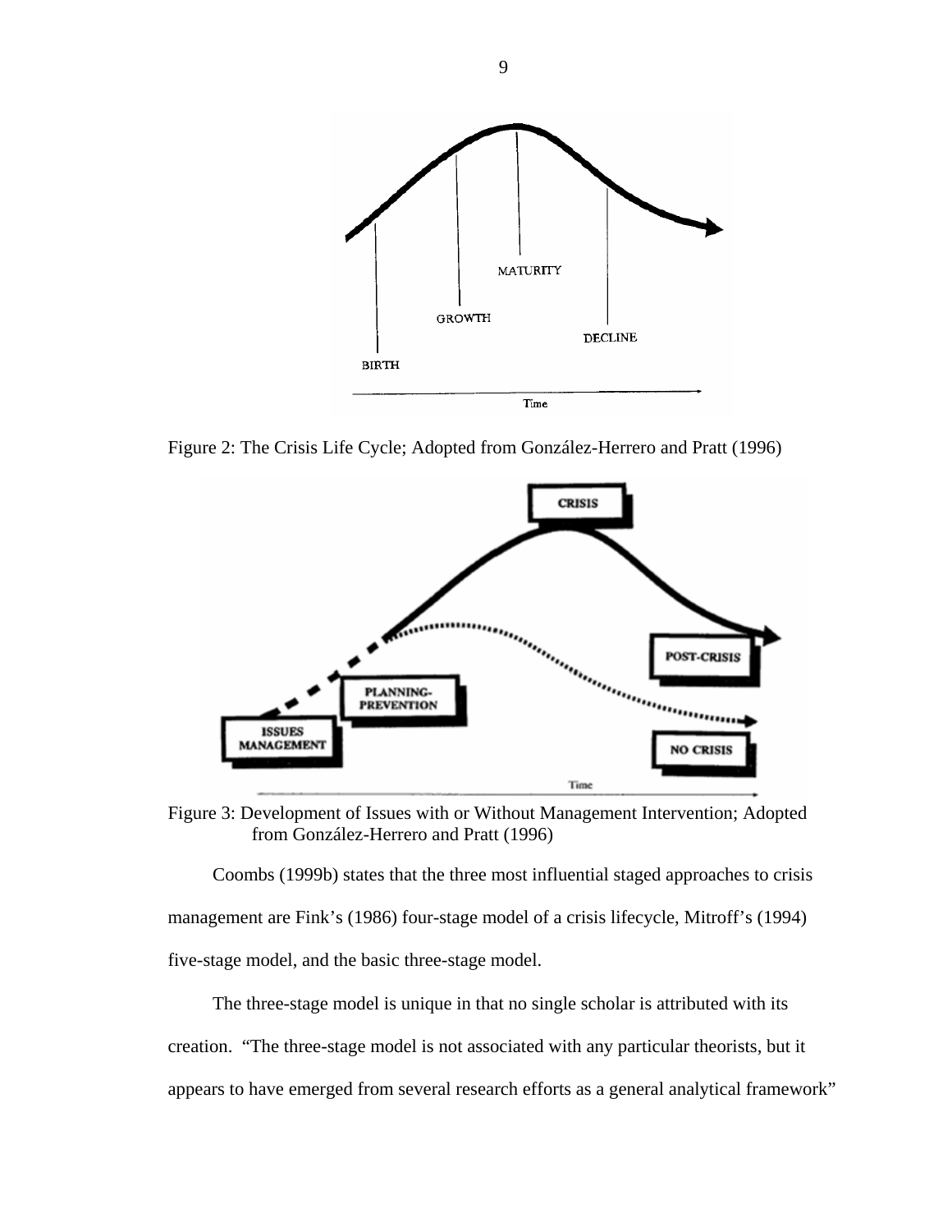Figure 2: The Crisis Life Cycle; Adopted from González-Herrero and Pratt (1996)

Figure 3: Development of Issues with or Without Management Intervention; Adopted from González-Herrero and Pratt (1996)

Coombs (1999b) states that the three most influential staged approaches to crisis management are Fink's (1986) four-stage model of a crisis lifecycle, Mitroff's (1994) five-stage model, and the basic three-stage model.

The three-stage model is unique in that no single scholar is attributed with its creation. "The three-stage model is not associated with any particular theorists, but it appears to have emerged from several research efforts as a general analytical framework"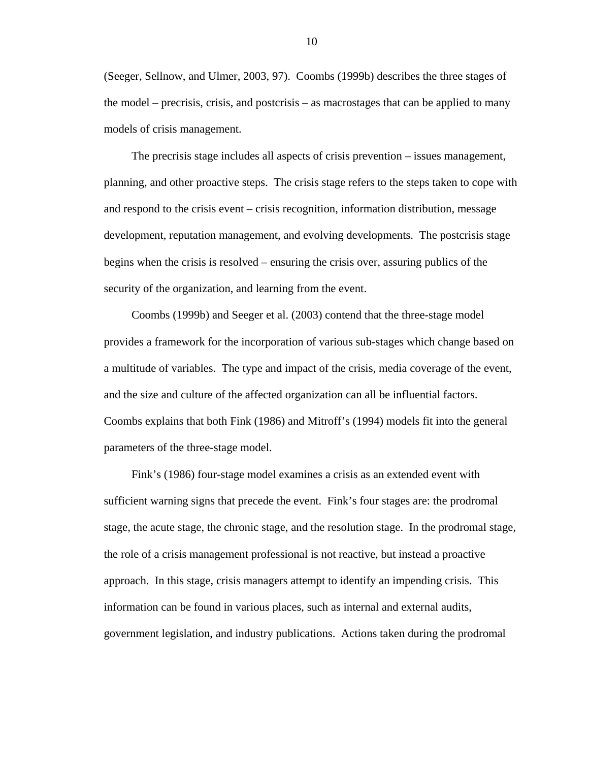(Seeger, Sellnow, and Ulmer, 2003, 97). Coombs (1999b) describes the three stages of the model – precrisis, crisis, and postcrisis – as macrostages that can be applied to many models of crisis management.

The precrisis stage includes all aspects of crisis prevention – issues management, planning, and other proactive steps. The crisis stage refers to the steps taken to cope with and respond to the crisis event – crisis recognition, information distribution, message development, reputation management, and evolving developments. The postcrisis stage begins when the crisis is resolved – ensuring the crisis over, assuring publics of the security of the organization, and learning from the event.

Coombs (1999b) and Seeger et al. (2003) contend that the three-stage model provides a framework for the incorporation of various sub-stages which change based on a multitude of variables. The type and impact of the crisis, media coverage of the event, and the size and culture of the affected organization can all be influential factors. Coombs explains that both Fink (1986) and Mitroff's (1994) models fit into the general parameters of the three-stage model.

Fink's (1986) four-stage model examines a crisis as an extended event with sufficient warning signs that precede the event. Fink's four stages are: the prodromal stage, the acute stage, the chronic stage, and the resolution stage. In the prodromal stage, the role of a crisis management professional is not reactive, but instead a proactive approach. In this stage, crisis managers attempt to identify an impending crisis. This information can be found in various places, such as internal and external audits, government legislation, and industry publications. Actions taken during the prodromal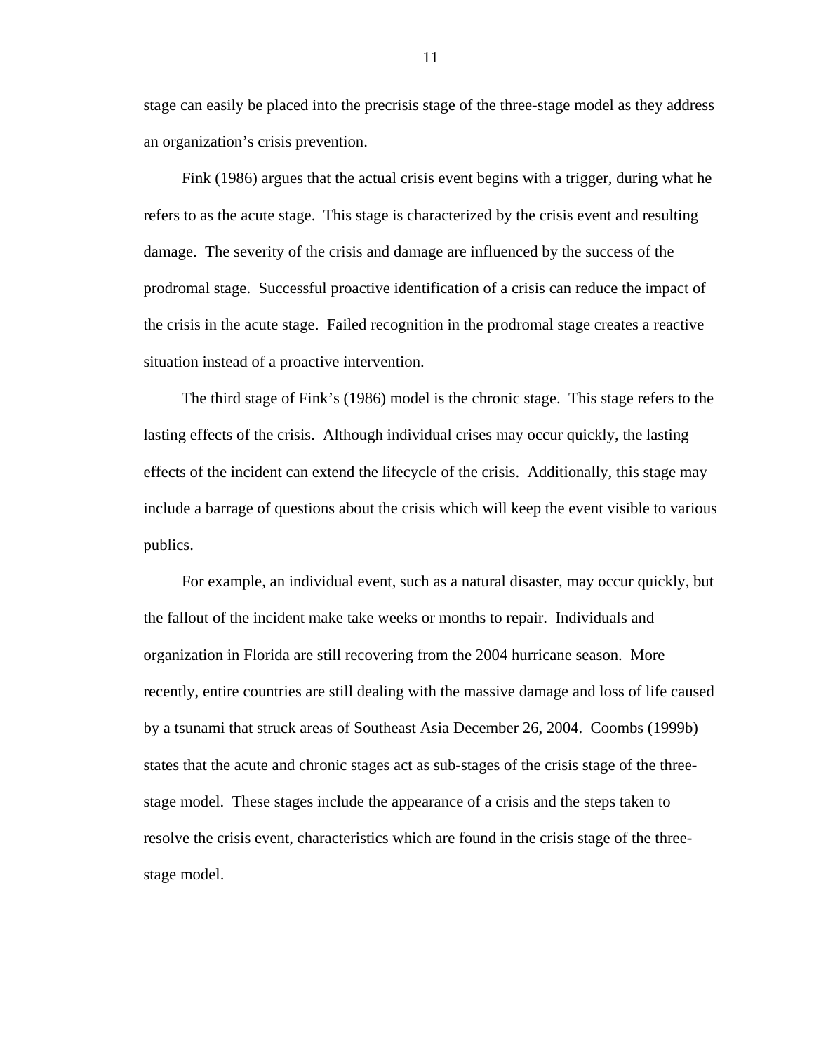stage can easily be placed into the precrisis stage of the three-stage model as they address an organization's crisis prevention.

Fink (1986) argues that the actual crisis event begins with a trigger, during what he refers to as the acute stage. This stage is characterized by the crisis event and resulting damage. The severity of the crisis and damage are influenced by the success of the prodromal stage. Successful proactive identification of a crisis can reduce the impact of the crisis in the acute stage. Failed recognition in the prodromal stage creates a reactive situation instead of a proactive intervention.

The third stage of Fink's (1986) model is the chronic stage. This stage refers to the lasting effects of the crisis. Although individual crises may occur quickly, the lasting effects of the incident can extend the lifecycle of the crisis. Additionally, this stage may include a barrage of questions about the crisis which will keep the event visible to various publics.

For example, an individual event, such as a natural disaster, may occur quickly, but the fallout of the incident make take weeks or months to repair. Individuals and organization in Florida are still recovering from the 2004 hurricane season. More recently, entire countries are still dealing with the massive damage and loss of life caused by a tsunami that struck areas of Southeast Asia December 26, 2004. Coombs (1999b) states that the acute and chronic stages act as sub-stages of the crisis stage of the three-stage model. These stages include the appearance of a crisis and the steps taken to resolve the crisis event, characteristics which are found in the crisis stage of the three-stage model.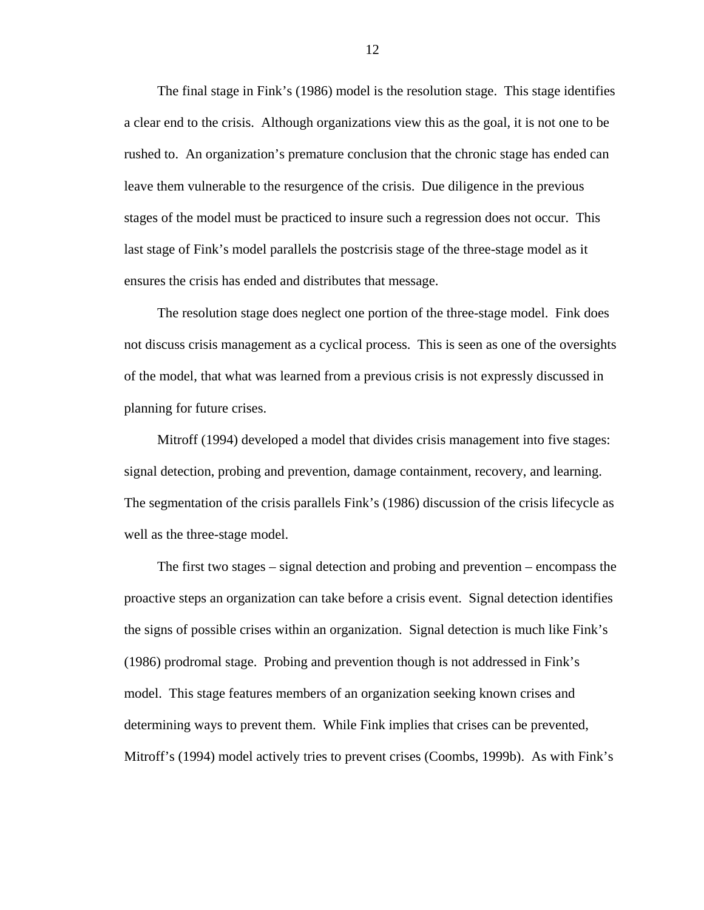The final stage in Fink's (1986) model is the resolution stage. This stage identifies a clear end to the crisis. Although organizations view this as the goal, it is not one to be rushed to. An organization's premature conclusion that the chronic stage has ended can leave them vulnerable to the resurgence of the crisis. Due diligence in the previous stages of the model must be practiced to insure such a regression does not occur. This last stage of Fink's model parallels the postcrisis stage of the three-stage model as it ensures the crisis has ended and distributes that message.

The resolution stage does neglect one portion of the three-stage model. Fink does not discuss crisis management as a cyclical process. This is seen as one of the oversights of the model, that what was learned from a previous crisis is not expressly discussed in planning for future crises.

Mitroff (1994) developed a model that divides crisis management into five stages: signal detection, probing and prevention, damage containment, recovery, and learning. The segmentation of the crisis parallels Fink's (1986) discussion of the crisis lifecycle as well as the three-stage model.

The first two stages – signal detection and probing and prevention – encompass the proactive steps an organization can take before a crisis event. Signal detection identifies the signs of possible crises within an organization. Signal detection is much like Fink's (1986) prodromal stage. Probing and prevention though is not addressed in Fink's model. This stage features members of an organization seeking known crises and determining ways to prevent them. While Fink implies that crises can be prevented, Mitroff's (1994) model actively tries to prevent crises (Coombs, 1999b). As with Fink's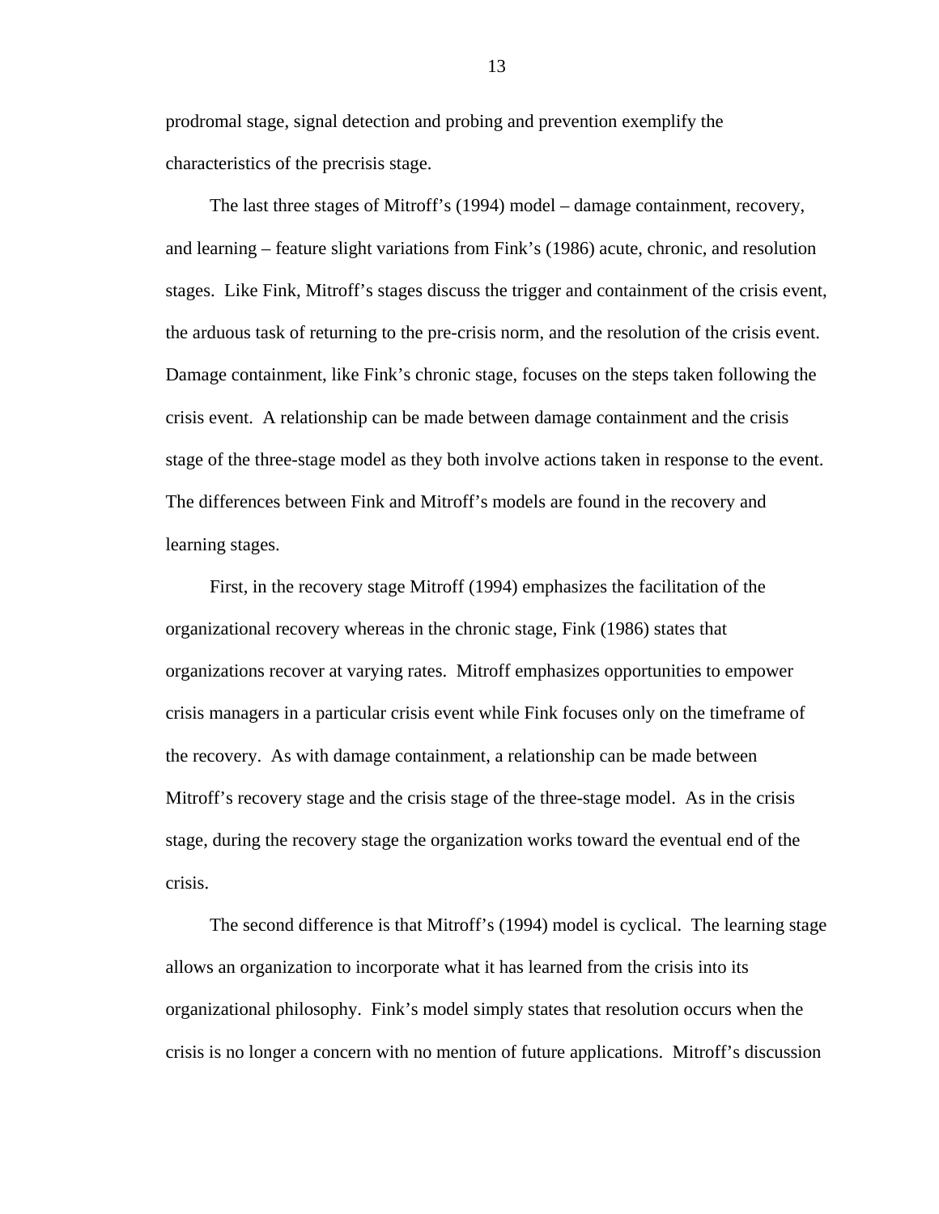prodromal stage, signal detection and probing and prevention exemplify the characteristics of the precrisis stage.

The last three stages of Mitroff's (1994) model – damage containment, recovery, and learning – feature slight variations from Fink's (1986) acute, chronic, and resolution stages. Like Fink, Mitroff's stages discuss the trigger and containment of the crisis event, the arduous task of returning to the pre-crisis norm, and the resolution of the crisis event. Damage containment, like Fink's chronic stage, focuses on the steps taken following the crisis event. A relationship can be made between damage containment and the crisis stage of the three-stage model as they both involve actions taken in response to the event. The differences between Fink and Mitroff's models are found in the recovery and learning stages.

First, in the recovery stage Mitroff (1994) emphasizes the facilitation of the organizational recovery whereas in the chronic stage, Fink (1986) states that organizations recover at varying rates. Mitroff emphasizes opportunities to empower crisis managers in a particular crisis event while Fink focuses only on the timeframe of the recovery. As with damage containment, a relationship can be made between Mitroff's recovery stage and the crisis stage of the three-stage model. As in the crisis stage, during the recovery stage the organization works toward the eventual end of the crisis.

The second difference is that Mitroff's (1994) model is cyclical. The learning stage allows an organization to incorporate what it has learned from the crisis into its organizational philosophy. Fink's model simply states that resolution occurs when the crisis is no longer a concern with no mention of future applications. Mitroff's discussion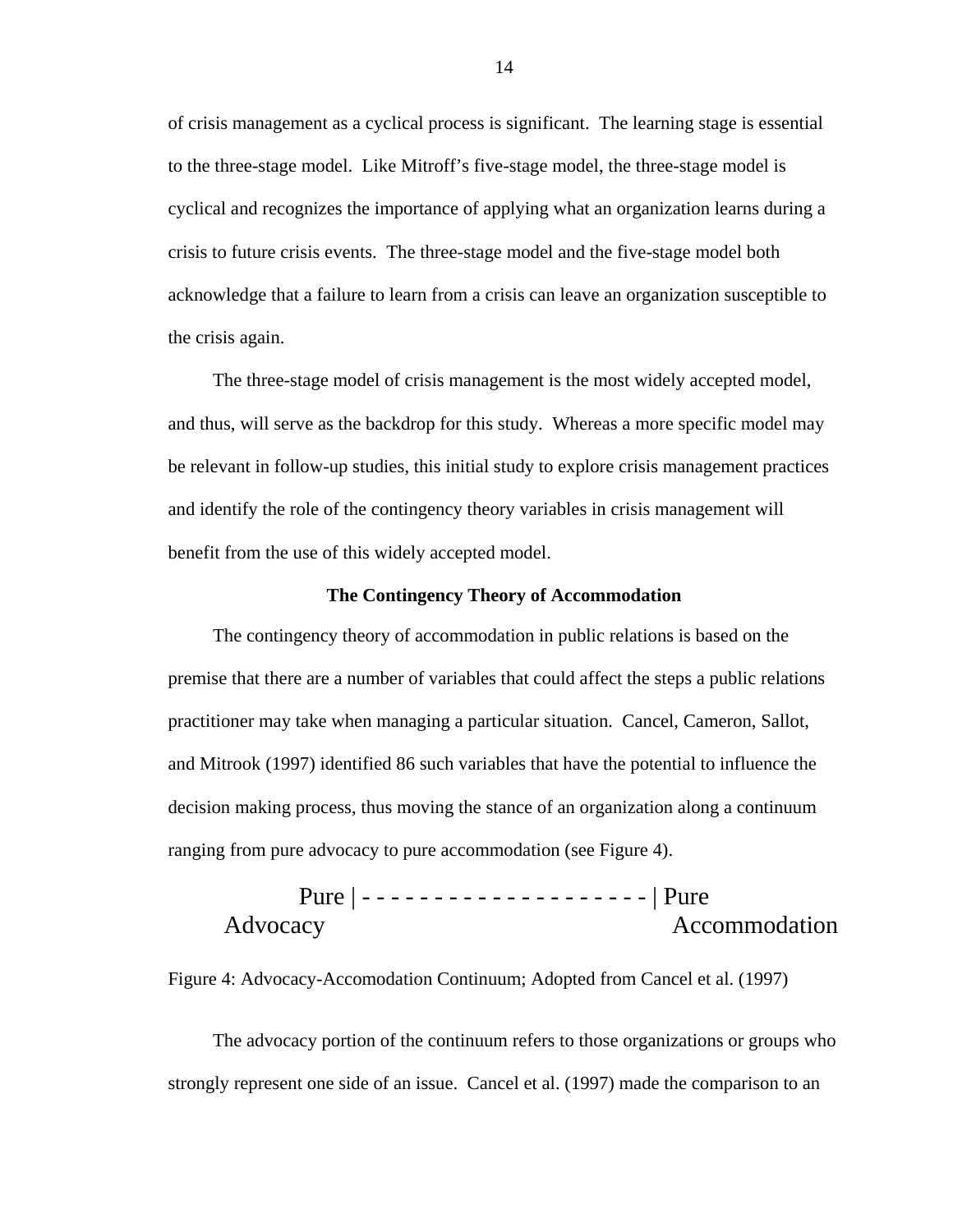of crisis management as a cyclical process is significant. The learning stage is essential to the three-stage model. Like Mitroff's five-stage model, the three-stage model is cyclical and recognizes the importance of applying what an organization learns during a crisis to future crisis events. The three-stage model and the five-stage model both acknowledge that a failure to learn from a crisis can leave an organization susceptible to the crisis again.

The three-stage model of crisis management is the most widely accepted model, and thus, will serve as the backdrop for this study. Whereas a more specific model may be relevant in follow-up studies, this initial study to explore crisis management practices and identify the role of the contingency theory variables in crisis management will benefit from the use of this widely accepted model.

### The Contingency Theory of Accommodation

The contingency theory of accommodation in public relations is based on the premise that there are a number of variables that could affect the steps a public relations practitioner may take when managing a particular situation. Cancel, Cameron, Sallot, and Mitrook (1997) identified 86 such variables that have the potential to influence the decision making process, thus moving the stance of an organization along a continuum ranging from pure advocacy to pure accommodation (see Figure 4).

```
        Pure | - - - - - - - - - - - - - - - - - - - - | Pure
   Advocacy                                              Accommodation
```

Figure 4: Advocacy-Accomodation Continuum; Adopted from Cancel et al. (1997)

The advocacy portion of the continuum refers to those organizations or groups who strongly represent one side of an issue. Cancel et al. (1997) made the comparison to an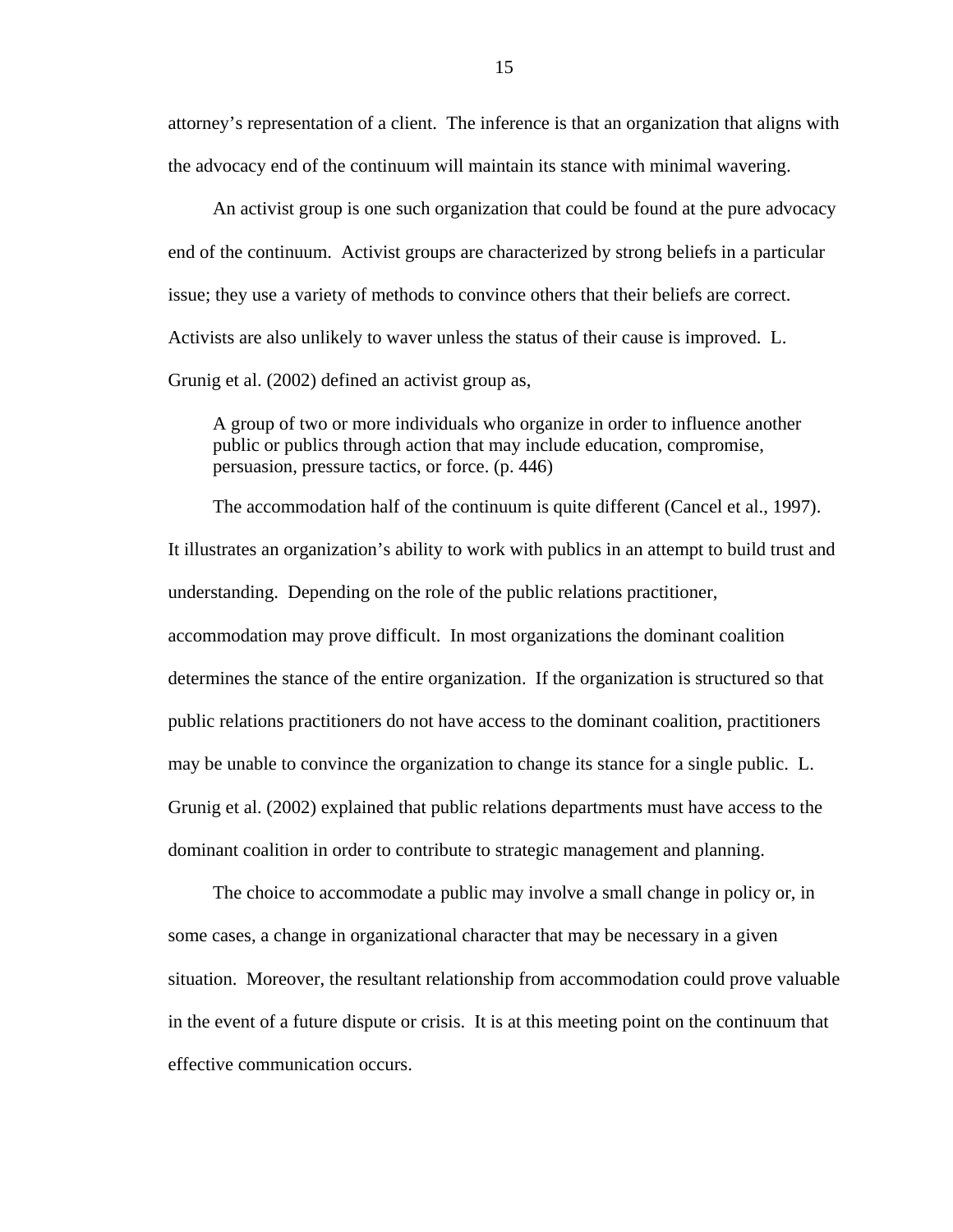attorney's representation of a client. The inference is that an organization that aligns with the advocacy end of the continuum will maintain its stance with minimal wavering.

An activist group is one such organization that could be found at the pure advocacy end of the continuum. Activist groups are characterized by strong beliefs in a particular issue; they use a variety of methods to convince others that their beliefs are correct. Activists are also unlikely to waver unless the status of their cause is improved. L. Grunig et al. (2002) defined an activist group as,

> A group of two or more individuals who organize in order to influence another public or publics through action that may include education, compromise, persuasion, pressure tactics, or force. (p. 446)

The accommodation half of the continuum is quite different (Cancel et al., 1997). It illustrates an organization's ability to work with publics in an attempt to build trust and understanding. Depending on the role of the public relations practitioner, accommodation may prove difficult. In most organizations the dominant coalition determines the stance of the entire organization. If the organization is structured so that public relations practitioners do not have access to the dominant coalition, practitioners may be unable to convince the organization to change its stance for a single public. L. Grunig et al. (2002) explained that public relations departments must have access to the dominant coalition in order to contribute to strategic management and planning.

The choice to accommodate a public may involve a small change in policy or, in some cases, a change in organizational character that may be necessary in a given situation. Moreover, the resultant relationship from accommodation could prove valuable in the event of a future dispute or crisis. It is at this meeting point on the continuum that effective communication occurs.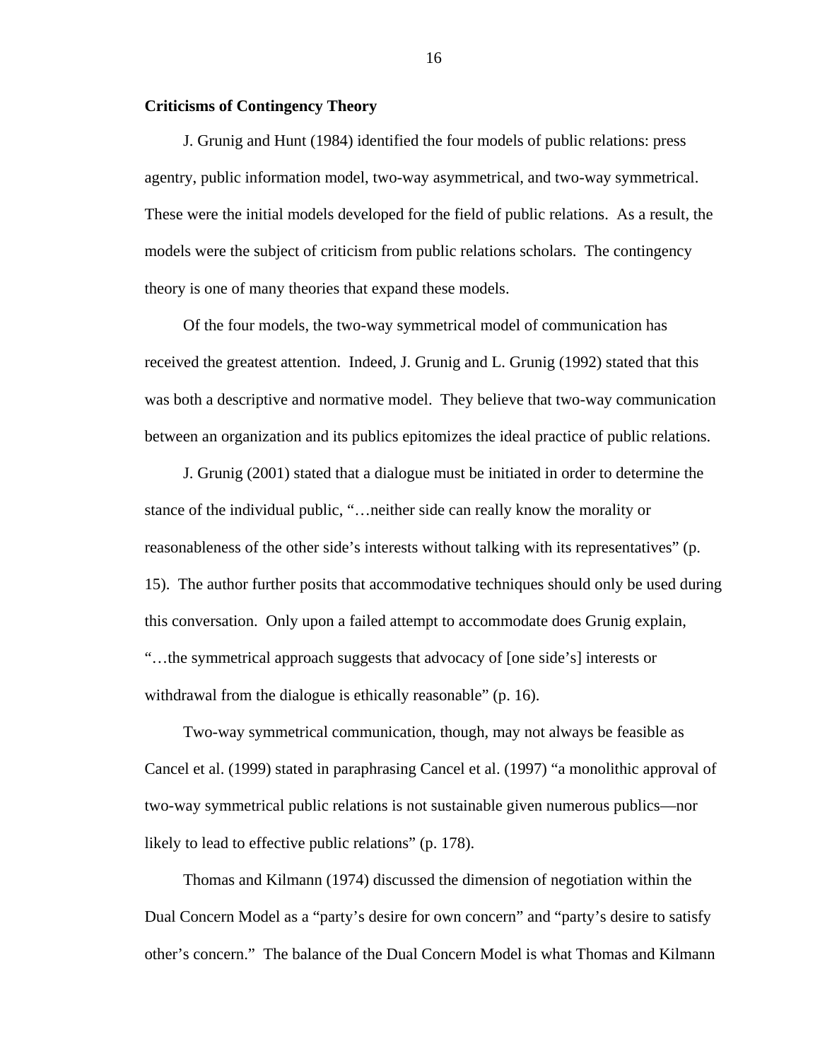**Criticisms of Contingency Theory**

J. Grunig and Hunt (1984) identified the four models of public relations: press agentry, public information model, two-way asymmetrical, and two-way symmetrical. These were the initial models developed for the field of public relations. As a result, the models were the subject of criticism from public relations scholars. The contingency theory is one of many theories that expand these models.

Of the four models, the two-way symmetrical model of communication has received the greatest attention. Indeed, J. Grunig and L. Grunig (1992) stated that this was both a descriptive and normative model. They believe that two-way communication between an organization and its publics epitomizes the ideal practice of public relations.

J. Grunig (2001) stated that a dialogue must be initiated in order to determine the stance of the individual public, "…neither side can really know the morality or reasonableness of the other side's interests without talking with its representatives" (p. 15). The author further posits that accommodative techniques should only be used during this conversation. Only upon a failed attempt to accommodate does Grunig explain, "…the symmetrical approach suggests that advocacy of [one side's] interests or withdrawal from the dialogue is ethically reasonable" (p. 16).

Two-way symmetrical communication, though, may not always be feasible as Cancel et al. (1999) stated in paraphrasing Cancel et al. (1997) "a monolithic approval of two-way symmetrical public relations is not sustainable given numerous publics—nor likely to lead to effective public relations" (p. 178).

Thomas and Kilmann (1974) discussed the dimension of negotiation within the Dual Concern Model as a "party's desire for own concern" and "party's desire to satisfy other's concern." The balance of the Dual Concern Model is what Thomas and Kilmann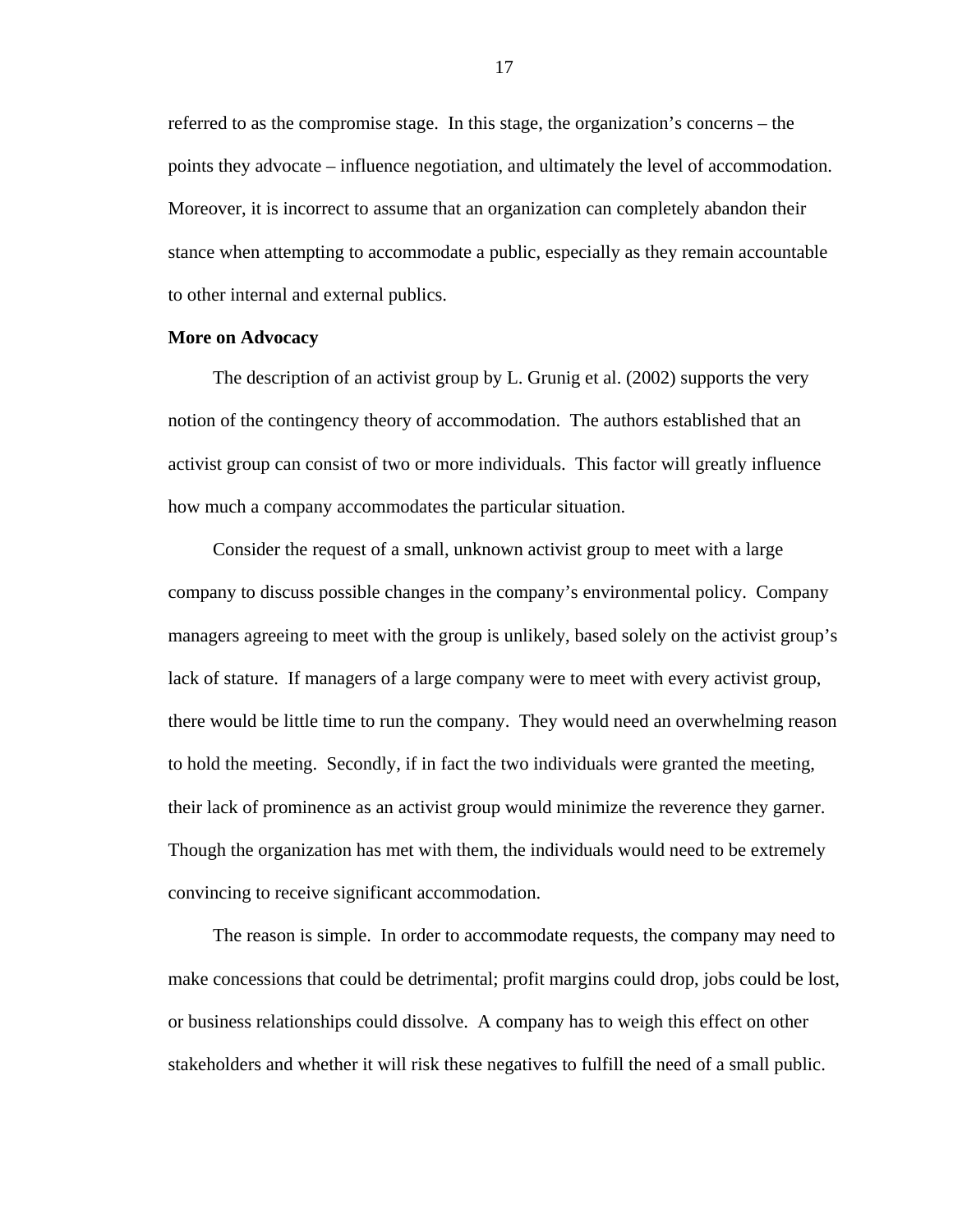referred to as the compromise stage. In this stage, the organization's concerns – the points they advocate – influence negotiation, and ultimately the level of accommodation. Moreover, it is incorrect to assume that an organization can completely abandon their stance when attempting to accommodate a public, especially as they remain accountable to other internal and external publics.

**More on Advocacy**

The description of an activist group by L. Grunig et al. (2002) supports the very notion of the contingency theory of accommodation. The authors established that an activist group can consist of two or more individuals. This factor will greatly influence how much a company accommodates the particular situation.

Consider the request of a small, unknown activist group to meet with a large company to discuss possible changes in the company's environmental policy. Company managers agreeing to meet with the group is unlikely, based solely on the activist group's lack of stature. If managers of a large company were to meet with every activist group, there would be little time to run the company. They would need an overwhelming reason to hold the meeting. Secondly, if in fact the two individuals were granted the meeting, their lack of prominence as an activist group would minimize the reverence they garner. Though the organization has met with them, the individuals would need to be extremely convincing to receive significant accommodation.

The reason is simple. In order to accommodate requests, the company may need to make concessions that could be detrimental; profit margins could drop, jobs could be lost, or business relationships could dissolve. A company has to weigh this effect on other stakeholders and whether it will risk these negatives to fulfill the need of a small public.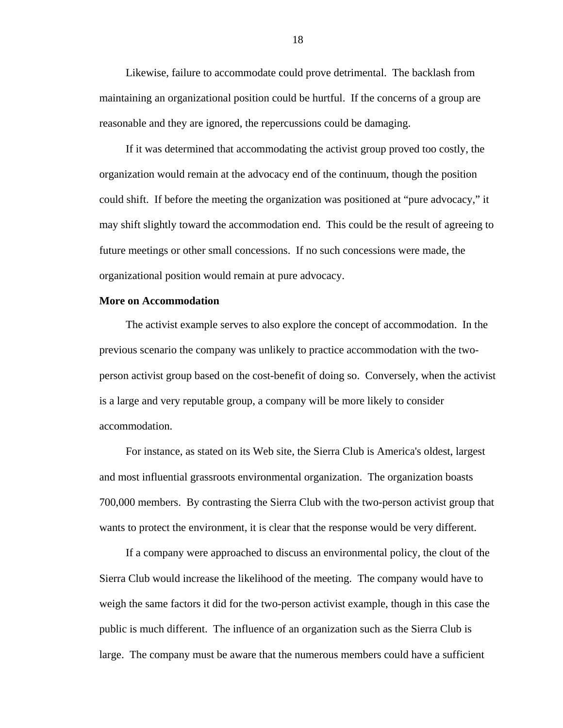Likewise, failure to accommodate could prove detrimental. The backlash from maintaining an organizational position could be hurtful. If the concerns of a group are reasonable and they are ignored, the repercussions could be damaging.

If it was determined that accommodating the activist group proved too costly, the organization would remain at the advocacy end of the continuum, though the position could shift. If before the meeting the organization was positioned at "pure advocacy," it may shift slightly toward the accommodation end. This could be the result of agreeing to future meetings or other small concessions. If no such concessions were made, the organizational position would remain at pure advocacy.

**More on Accommodation**

The activist example serves to also explore the concept of accommodation. In the previous scenario the company was unlikely to practice accommodation with the two-person activist group based on the cost-benefit of doing so. Conversely, when the activist is a large and very reputable group, a company will be more likely to consider accommodation.

For instance, as stated on its Web site, the Sierra Club is America's oldest, largest and most influential grassroots environmental organization. The organization boasts 700,000 members. By contrasting the Sierra Club with the two-person activist group that wants to protect the environment, it is clear that the response would be very different.

If a company were approached to discuss an environmental policy, the clout of the Sierra Club would increase the likelihood of the meeting. The company would have to weigh the same factors it did for the two-person activist example, though in this case the public is much different. The influence of an organization such as the Sierra Club is large. The company must be aware that the numerous members could have a sufficient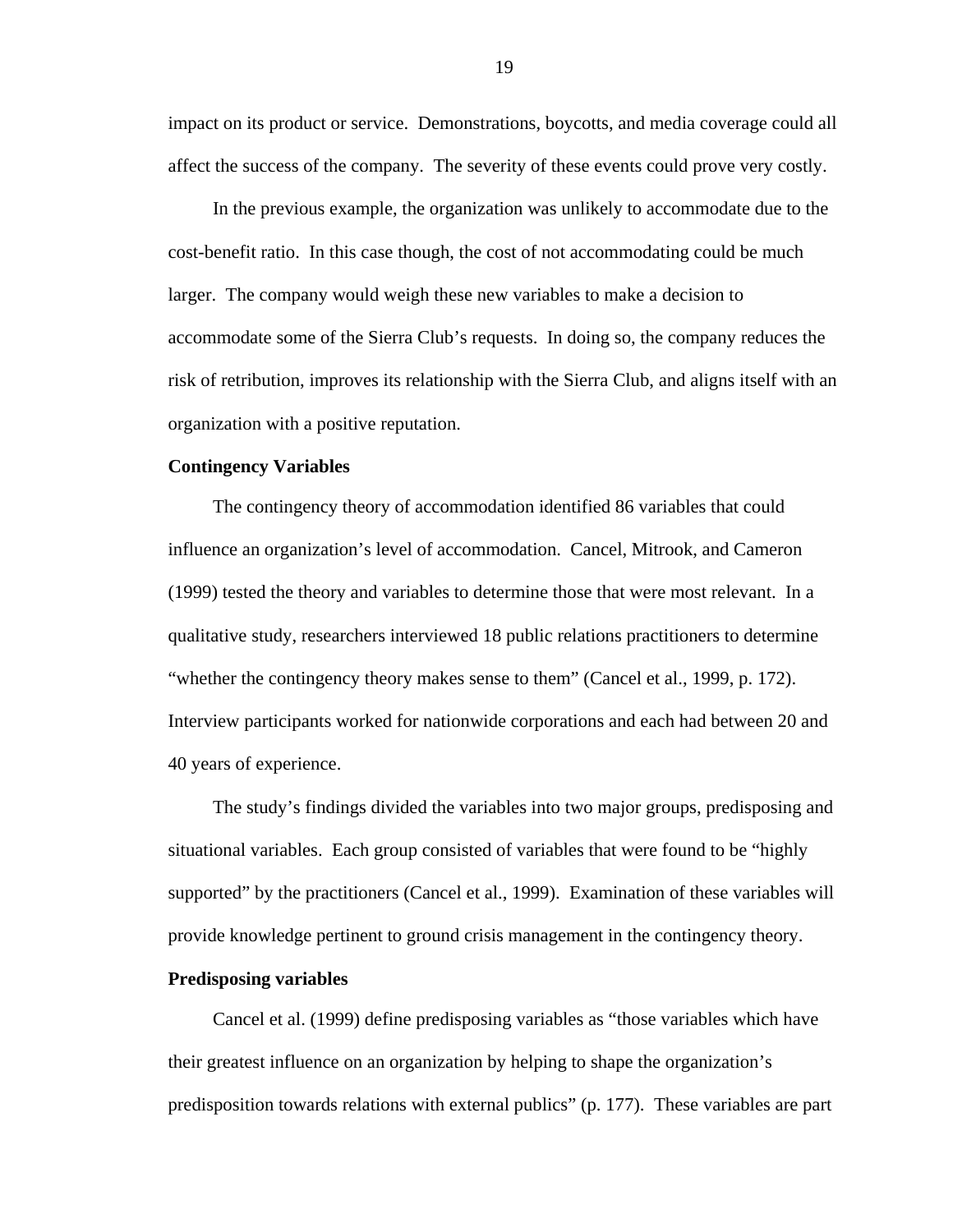impact on its product or service. Demonstrations, boycotts, and media coverage could all affect the success of the company. The severity of these events could prove very costly.

In the previous example, the organization was unlikely to accommodate due to the cost-benefit ratio. In this case though, the cost of not accommodating could be much larger. The company would weigh these new variables to make a decision to accommodate some of the Sierra Club's requests. In doing so, the company reduces the risk of retribution, improves its relationship with the Sierra Club, and aligns itself with an organization with a positive reputation.

**Contingency Variables**

The contingency theory of accommodation identified 86 variables that could influence an organization's level of accommodation. Cancel, Mitrook, and Cameron (1999) tested the theory and variables to determine those that were most relevant. In a qualitative study, researchers interviewed 18 public relations practitioners to determine "whether the contingency theory makes sense to them" (Cancel et al., 1999, p. 172). Interview participants worked for nationwide corporations and each had between 20 and 40 years of experience.

The study's findings divided the variables into two major groups, predisposing and situational variables. Each group consisted of variables that were found to be "highly supported" by the practitioners (Cancel et al., 1999). Examination of these variables will provide knowledge pertinent to ground crisis management in the contingency theory.

**Predisposing variables**

Cancel et al. (1999) define predisposing variables as "those variables which have their greatest influence on an organization by helping to shape the organization's predisposition towards relations with external publics" (p. 177). These variables are part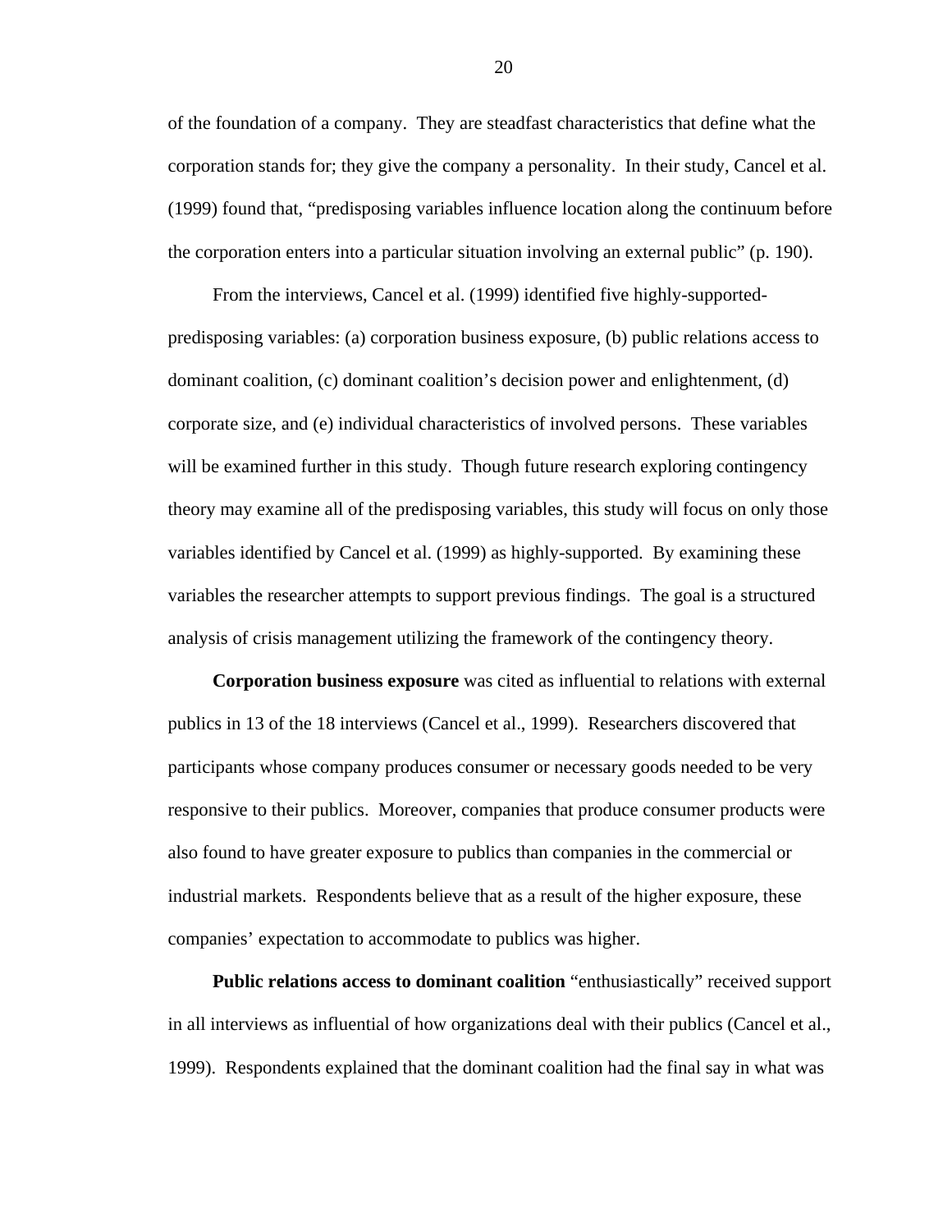of the foundation of a company. They are steadfast characteristics that define what the corporation stands for; they give the company a personality. In their study, Cancel et al. (1999) found that, "predisposing variables influence location along the continuum before the corporation enters into a particular situation involving an external public" (p. 190).

From the interviews, Cancel et al. (1999) identified five highly-supported-predisposing variables: (a) corporation business exposure, (b) public relations access to dominant coalition, (c) dominant coalition's decision power and enlightenment, (d) corporate size, and (e) individual characteristics of involved persons. These variables will be examined further in this study. Though future research exploring contingency theory may examine all of the predisposing variables, this study will focus on only those variables identified by Cancel et al. (1999) as highly-supported. By examining these variables the researcher attempts to support previous findings. The goal is a structured analysis of crisis management utilizing the framework of the contingency theory.

**Corporation business exposure** was cited as influential to relations with external publics in 13 of the 18 interviews (Cancel et al., 1999). Researchers discovered that participants whose company produces consumer or necessary goods needed to be very responsive to their publics. Moreover, companies that produce consumer products were also found to have greater exposure to publics than companies in the commercial or industrial markets. Respondents believe that as a result of the higher exposure, these companies' expectation to accommodate to publics was higher.

**Public relations access to dominant coalition** "enthusiastically" received support in all interviews as influential of how organizations deal with their publics (Cancel et al., 1999). Respondents explained that the dominant coalition had the final say in what was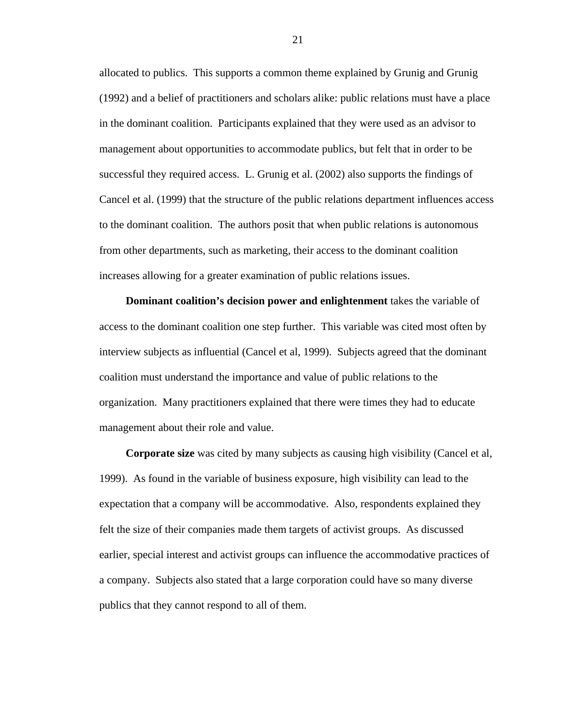allocated to publics. This supports a common theme explained by Grunig and Grunig (1992) and a belief of practitioners and scholars alike: public relations must have a place in the dominant coalition. Participants explained that they were used as an advisor to management about opportunities to accommodate publics, but felt that in order to be successful they required access. L. Grunig et al. (2002) also supports the findings of Cancel et al. (1999) that the structure of the public relations department influences access to the dominant coalition. The authors posit that when public relations is autonomous from other departments, such as marketing, their access to the dominant coalition increases allowing for a greater examination of public relations issues.

**Dominant coalition's decision power and enlightenment** takes the variable of access to the dominant coalition one step further. This variable was cited most often by interview subjects as influential (Cancel et al, 1999). Subjects agreed that the dominant coalition must understand the importance and value of public relations to the organization. Many practitioners explained that there were times they had to educate management about their role and value.

**Corporate size** was cited by many subjects as causing high visibility (Cancel et al, 1999). As found in the variable of business exposure, high visibility can lead to the expectation that a company will be accommodative. Also, respondents explained they felt the size of their companies made them targets of activist groups. As discussed earlier, special interest and activist groups can influence the accommodative practices of a company. Subjects also stated that a large corporation could have so many diverse publics that they cannot respond to all of them.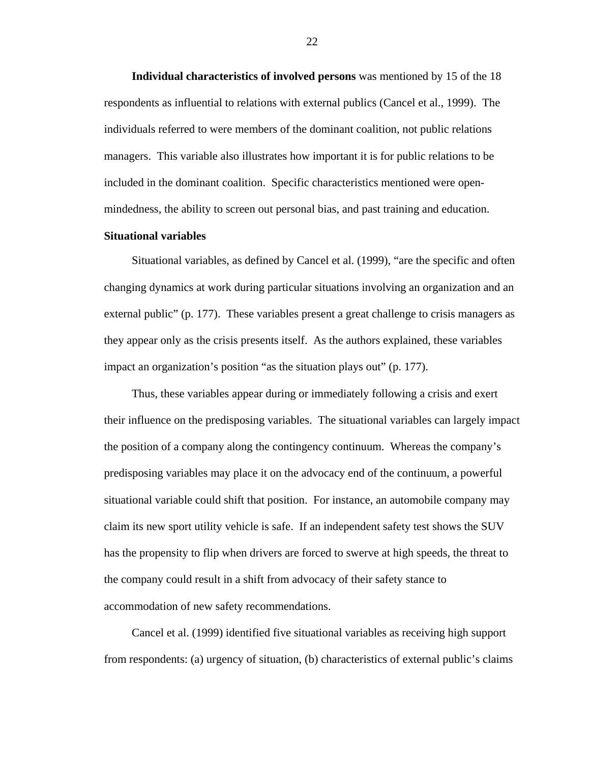**Individual characteristics of involved persons** was mentioned by 15 of the 18 respondents as influential to relations with external publics (Cancel et al., 1999). The individuals referred to were members of the dominant coalition, not public relations managers. This variable also illustrates how important it is for public relations to be included in the dominant coalition. Specific characteristics mentioned were open-mindedness, the ability to screen out personal bias, and past training and education.

**Situational variables**

Situational variables, as defined by Cancel et al. (1999), "are the specific and often changing dynamics at work during particular situations involving an organization and an external public" (p. 177). These variables present a great challenge to crisis managers as they appear only as the crisis presents itself. As the authors explained, these variables impact an organization's position "as the situation plays out" (p. 177).

Thus, these variables appear during or immediately following a crisis and exert their influence on the predisposing variables. The situational variables can largely impact the position of a company along the contingency continuum. Whereas the company's predisposing variables may place it on the advocacy end of the continuum, a powerful situational variable could shift that position. For instance, an automobile company may claim its new sport utility vehicle is safe. If an independent safety test shows the SUV has the propensity to flip when drivers are forced to swerve at high speeds, the threat to the company could result in a shift from advocacy of their safety stance to accommodation of new safety recommendations.

Cancel et al. (1999) identified five situational variables as receiving high support from respondents: (a) urgency of situation, (b) characteristics of external public's claims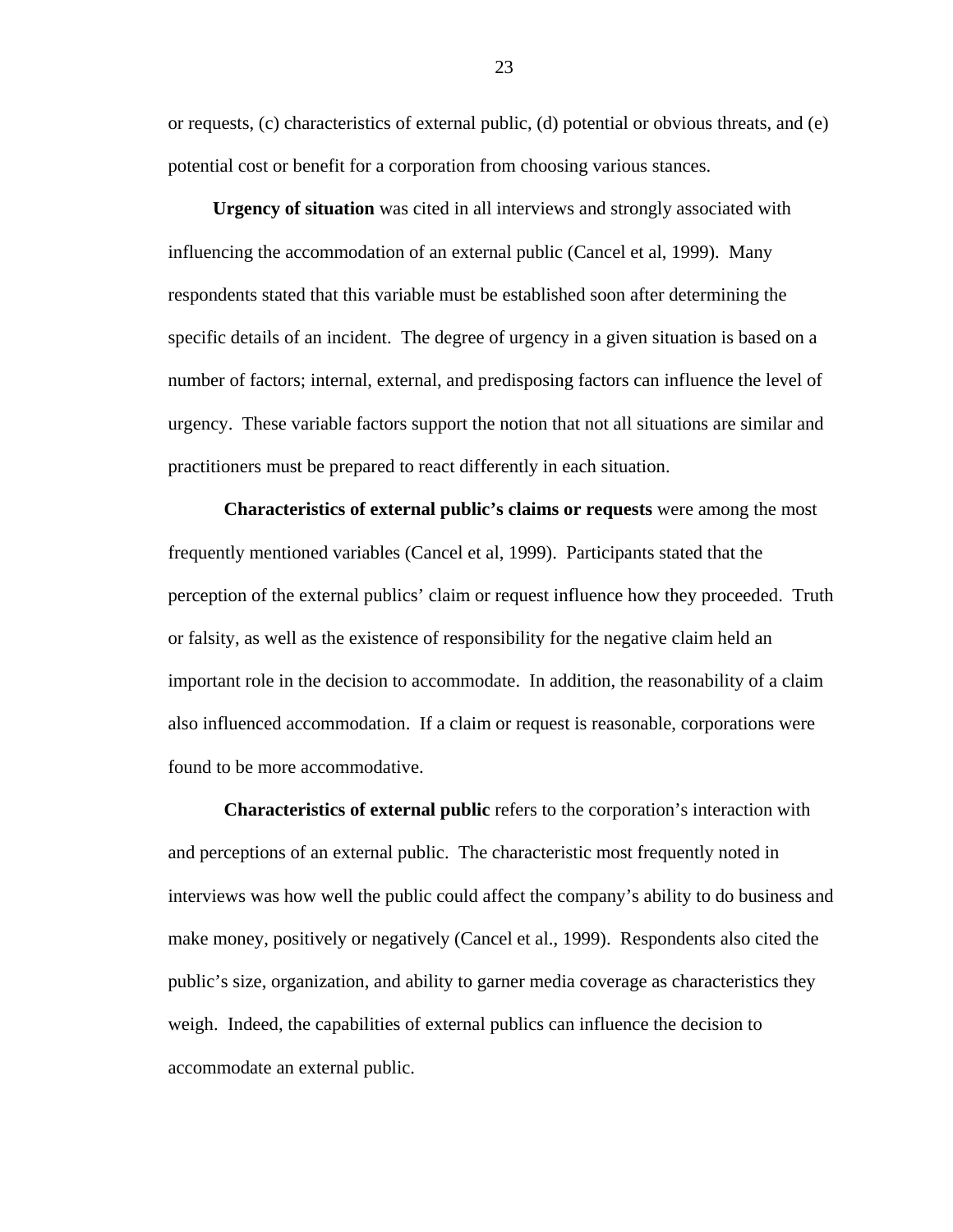or requests, (c) characteristics of external public, (d) potential or obvious threats, and (e) potential cost or benefit for a corporation from choosing various stances.

**Urgency of situation** was cited in all interviews and strongly associated with influencing the accommodation of an external public (Cancel et al, 1999). Many respondents stated that this variable must be established soon after determining the specific details of an incident. The degree of urgency in a given situation is based on a number of factors; internal, external, and predisposing factors can influence the level of urgency. These variable factors support the notion that not all situations are similar and practitioners must be prepared to react differently in each situation.

**Characteristics of external public's claims or requests** were among the most frequently mentioned variables (Cancel et al, 1999). Participants stated that the perception of the external publics' claim or request influence how they proceeded. Truth or falsity, as well as the existence of responsibility for the negative claim held an important role in the decision to accommodate. In addition, the reasonability of a claim also influenced accommodation. If a claim or request is reasonable, corporations were found to be more accommodative.

**Characteristics of external public** refers to the corporation's interaction with and perceptions of an external public. The characteristic most frequently noted in interviews was how well the public could affect the company's ability to do business and make money, positively or negatively (Cancel et al., 1999). Respondents also cited the public's size, organization, and ability to garner media coverage as characteristics they weigh. Indeed, the capabilities of external publics can influence the decision to accommodate an external public.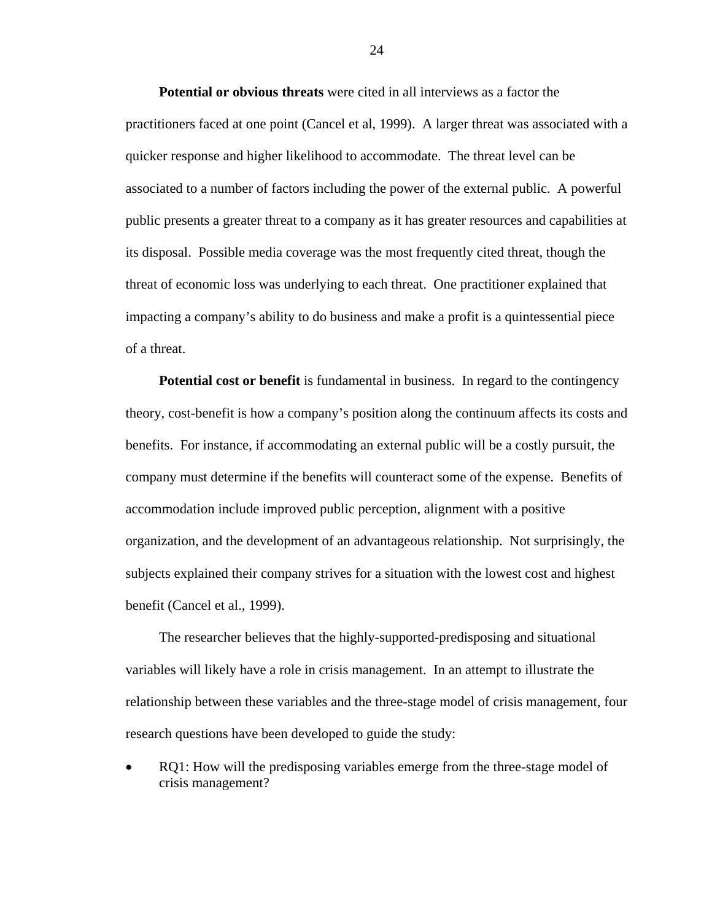**Potential or obvious threats** were cited in all interviews as a factor the practitioners faced at one point (Cancel et al, 1999). A larger threat was associated with a quicker response and higher likelihood to accommodate. The threat level can be associated to a number of factors including the power of the external public. A powerful public presents a greater threat to a company as it has greater resources and capabilities at its disposal. Possible media coverage was the most frequently cited threat, though the threat of economic loss was underlying to each threat. One practitioner explained that impacting a company's ability to do business and make a profit is a quintessential piece of a threat.

**Potential cost or benefit** is fundamental in business. In regard to the contingency theory, cost-benefit is how a company's position along the continuum affects its costs and benefits. For instance, if accommodating an external public will be a costly pursuit, the company must determine if the benefits will counteract some of the expense. Benefits of accommodation include improved public perception, alignment with a positive organization, and the development of an advantageous relationship. Not surprisingly, the subjects explained their company strives for a situation with the lowest cost and highest benefit (Cancel et al., 1999).

The researcher believes that the highly-supported-predisposing and situational variables will likely have a role in crisis management. In an attempt to illustrate the relationship between these variables and the three-stage model of crisis management, four research questions have been developed to guide the study:

- RQ1: How will the predisposing variables emerge from the three-stage model of crisis management?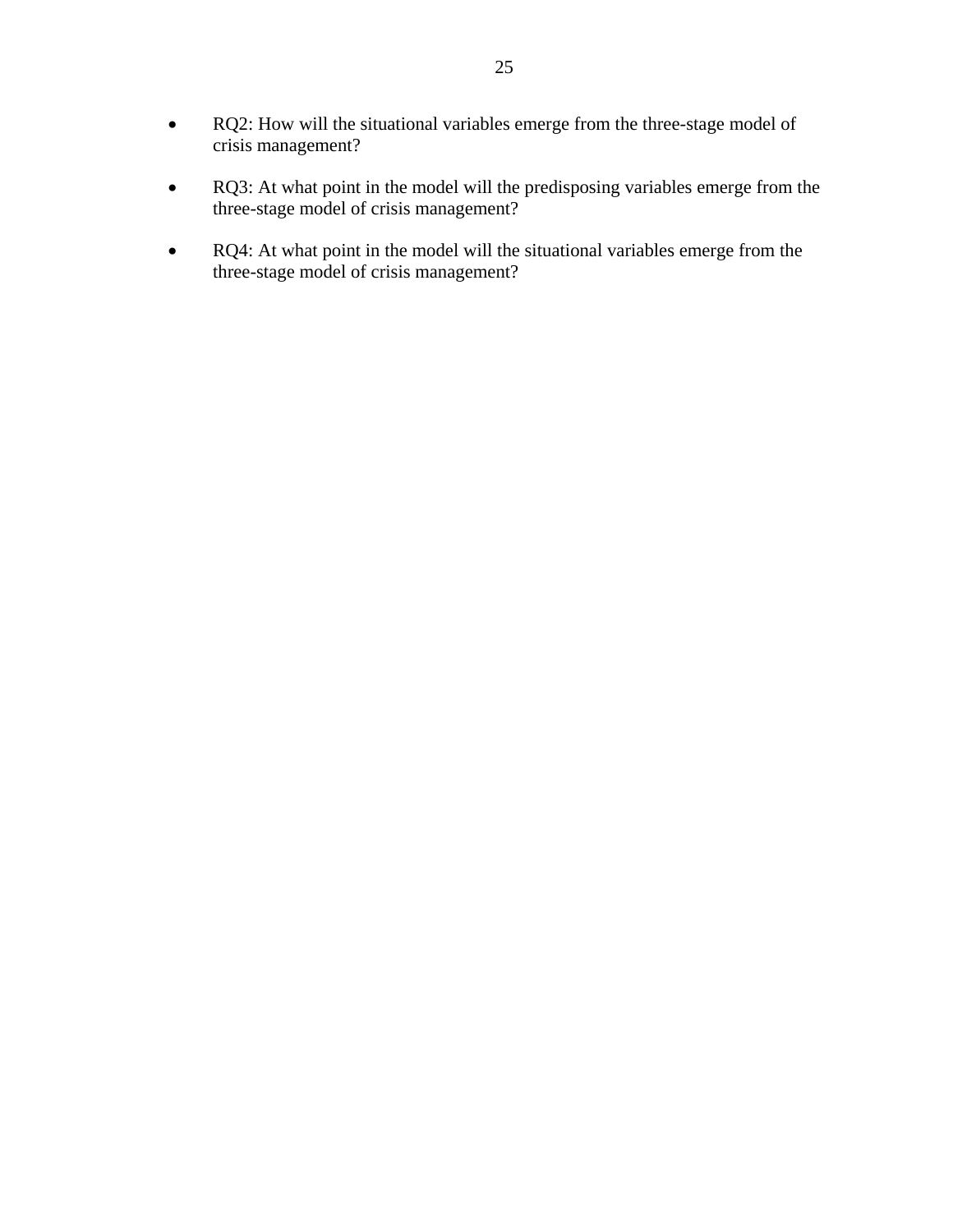- RQ2: How will the situational variables emerge from the three-stage model of crisis management?

- RQ3: At what point in the model will the predisposing variables emerge from the three-stage model of crisis management?

- RQ4: At what point in the model will the situational variables emerge from the three-stage model of crisis management?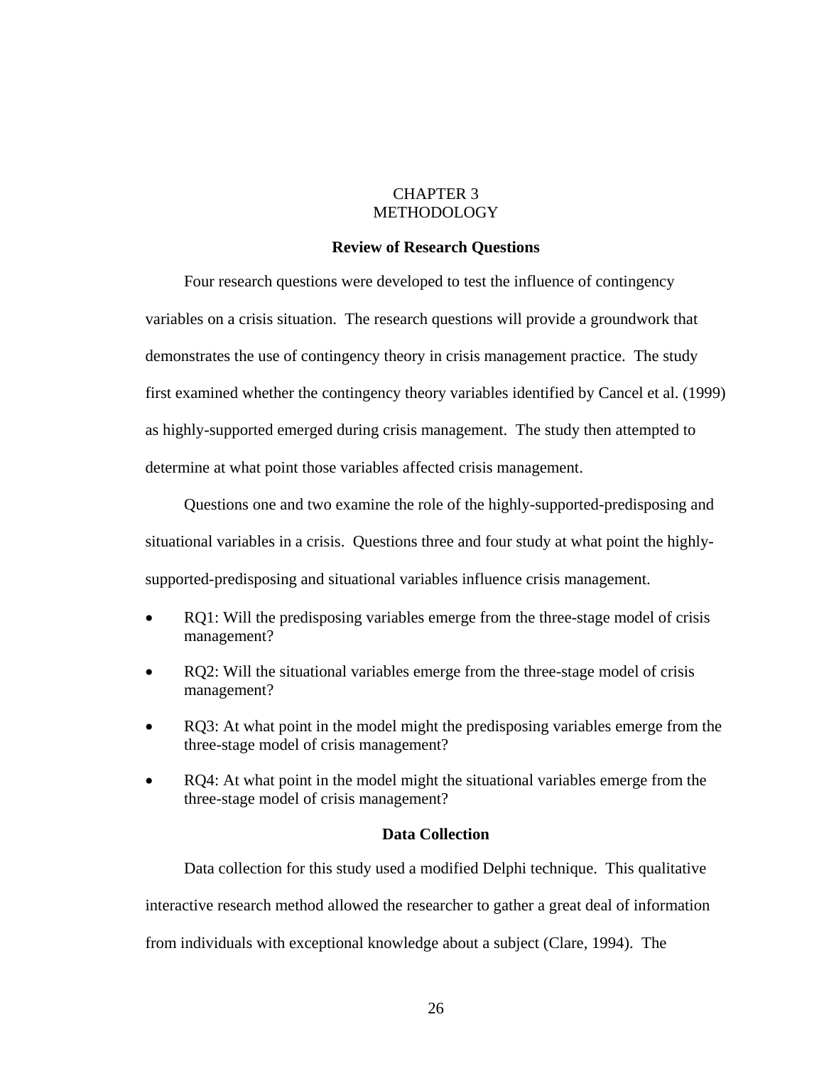# CHAPTER 3
# METHODOLOGY

## Review of Research Questions

Four research questions were developed to test the influence of contingency variables on a crisis situation. The research questions will provide a groundwork that demonstrates the use of contingency theory in crisis management practice. The study first examined whether the contingency theory variables identified by Cancel et al. (1999) as highly-supported emerged during crisis management. The study then attempted to determine at what point those variables affected crisis management.

Questions one and two examine the role of the highly-supported-predisposing and situational variables in a crisis. Questions three and four study at what point the highly-supported-predisposing and situational variables influence crisis management.

- RQ1: Will the predisposing variables emerge from the three-stage model of crisis management?
- RQ2: Will the situational variables emerge from the three-stage model of crisis management?
- RQ3: At what point in the model might the predisposing variables emerge from the three-stage model of crisis management?
- RQ4: At what point in the model might the situational variables emerge from the three-stage model of crisis management?

## Data Collection

Data collection for this study used a modified Delphi technique. This qualitative interactive research method allowed the researcher to gather a great deal of information from individuals with exceptional knowledge about a subject (Clare, 1994). The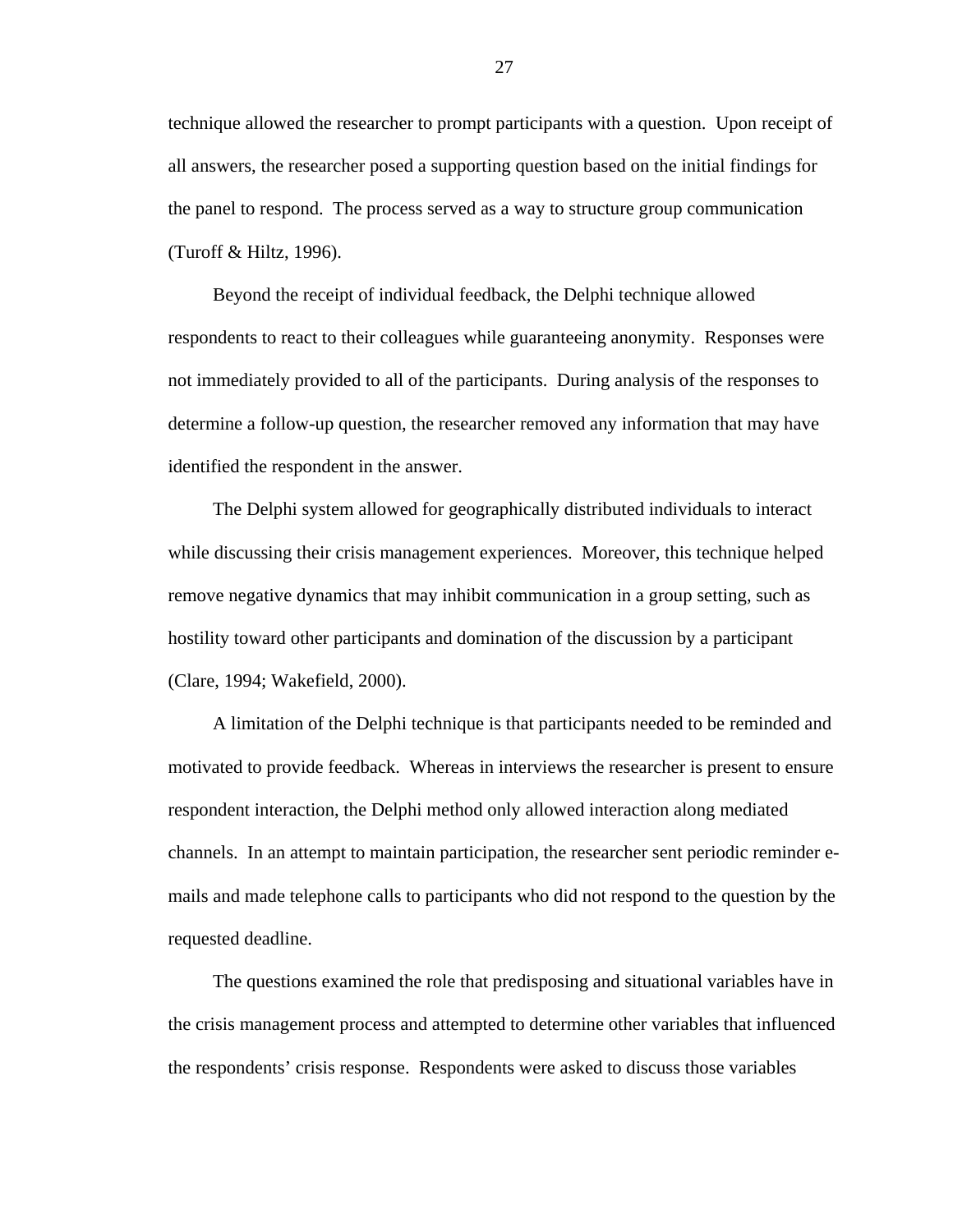technique allowed the researcher to prompt participants with a question. Upon receipt of all answers, the researcher posed a supporting question based on the initial findings for the panel to respond. The process served as a way to structure group communication (Turoff & Hiltz, 1996).

Beyond the receipt of individual feedback, the Delphi technique allowed respondents to react to their colleagues while guaranteeing anonymity. Responses were not immediately provided to all of the participants. During analysis of the responses to determine a follow-up question, the researcher removed any information that may have identified the respondent in the answer.

The Delphi system allowed for geographically distributed individuals to interact while discussing their crisis management experiences. Moreover, this technique helped remove negative dynamics that may inhibit communication in a group setting, such as hostility toward other participants and domination of the discussion by a participant (Clare, 1994; Wakefield, 2000).

A limitation of the Delphi technique is that participants needed to be reminded and motivated to provide feedback. Whereas in interviews the researcher is present to ensure respondent interaction, the Delphi method only allowed interaction along mediated channels. In an attempt to maintain participation, the researcher sent periodic reminder e-mails and made telephone calls to participants who did not respond to the question by the requested deadline.

The questions examined the role that predisposing and situational variables have in the crisis management process and attempted to determine other variables that influenced the respondents' crisis response. Respondents were asked to discuss those variables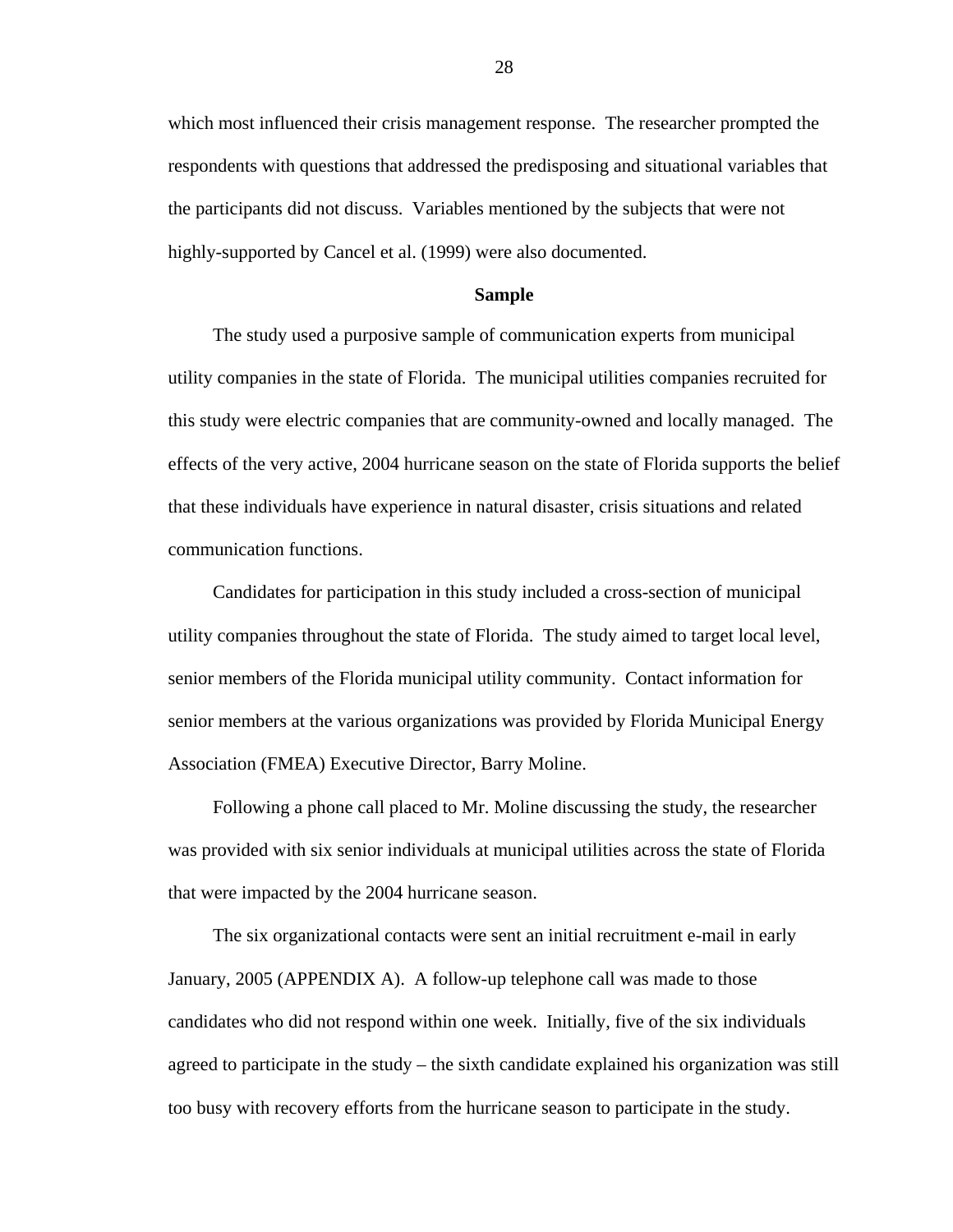which most influenced their crisis management response. The researcher prompted the respondents with questions that addressed the predisposing and situational variables that the participants did not discuss. Variables mentioned by the subjects that were not highly-supported by Cancel et al. (1999) were also documented.

## Sample

The study used a purposive sample of communication experts from municipal utility companies in the state of Florida. The municipal utilities companies recruited for this study were electric companies that are community-owned and locally managed. The effects of the very active, 2004 hurricane season on the state of Florida supports the belief that these individuals have experience in natural disaster, crisis situations and related communication functions.

Candidates for participation in this study included a cross-section of municipal utility companies throughout the state of Florida. The study aimed to target local level, senior members of the Florida municipal utility community. Contact information for senior members at the various organizations was provided by Florida Municipal Energy Association (FMEA) Executive Director, Barry Moline.

Following a phone call placed to Mr. Moline discussing the study, the researcher was provided with six senior individuals at municipal utilities across the state of Florida that were impacted by the 2004 hurricane season.

The six organizational contacts were sent an initial recruitment e-mail in early January, 2005 (APPENDIX A). A follow-up telephone call was made to those candidates who did not respond within one week. Initially, five of the six individuals agreed to participate in the study – the sixth candidate explained his organization was still too busy with recovery efforts from the hurricane season to participate in the study.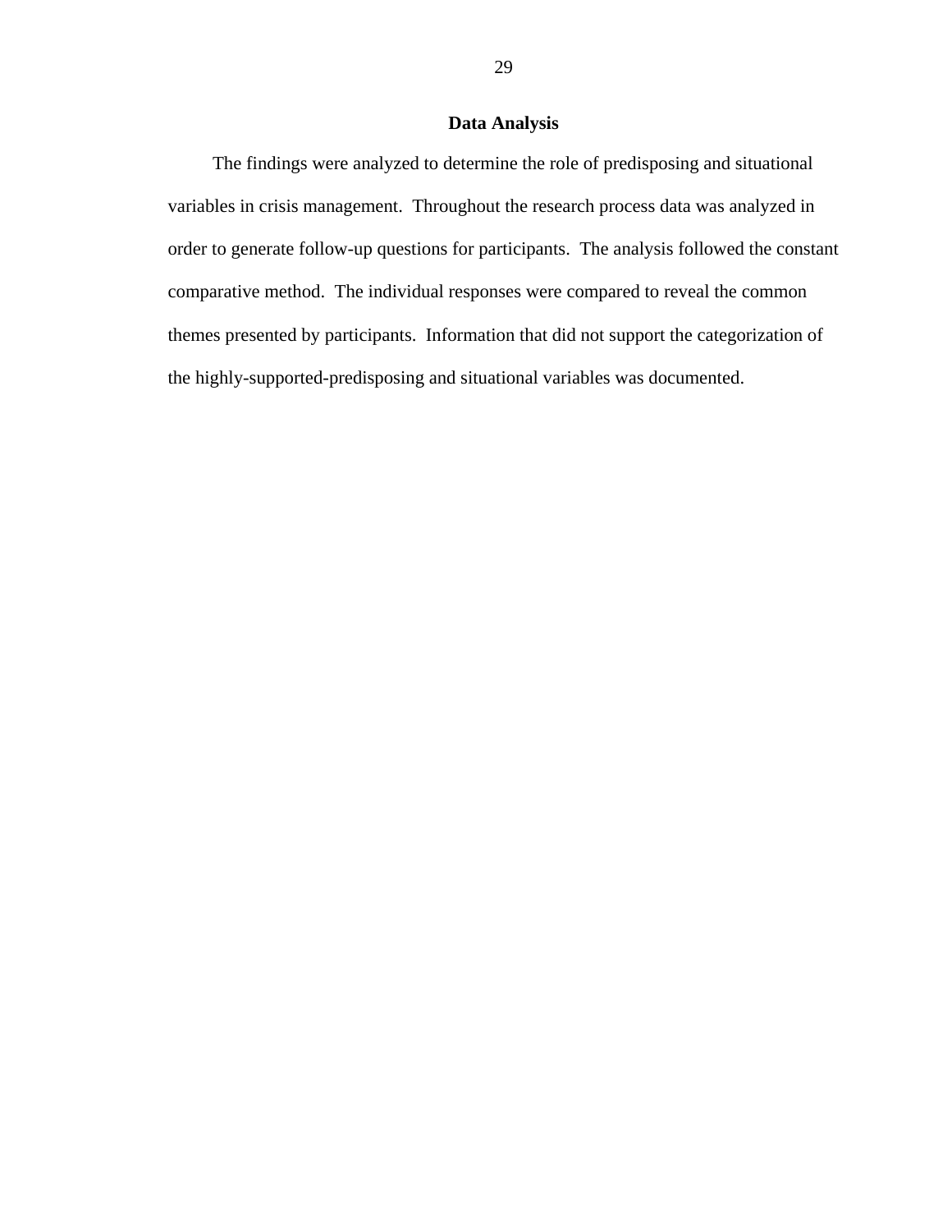## Data Analysis

The findings were analyzed to determine the role of predisposing and situational variables in crisis management. Throughout the research process data was analyzed in order to generate follow-up questions for participants. The analysis followed the constant comparative method. The individual responses were compared to reveal the common themes presented by participants. Information that did not support the categorization of the highly-supported-predisposing and situational variables was documented.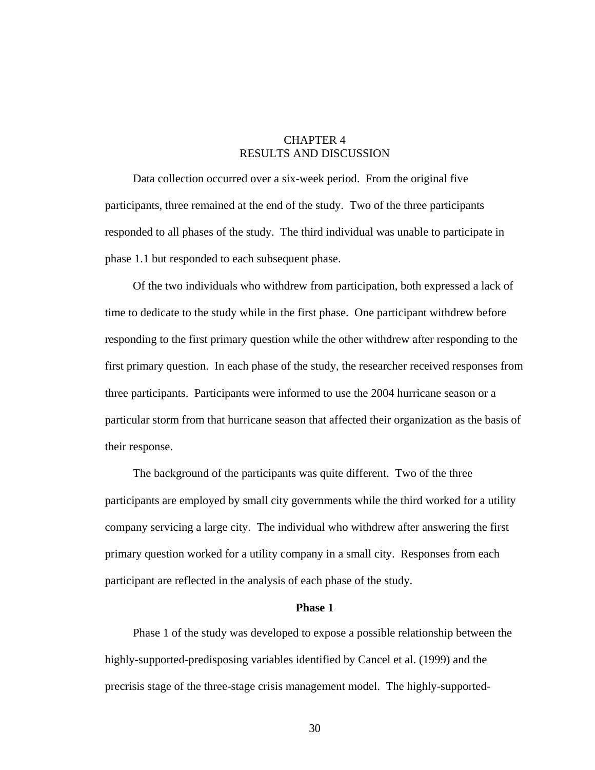# CHAPTER 4
# RESULTS AND DISCUSSION

Data collection occurred over a six-week period. From the original five participants, three remained at the end of the study. Two of the three participants responded to all phases of the study. The third individual was unable to participate in phase 1.1 but responded to each subsequent phase.

Of the two individuals who withdrew from participation, both expressed a lack of time to dedicate to the study while in the first phase. One participant withdrew before responding to the first primary question while the other withdrew after responding to the first primary question. In each phase of the study, the researcher received responses from three participants. Participants were informed to use the 2004 hurricane season or a particular storm from that hurricane season that affected their organization as the basis of their response.

The background of the participants was quite different. Two of the three participants are employed by small city governments while the third worked for a utility company servicing a large city. The individual who withdrew after answering the first primary question worked for a utility company in a small city. Responses from each participant are reflected in the analysis of each phase of the study.

## Phase 1

Phase 1 of the study was developed to expose a possible relationship between the highly-supported-predisposing variables identified by Cancel et al. (1999) and the precrisis stage of the three-stage crisis management model. The highly-supported-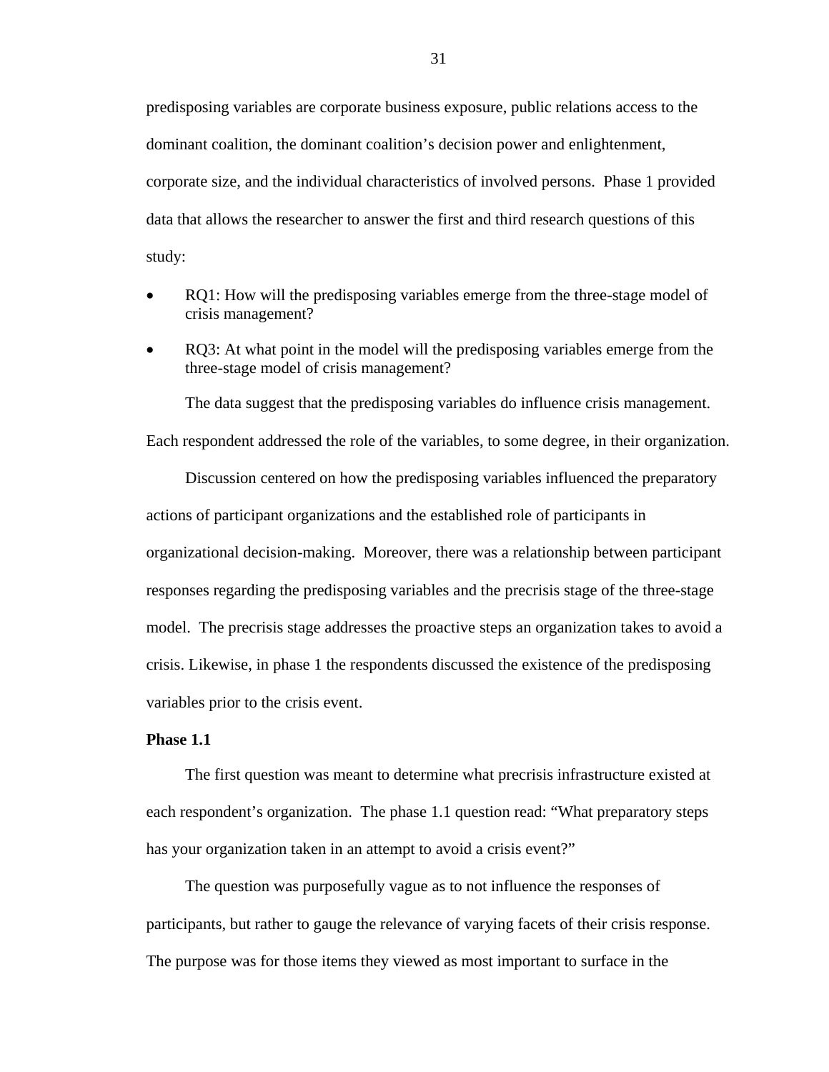predisposing variables are corporate business exposure, public relations access to the dominant coalition, the dominant coalition's decision power and enlightenment, corporate size, and the individual characteristics of involved persons. Phase 1 provided data that allows the researcher to answer the first and third research questions of this study:

- RQ1: How will the predisposing variables emerge from the three-stage model of crisis management?
- RQ3: At what point in the model will the predisposing variables emerge from the three-stage model of crisis management?

The data suggest that the predisposing variables do influence crisis management. Each respondent addressed the role of the variables, to some degree, in their organization.

Discussion centered on how the predisposing variables influenced the preparatory actions of participant organizations and the established role of participants in organizational decision-making. Moreover, there was a relationship between participant responses regarding the predisposing variables and the precrisis stage of the three-stage model. The precrisis stage addresses the proactive steps an organization takes to avoid a crisis. Likewise, in phase 1 the respondents discussed the existence of the predisposing variables prior to the crisis event.

**Phase 1.1**

The first question was meant to determine what precrisis infrastructure existed at each respondent's organization. The phase 1.1 question read: "What preparatory steps has your organization taken in an attempt to avoid a crisis event?"

The question was purposefully vague as to not influence the responses of participants, but rather to gauge the relevance of varying facets of their crisis response. The purpose was for those items they viewed as most important to surface in the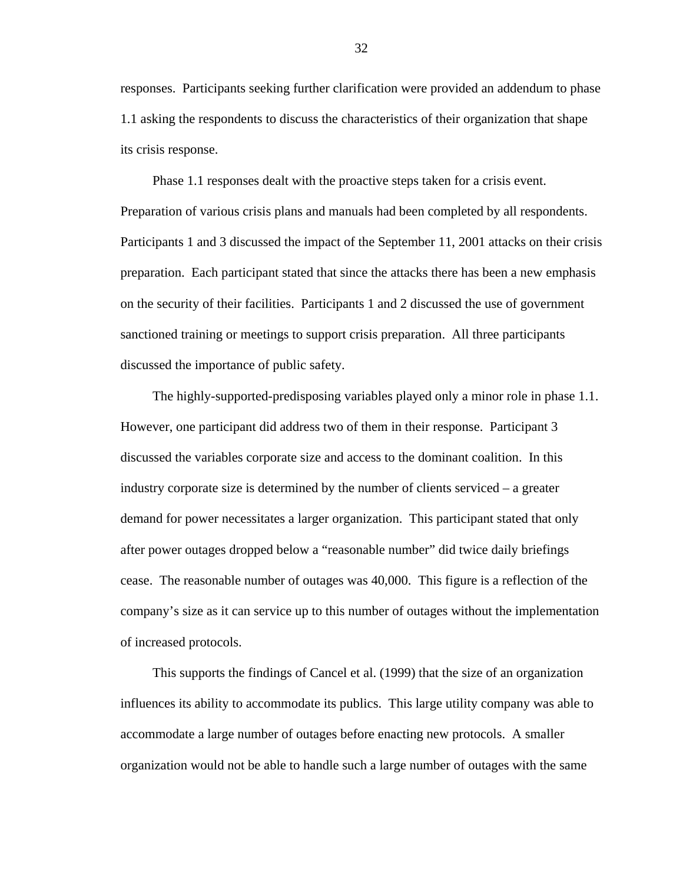responses.  Participants seeking further clarification were provided an addendum to phase 1.1 asking the respondents to discuss the characteristics of their organization that shape its crisis response.

Phase 1.1 responses dealt with the proactive steps taken for a crisis event. Preparation of various crisis plans and manuals had been completed by all respondents. Participants 1 and 3 discussed the impact of the September 11, 2001 attacks on their crisis preparation.  Each participant stated that since the attacks there has been a new emphasis on the security of their facilities.  Participants 1 and 2 discussed the use of government sanctioned training or meetings to support crisis preparation.  All three participants discussed the importance of public safety.

The highly-supported-predisposing variables played only a minor role in phase 1.1. However, one participant did address two of them in their response.  Participant 3 discussed the variables corporate size and access to the dominant coalition.  In this industry corporate size is determined by the number of clients serviced – a greater demand for power necessitates a larger organization.  This participant stated that only after power outages dropped below a “reasonable number” did twice daily briefings cease.  The reasonable number of outages was 40,000.  This figure is a reflection of the company’s size as it can service up to this number of outages without the implementation of increased protocols.

This supports the findings of Cancel et al. (1999) that the size of an organization influences its ability to accommodate its publics.  This large utility company was able to accommodate a large number of outages before enacting new protocols.  A smaller organization would not be able to handle such a large number of outages with the same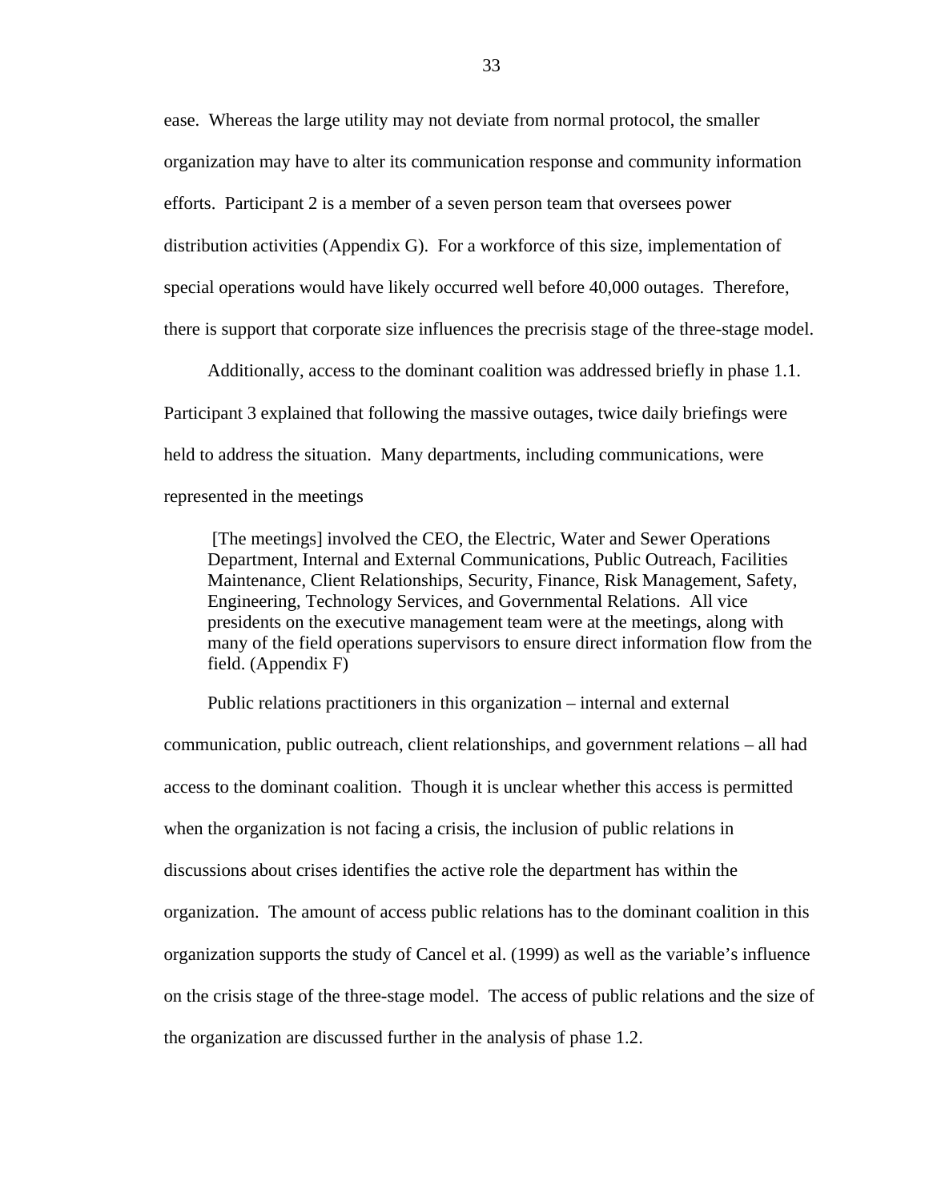ease. Whereas the large utility may not deviate from normal protocol, the smaller organization may have to alter its communication response and community information efforts. Participant 2 is a member of a seven person team that oversees power distribution activities (Appendix G). For a workforce of this size, implementation of special operations would have likely occurred well before 40,000 outages. Therefore, there is support that corporate size influences the precrisis stage of the three-stage model.

Additionally, access to the dominant coalition was addressed briefly in phase 1.1. Participant 3 explained that following the massive outages, twice daily briefings were held to address the situation. Many departments, including communications, were represented in the meetings

> [The meetings] involved the CEO, the Electric, Water and Sewer Operations Department, Internal and External Communications, Public Outreach, Facilities Maintenance, Client Relationships, Security, Finance, Risk Management, Safety, Engineering, Technology Services, and Governmental Relations. All vice presidents on the executive management team were at the meetings, along with many of the field operations supervisors to ensure direct information flow from the field. (Appendix F)

Public relations practitioners in this organization – internal and external communication, public outreach, client relationships, and government relations – all had access to the dominant coalition. Though it is unclear whether this access is permitted when the organization is not facing a crisis, the inclusion of public relations in discussions about crises identifies the active role the department has within the organization. The amount of access public relations has to the dominant coalition in this organization supports the study of Cancel et al. (1999) as well as the variable's influence on the crisis stage of the three-stage model. The access of public relations and the size of the organization are discussed further in the analysis of phase 1.2.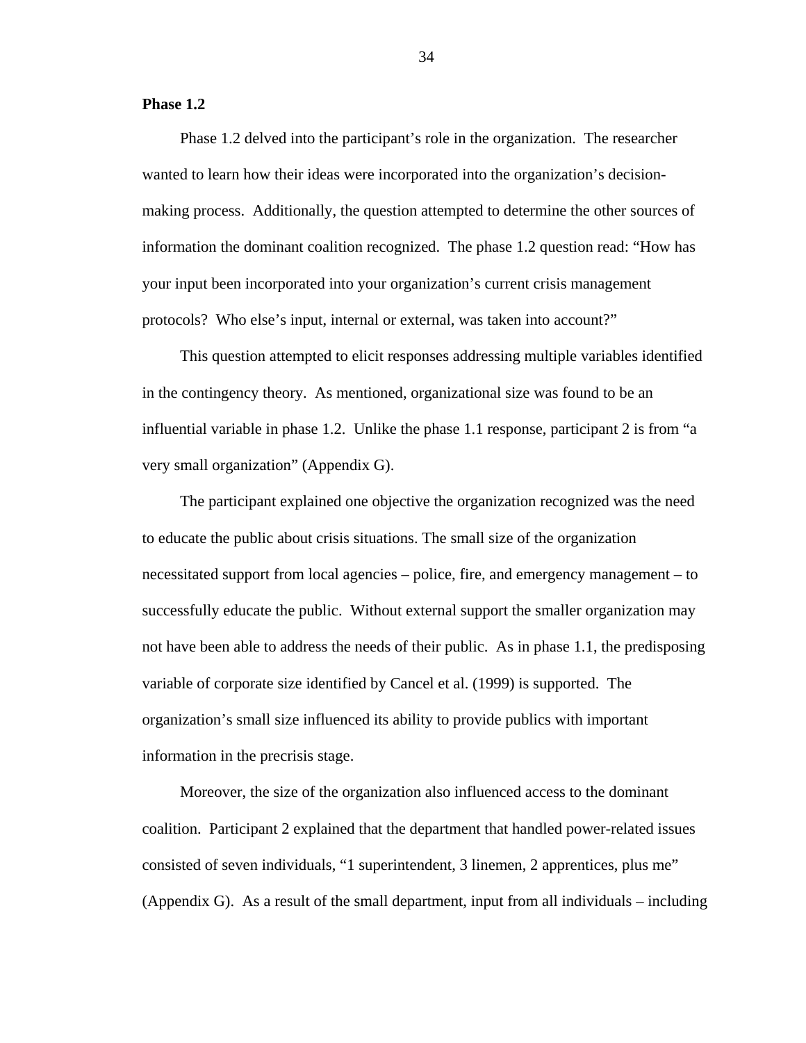**Phase 1.2**

Phase 1.2 delved into the participant's role in the organization. The researcher wanted to learn how their ideas were incorporated into the organization's decision-making process. Additionally, the question attempted to determine the other sources of information the dominant coalition recognized. The phase 1.2 question read: "How has your input been incorporated into your organization's current crisis management protocols? Who else's input, internal or external, was taken into account?"

This question attempted to elicit responses addressing multiple variables identified in the contingency theory. As mentioned, organizational size was found to be an influential variable in phase 1.2. Unlike the phase 1.1 response, participant 2 is from "a very small organization" (Appendix G).

The participant explained one objective the organization recognized was the need to educate the public about crisis situations. The small size of the organization necessitated support from local agencies – police, fire, and emergency management – to successfully educate the public. Without external support the smaller organization may not have been able to address the needs of their public. As in phase 1.1, the predisposing variable of corporate size identified by Cancel et al. (1999) is supported. The organization's small size influenced its ability to provide publics with important information in the precrisis stage.

Moreover, the size of the organization also influenced access to the dominant coalition. Participant 2 explained that the department that handled power-related issues consisted of seven individuals, "1 superintendent, 3 linemen, 2 apprentices, plus me" (Appendix G). As a result of the small department, input from all individuals – including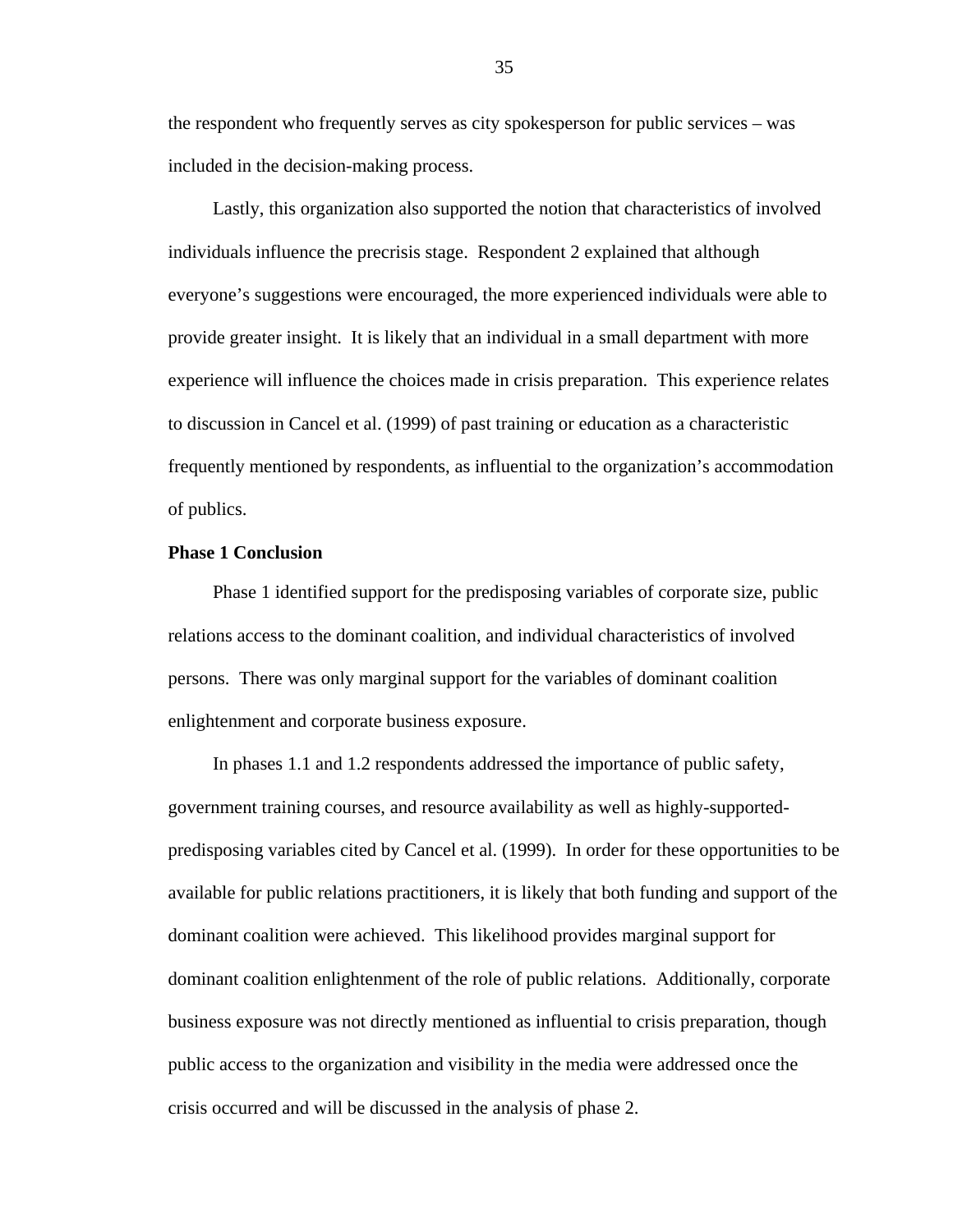the respondent who frequently serves as city spokesperson for public services – was included in the decision-making process.

Lastly, this organization also supported the notion that characteristics of involved individuals influence the precrisis stage. Respondent 2 explained that although everyone's suggestions were encouraged, the more experienced individuals were able to provide greater insight. It is likely that an individual in a small department with more experience will influence the choices made in crisis preparation. This experience relates to discussion in Cancel et al. (1999) of past training or education as a characteristic frequently mentioned by respondents, as influential to the organization's accommodation of publics.

**Phase 1 Conclusion**

Phase 1 identified support for the predisposing variables of corporate size, public relations access to the dominant coalition, and individual characteristics of involved persons. There was only marginal support for the variables of dominant coalition enlightenment and corporate business exposure.

In phases 1.1 and 1.2 respondents addressed the importance of public safety, government training courses, and resource availability as well as highly-supported-predisposing variables cited by Cancel et al. (1999). In order for these opportunities to be available for public relations practitioners, it is likely that both funding and support of the dominant coalition were achieved. This likelihood provides marginal support for dominant coalition enlightenment of the role of public relations. Additionally, corporate business exposure was not directly mentioned as influential to crisis preparation, though public access to the organization and visibility in the media were addressed once the crisis occurred and will be discussed in the analysis of phase 2.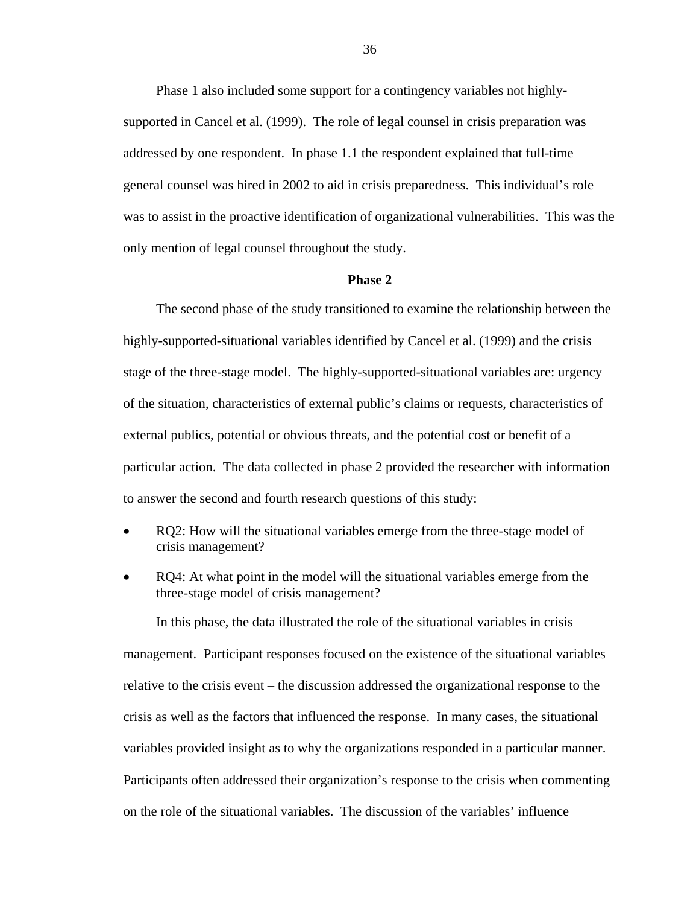Phase 1 also included some support for a contingency variables not highly-supported in Cancel et al. (1999). The role of legal counsel in crisis preparation was addressed by one respondent. In phase 1.1 the respondent explained that full-time general counsel was hired in 2002 to aid in crisis preparedness. This individual's role was to assist in the proactive identification of organizational vulnerabilities. This was the only mention of legal counsel throughout the study.

## Phase 2

The second phase of the study transitioned to examine the relationship between the highly-supported-situational variables identified by Cancel et al. (1999) and the crisis stage of the three-stage model. The highly-supported-situational variables are: urgency of the situation, characteristics of external public's claims or requests, characteristics of external publics, potential or obvious threats, and the potential cost or benefit of a particular action. The data collected in phase 2 provided the researcher with information to answer the second and fourth research questions of this study:

- RQ2: How will the situational variables emerge from the three-stage model of crisis management?
- RQ4: At what point in the model will the situational variables emerge from the three-stage model of crisis management?

In this phase, the data illustrated the role of the situational variables in crisis management. Participant responses focused on the existence of the situational variables relative to the crisis event – the discussion addressed the organizational response to the crisis as well as the factors that influenced the response. In many cases, the situational variables provided insight as to why the organizations responded in a particular manner. Participants often addressed their organization's response to the crisis when commenting on the role of the situational variables. The discussion of the variables' influence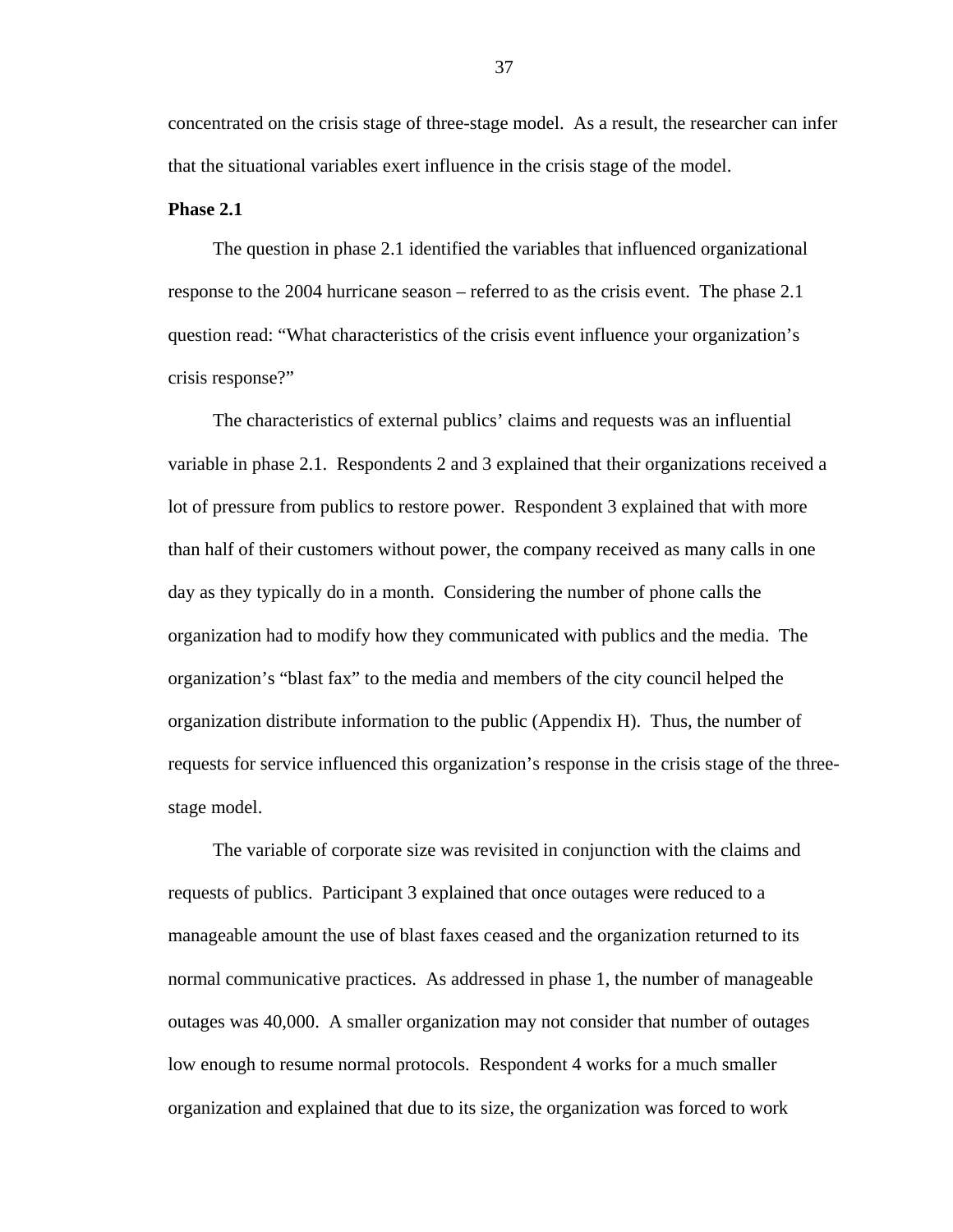concentrated on the crisis stage of three-stage model. As a result, the researcher can infer that the situational variables exert influence in the crisis stage of the model.

**Phase 2.1**

The question in phase 2.1 identified the variables that influenced organizational response to the 2004 hurricane season – referred to as the crisis event. The phase 2.1 question read: "What characteristics of the crisis event influence your organization's crisis response?"

The characteristics of external publics' claims and requests was an influential variable in phase 2.1. Respondents 2 and 3 explained that their organizations received a lot of pressure from publics to restore power. Respondent 3 explained that with more than half of their customers without power, the company received as many calls in one day as they typically do in a month. Considering the number of phone calls the organization had to modify how they communicated with publics and the media. The organization's "blast fax" to the media and members of the city council helped the organization distribute information to the public (Appendix H). Thus, the number of requests for service influenced this organization's response in the crisis stage of the three-stage model.

The variable of corporate size was revisited in conjunction with the claims and requests of publics. Participant 3 explained that once outages were reduced to a manageable amount the use of blast faxes ceased and the organization returned to its normal communicative practices. As addressed in phase 1, the number of manageable outages was 40,000. A smaller organization may not consider that number of outages low enough to resume normal protocols. Respondent 4 works for a much smaller organization and explained that due to its size, the organization was forced to work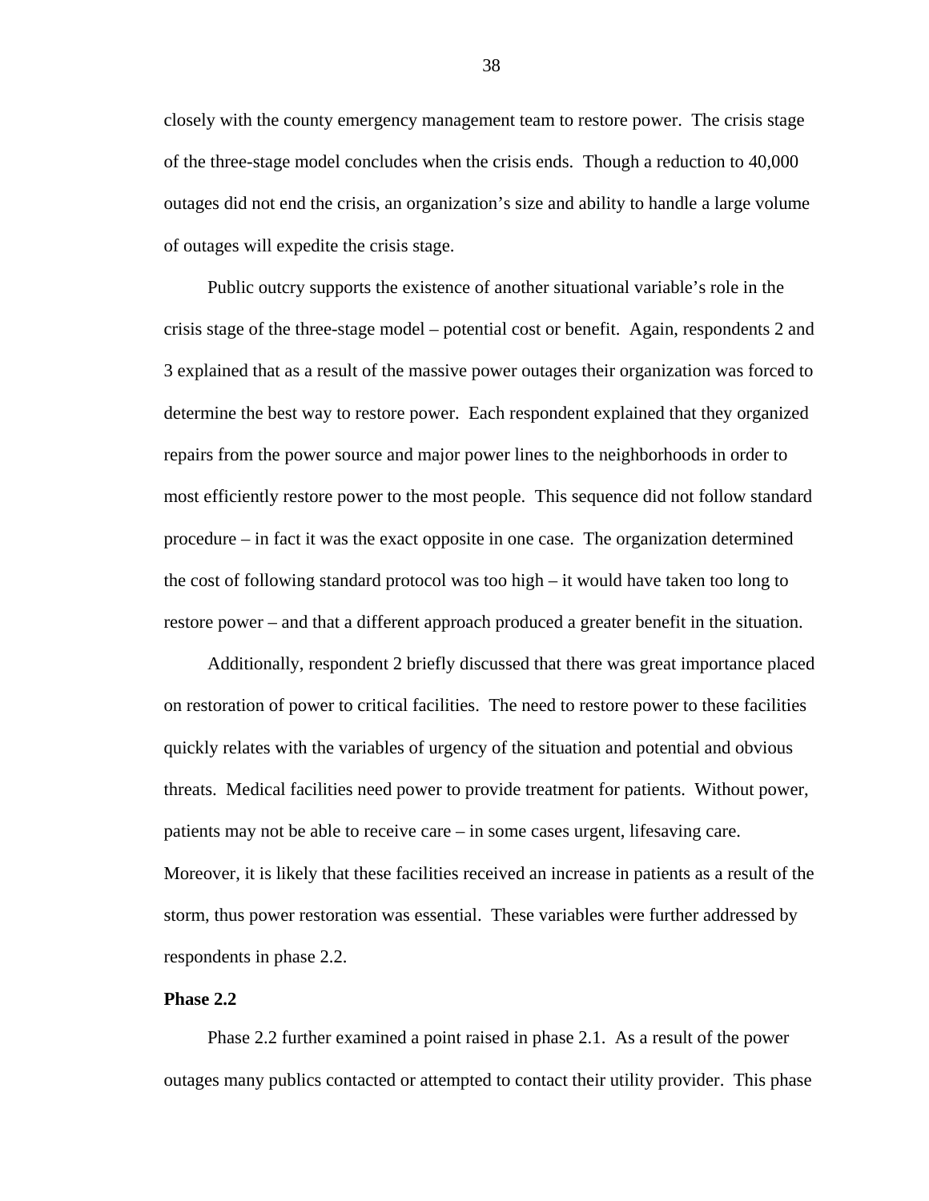closely with the county emergency management team to restore power. The crisis stage of the three-stage model concludes when the crisis ends. Though a reduction to 40,000 outages did not end the crisis, an organization's size and ability to handle a large volume of outages will expedite the crisis stage.

Public outcry supports the existence of another situational variable's role in the crisis stage of the three-stage model – potential cost or benefit. Again, respondents 2 and 3 explained that as a result of the massive power outages their organization was forced to determine the best way to restore power. Each respondent explained that they organized repairs from the power source and major power lines to the neighborhoods in order to most efficiently restore power to the most people. This sequence did not follow standard procedure – in fact it was the exact opposite in one case. The organization determined the cost of following standard protocol was too high – it would have taken too long to restore power – and that a different approach produced a greater benefit in the situation.

Additionally, respondent 2 briefly discussed that there was great importance placed on restoration of power to critical facilities. The need to restore power to these facilities quickly relates with the variables of urgency of the situation and potential and obvious threats. Medical facilities need power to provide treatment for patients. Without power, patients may not be able to receive care – in some cases urgent, lifesaving care. Moreover, it is likely that these facilities received an increase in patients as a result of the storm, thus power restoration was essential. These variables were further addressed by respondents in phase 2.2.

**Phase 2.2**

Phase 2.2 further examined a point raised in phase 2.1. As a result of the power outages many publics contacted or attempted to contact their utility provider. This phase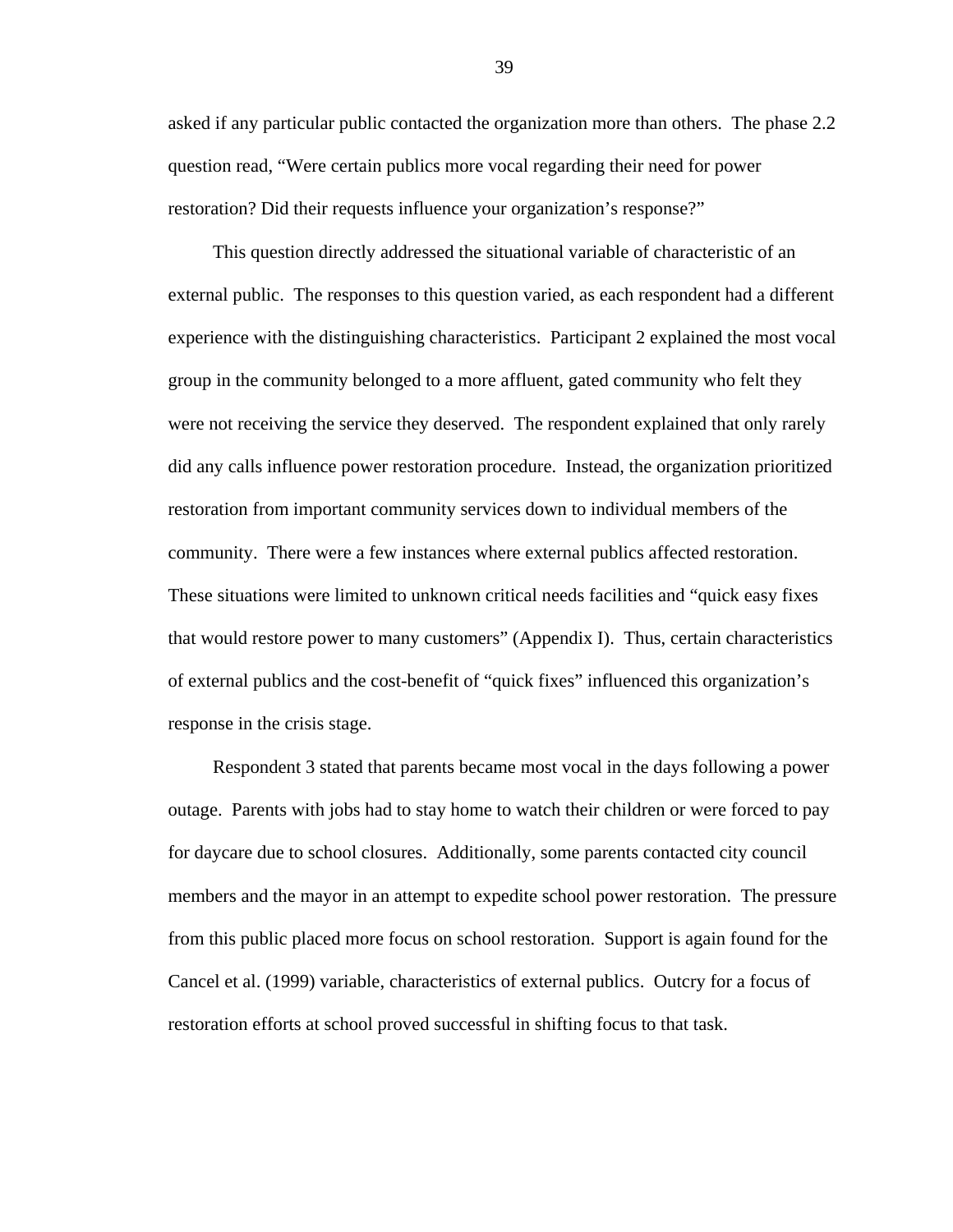asked if any particular public contacted the organization more than others. The phase 2.2 question read, "Were certain publics more vocal regarding their need for power restoration? Did their requests influence your organization's response?"

This question directly addressed the situational variable of characteristic of an external public. The responses to this question varied, as each respondent had a different experience with the distinguishing characteristics. Participant 2 explained the most vocal group in the community belonged to a more affluent, gated community who felt they were not receiving the service they deserved. The respondent explained that only rarely did any calls influence power restoration procedure. Instead, the organization prioritized restoration from important community services down to individual members of the community. There were a few instances where external publics affected restoration. These situations were limited to unknown critical needs facilities and "quick easy fixes that would restore power to many customers" (Appendix I). Thus, certain characteristics of external publics and the cost-benefit of "quick fixes" influenced this organization's response in the crisis stage.

Respondent 3 stated that parents became most vocal in the days following a power outage. Parents with jobs had to stay home to watch their children or were forced to pay for daycare due to school closures. Additionally, some parents contacted city council members and the mayor in an attempt to expedite school power restoration. The pressure from this public placed more focus on school restoration. Support is again found for the Cancel et al. (1999) variable, characteristics of external publics. Outcry for a focus of restoration efforts at school proved successful in shifting focus to that task.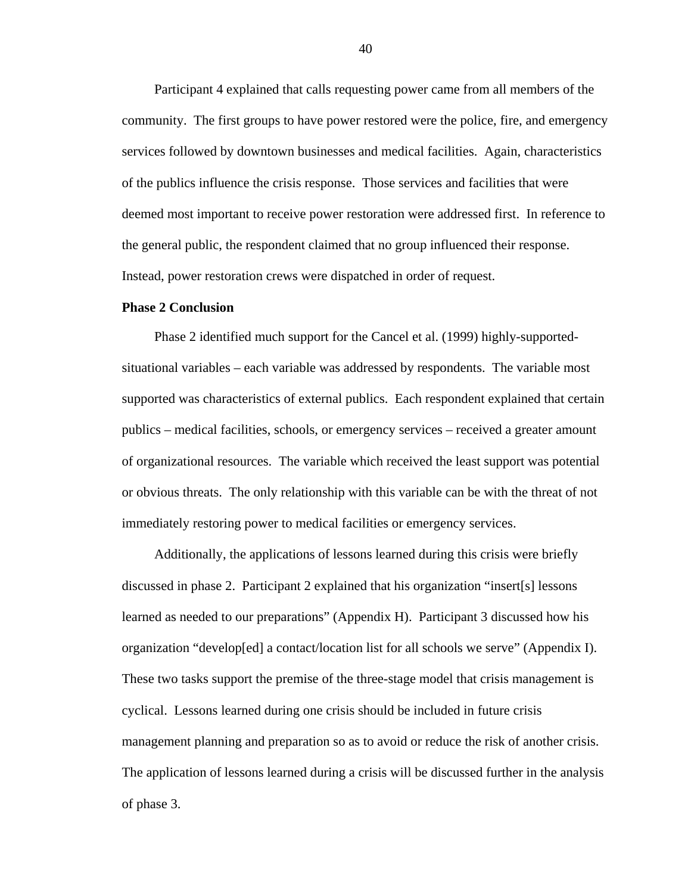Participant 4 explained that calls requesting power came from all members of the community. The first groups to have power restored were the police, fire, and emergency services followed by downtown businesses and medical facilities. Again, characteristics of the publics influence the crisis response. Those services and facilities that were deemed most important to receive power restoration were addressed first. In reference to the general public, the respondent claimed that no group influenced their response. Instead, power restoration crews were dispatched in order of request.

**Phase 2 Conclusion**

Phase 2 identified much support for the Cancel et al. (1999) highly-supported-situational variables – each variable was addressed by respondents. The variable most supported was characteristics of external publics. Each respondent explained that certain publics – medical facilities, schools, or emergency services – received a greater amount of organizational resources. The variable which received the least support was potential or obvious threats. The only relationship with this variable can be with the threat of not immediately restoring power to medical facilities or emergency services.

Additionally, the applications of lessons learned during this crisis were briefly discussed in phase 2. Participant 2 explained that his organization "insert[s] lessons learned as needed to our preparations" (Appendix H). Participant 3 discussed how his organization "develop[ed] a contact/location list for all schools we serve" (Appendix I). These two tasks support the premise of the three-stage model that crisis management is cyclical. Lessons learned during one crisis should be included in future crisis management planning and preparation so as to avoid or reduce the risk of another crisis. The application of lessons learned during a crisis will be discussed further in the analysis of phase 3.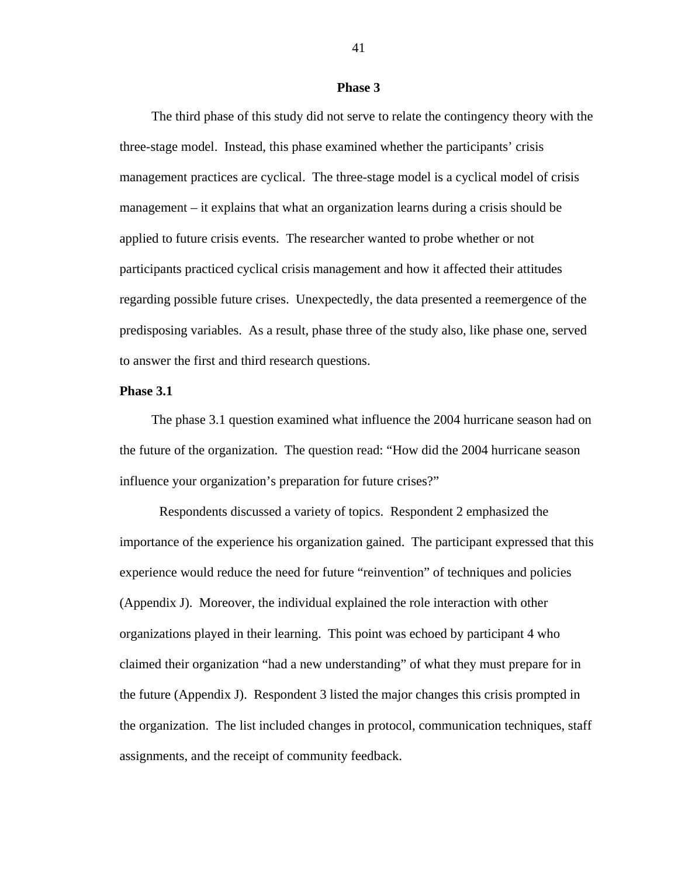## Phase 3

The third phase of this study did not serve to relate the contingency theory with the three-stage model. Instead, this phase examined whether the participants' crisis management practices are cyclical. The three-stage model is a cyclical model of crisis management – it explains that what an organization learns during a crisis should be applied to future crisis events. The researcher wanted to probe whether or not participants practiced cyclical crisis management and how it affected their attitudes regarding possible future crises. Unexpectedly, the data presented a reemergence of the predisposing variables. As a result, phase three of the study also, like phase one, served to answer the first and third research questions.

### Phase 3.1

The phase 3.1 question examined what influence the 2004 hurricane season had on the future of the organization. The question read: "How did the 2004 hurricane season influence your organization's preparation for future crises?"

Respondents discussed a variety of topics. Respondent 2 emphasized the importance of the experience his organization gained. The participant expressed that this experience would reduce the need for future "reinvention" of techniques and policies (Appendix J). Moreover, the individual explained the role interaction with other organizations played in their learning. This point was echoed by participant 4 who claimed their organization "had a new understanding" of what they must prepare for in the future (Appendix J). Respondent 3 listed the major changes this crisis prompted in the organization. The list included changes in protocol, communication techniques, staff assignments, and the receipt of community feedback.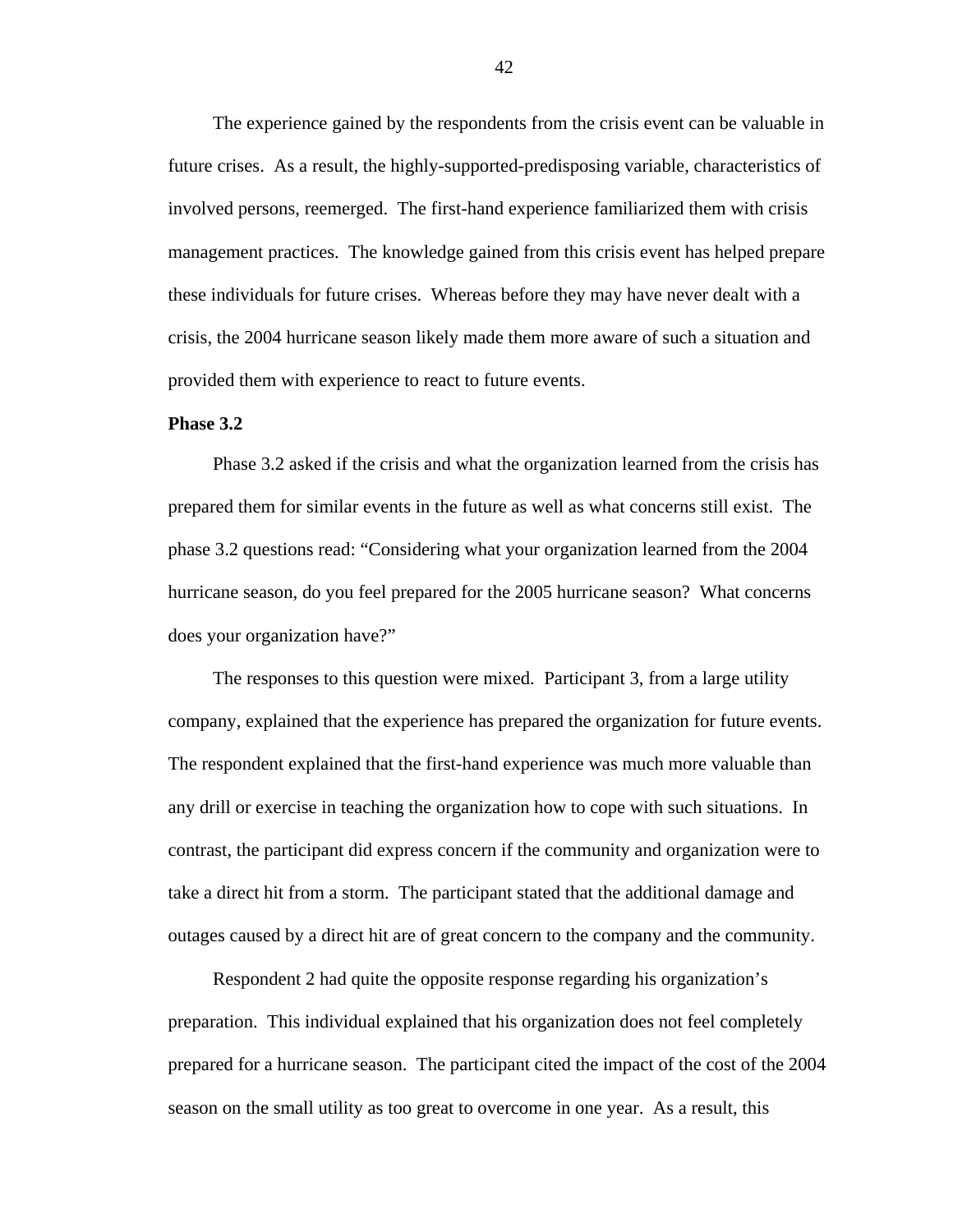The experience gained by the respondents from the crisis event can be valuable in future crises. As a result, the highly-supported-predisposing variable, characteristics of involved persons, reemerged. The first-hand experience familiarized them with crisis management practices. The knowledge gained from this crisis event has helped prepare these individuals for future crises. Whereas before they may have never dealt with a crisis, the 2004 hurricane season likely made them more aware of such a situation and provided them with experience to react to future events.

**Phase 3.2**

Phase 3.2 asked if the crisis and what the organization learned from the crisis has prepared them for similar events in the future as well as what concerns still exist. The phase 3.2 questions read: "Considering what your organization learned from the 2004 hurricane season, do you feel prepared for the 2005 hurricane season? What concerns does your organization have?"

The responses to this question were mixed. Participant 3, from a large utility company, explained that the experience has prepared the organization for future events. The respondent explained that the first-hand experience was much more valuable than any drill or exercise in teaching the organization how to cope with such situations. In contrast, the participant did express concern if the community and organization were to take a direct hit from a storm. The participant stated that the additional damage and outages caused by a direct hit are of great concern to the company and the community.

Respondent 2 had quite the opposite response regarding his organization's preparation. This individual explained that his organization does not feel completely prepared for a hurricane season. The participant cited the impact of the cost of the 2004 season on the small utility as too great to overcome in one year. As a result, this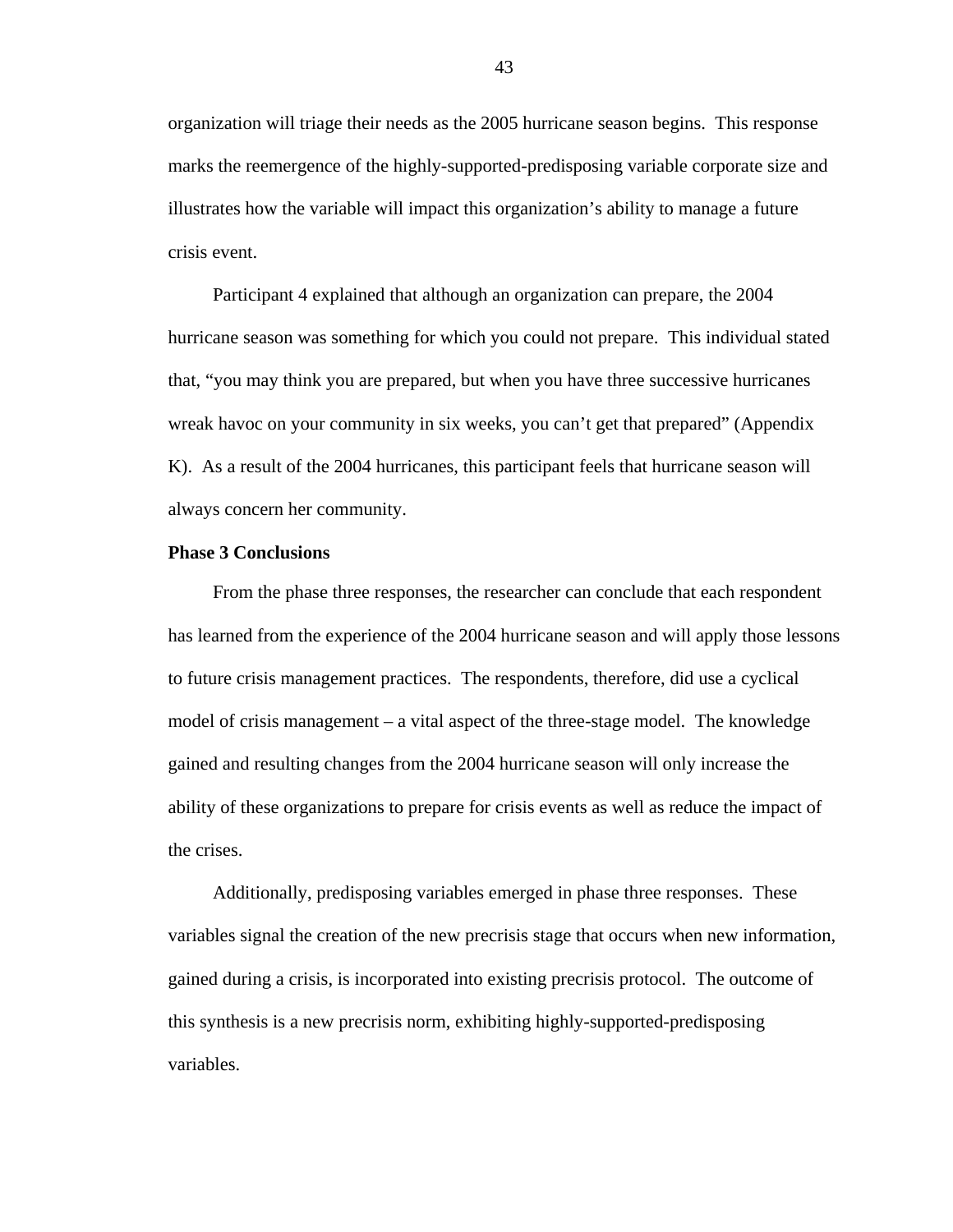organization will triage their needs as the 2005 hurricane season begins. This response marks the reemergence of the highly-supported-predisposing variable corporate size and illustrates how the variable will impact this organization's ability to manage a future crisis event.

Participant 4 explained that although an organization can prepare, the 2004 hurricane season was something for which you could not prepare. This individual stated that, "you may think you are prepared, but when you have three successive hurricanes wreak havoc on your community in six weeks, you can't get that prepared" (Appendix K). As a result of the 2004 hurricanes, this participant feels that hurricane season will always concern her community.

**Phase 3 Conclusions**

From the phase three responses, the researcher can conclude that each respondent has learned from the experience of the 2004 hurricane season and will apply those lessons to future crisis management practices. The respondents, therefore, did use a cyclical model of crisis management – a vital aspect of the three-stage model. The knowledge gained and resulting changes from the 2004 hurricane season will only increase the ability of these organizations to prepare for crisis events as well as reduce the impact of the crises.

Additionally, predisposing variables emerged in phase three responses. These variables signal the creation of the new precrisis stage that occurs when new information, gained during a crisis, is incorporated into existing precrisis protocol. The outcome of this synthesis is a new precrisis norm, exhibiting highly-supported-predisposing variables.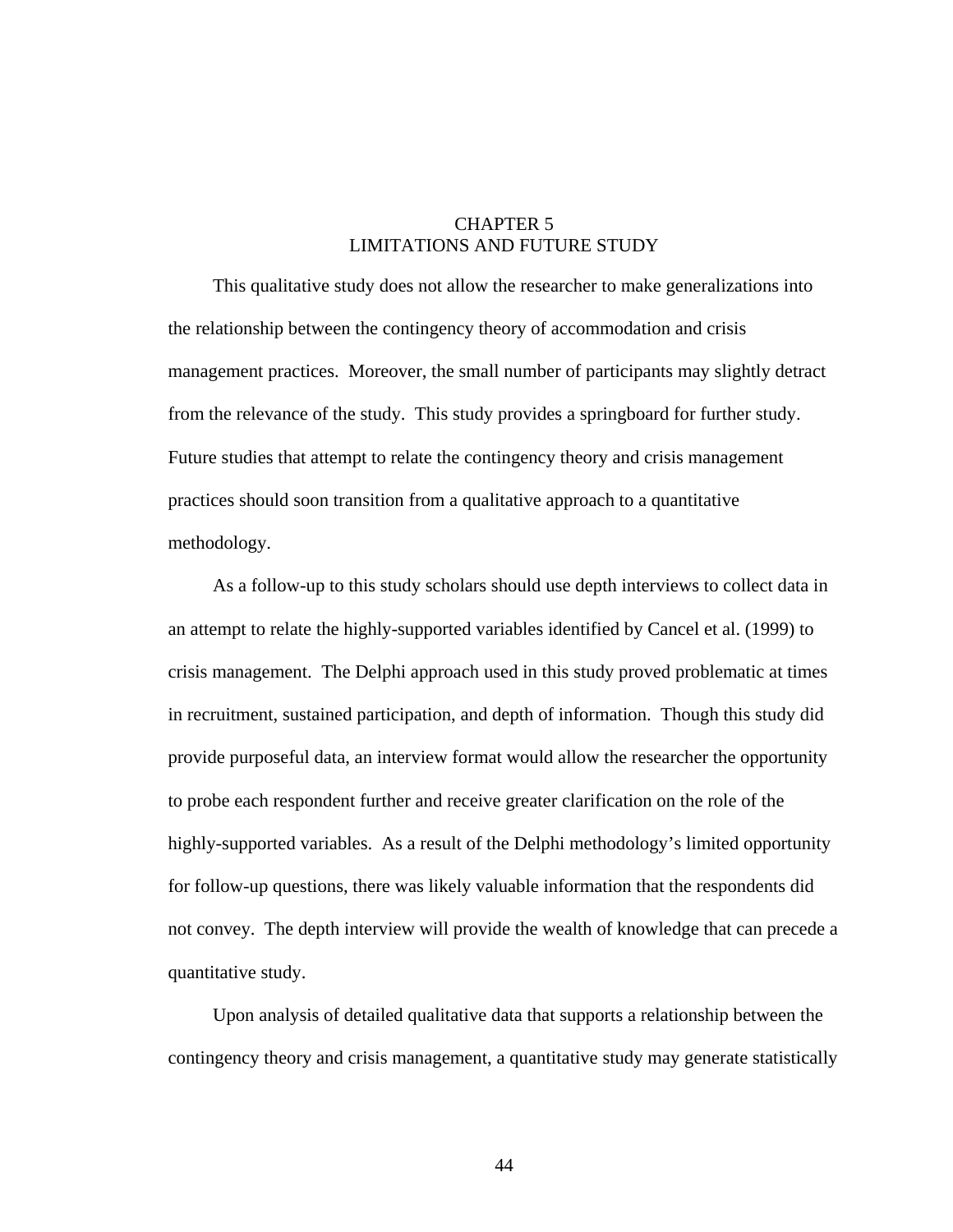# CHAPTER 5
# LIMITATIONS AND FUTURE STUDY

This qualitative study does not allow the researcher to make generalizations into the relationship between the contingency theory of accommodation and crisis management practices. Moreover, the small number of participants may slightly detract from the relevance of the study. This study provides a springboard for further study. Future studies that attempt to relate the contingency theory and crisis management practices should soon transition from a qualitative approach to a quantitative methodology.

As a follow-up to this study scholars should use depth interviews to collect data in an attempt to relate the highly-supported variables identified by Cancel et al. (1999) to crisis management. The Delphi approach used in this study proved problematic at times in recruitment, sustained participation, and depth of information. Though this study did provide purposeful data, an interview format would allow the researcher the opportunity to probe each respondent further and receive greater clarification on the role of the highly-supported variables. As a result of the Delphi methodology's limited opportunity for follow-up questions, there was likely valuable information that the respondents did not convey. The depth interview will provide the wealth of knowledge that can precede a quantitative study.

Upon analysis of detailed qualitative data that supports a relationship between the contingency theory and crisis management, a quantitative study may generate statistically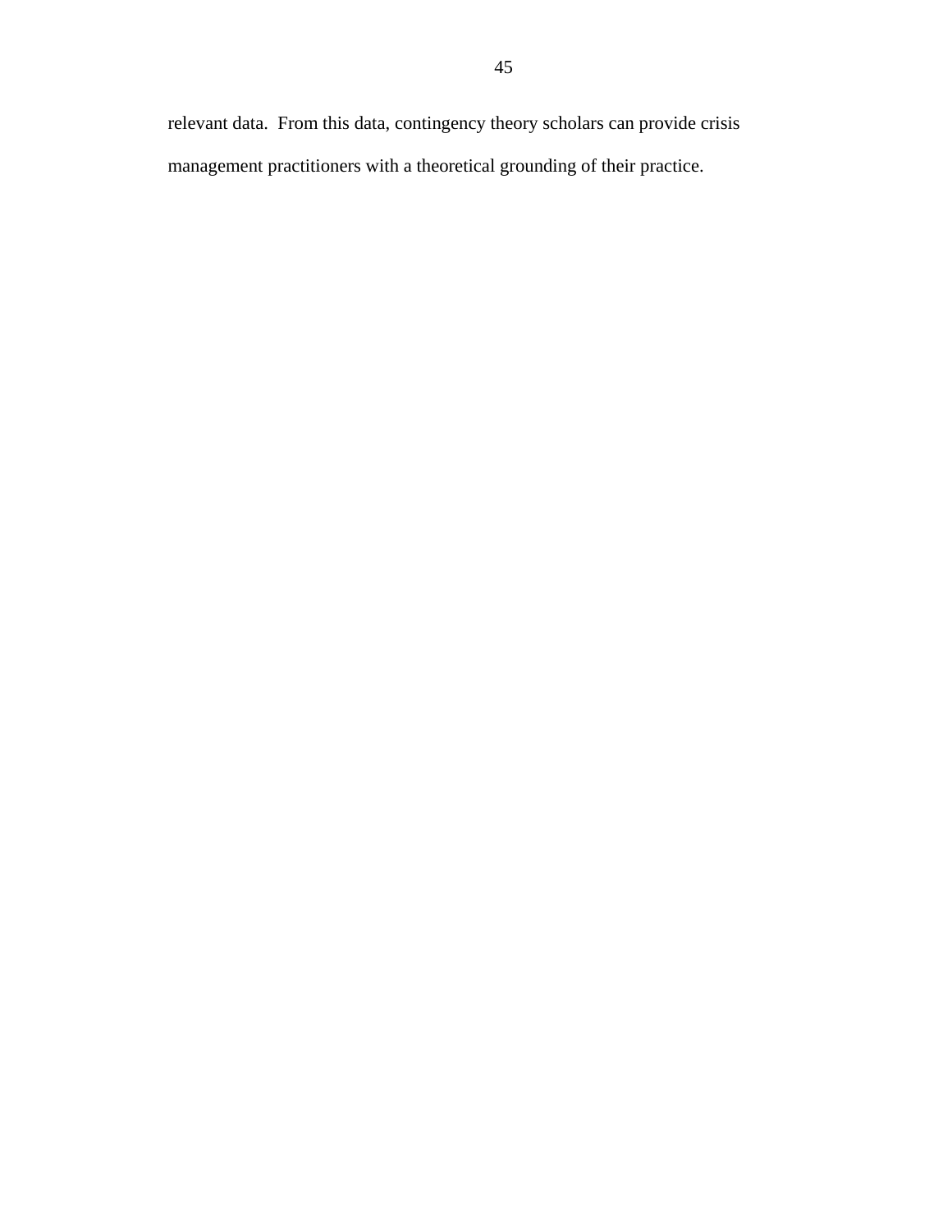relevant data.  From this data, contingency theory scholars can provide crisis management practitioners with a theoretical grounding of their practice.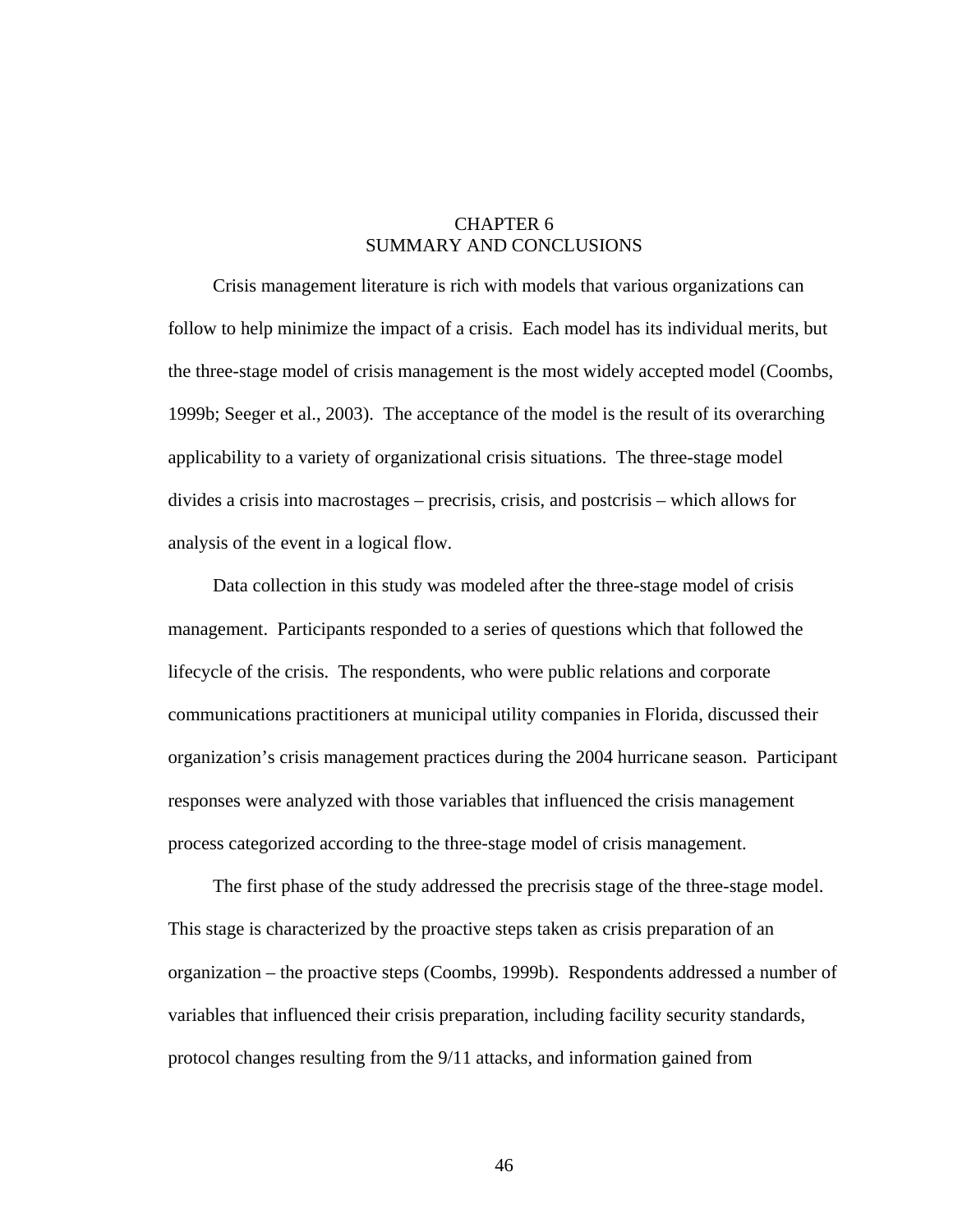# CHAPTER 6
# SUMMARY AND CONCLUSIONS

Crisis management literature is rich with models that various organizations can follow to help minimize the impact of a crisis. Each model has its individual merits, but the three-stage model of crisis management is the most widely accepted model (Coombs, 1999b; Seeger et al., 2003). The acceptance of the model is the result of its overarching applicability to a variety of organizational crisis situations. The three-stage model divides a crisis into macrostages – precrisis, crisis, and postcrisis – which allows for analysis of the event in a logical flow.

Data collection in this study was modeled after the three-stage model of crisis management. Participants responded to a series of questions which that followed the lifecycle of the crisis. The respondents, who were public relations and corporate communications practitioners at municipal utility companies in Florida, discussed their organization's crisis management practices during the 2004 hurricane season. Participant responses were analyzed with those variables that influenced the crisis management process categorized according to the three-stage model of crisis management.

The first phase of the study addressed the precrisis stage of the three-stage model. This stage is characterized by the proactive steps taken as crisis preparation of an organization – the proactive steps (Coombs, 1999b). Respondents addressed a number of variables that influenced their crisis preparation, including facility security standards, protocol changes resulting from the 9/11 attacks, and information gained from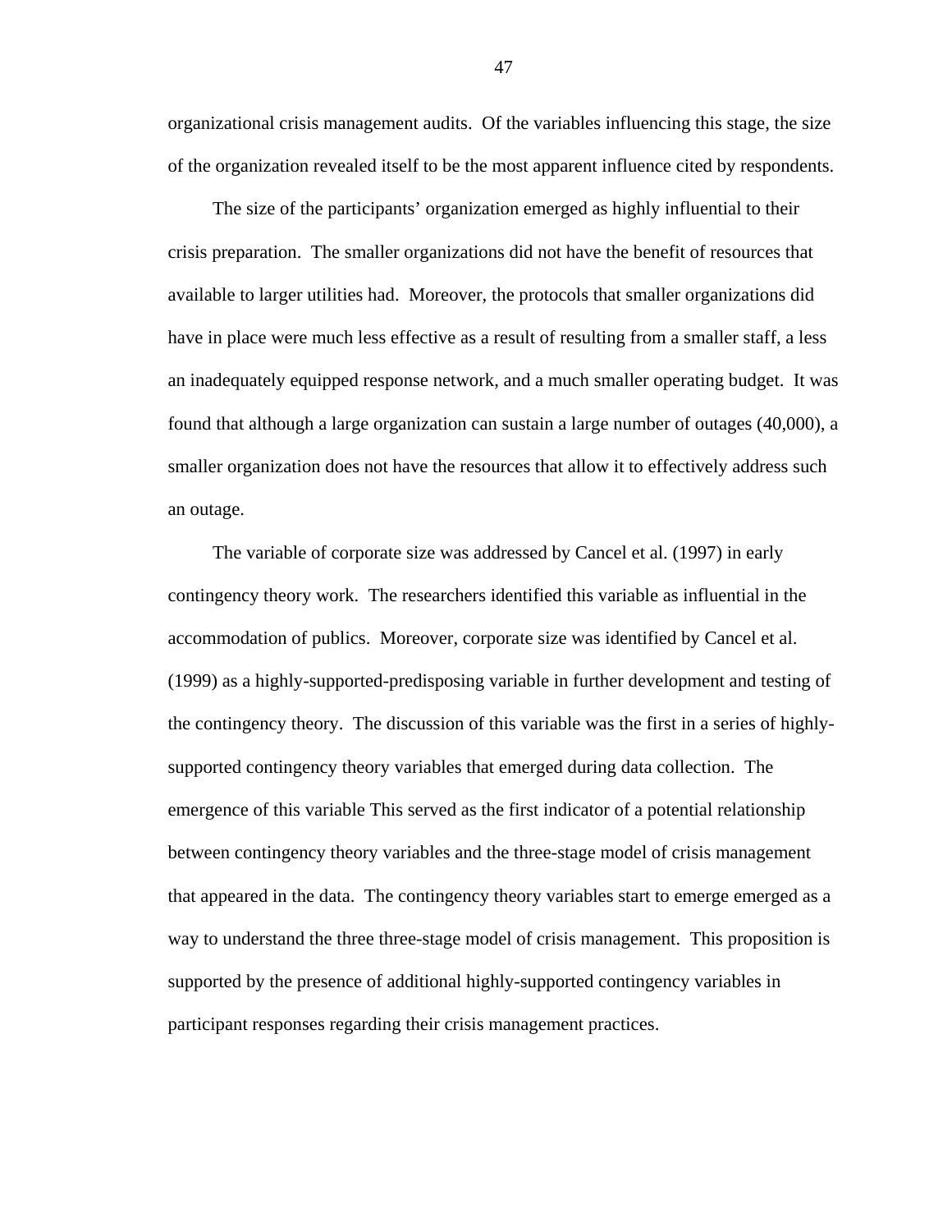organizational crisis management audits. Of the variables influencing this stage, the size of the organization revealed itself to be the most apparent influence cited by respondents.

The size of the participants' organization emerged as highly influential to their crisis preparation. The smaller organizations did not have the benefit of resources that available to larger utilities had. Moreover, the protocols that smaller organizations did have in place were much less effective as a result of resulting from a smaller staff, a less an inadequately equipped response network, and a much smaller operating budget. It was found that although a large organization can sustain a large number of outages (40,000), a smaller organization does not have the resources that allow it to effectively address such an outage.

The variable of corporate size was addressed by Cancel et al. (1997) in early contingency theory work. The researchers identified this variable as influential in the accommodation of publics. Moreover, corporate size was identified by Cancel et al. (1999) as a highly-supported-predisposing variable in further development and testing of the contingency theory. The discussion of this variable was the first in a series of highly-supported contingency theory variables that emerged during data collection. The emergence of this variable This served as the first indicator of a potential relationship between contingency theory variables and the three-stage model of crisis management that appeared in the data. The contingency theory variables start to emerge emerged as a way to understand the three three-stage model of crisis management. This proposition is supported by the presence of additional highly-supported contingency variables in participant responses regarding their crisis management practices.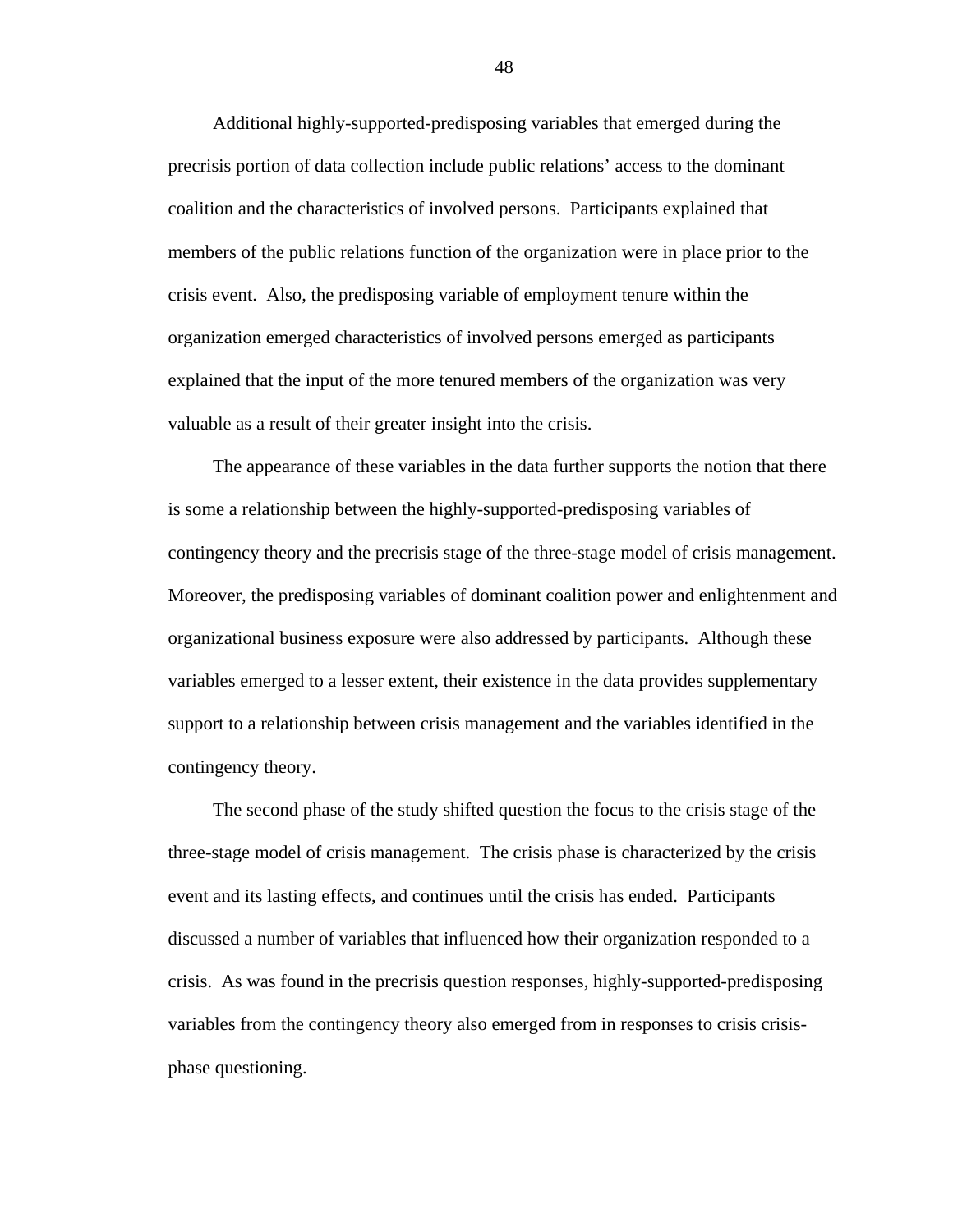Additional highly-supported-predisposing variables that emerged during the precrisis portion of data collection include public relations' access to the dominant coalition and the characteristics of involved persons. Participants explained that members of the public relations function of the organization were in place prior to the crisis event. Also, the predisposing variable of employment tenure within the organization emerged characteristics of involved persons emerged as participants explained that the input of the more tenured members of the organization was very valuable as a result of their greater insight into the crisis.

The appearance of these variables in the data further supports the notion that there is some a relationship between the highly-supported-predisposing variables of contingency theory and the precrisis stage of the three-stage model of crisis management. Moreover, the predisposing variables of dominant coalition power and enlightenment and organizational business exposure were also addressed by participants. Although these variables emerged to a lesser extent, their existence in the data provides supplementary support to a relationship between crisis management and the variables identified in the contingency theory.

The second phase of the study shifted question the focus to the crisis stage of the three-stage model of crisis management. The crisis phase is characterized by the crisis event and its lasting effects, and continues until the crisis has ended. Participants discussed a number of variables that influenced how their organization responded to a crisis. As was found in the precrisis question responses, highly-supported-predisposing variables from the contingency theory also emerged from in responses to crisis crisis-phase questioning.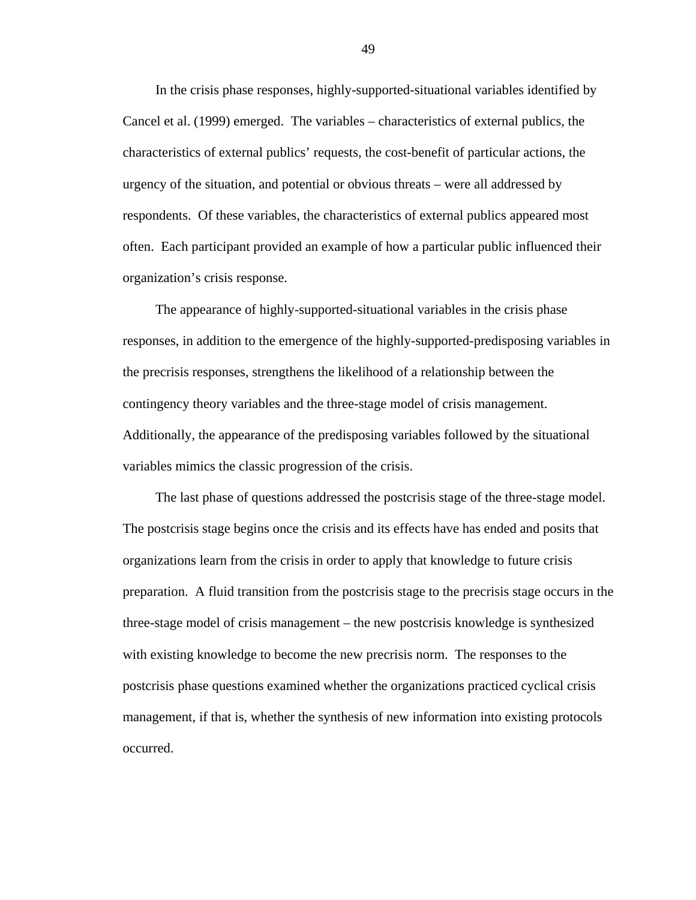In the crisis phase responses, highly-supported-situational variables identified by Cancel et al. (1999) emerged. The variables – characteristics of external publics, the characteristics of external publics' requests, the cost-benefit of particular actions, the urgency of the situation, and potential or obvious threats – were all addressed by respondents. Of these variables, the characteristics of external publics appeared most often. Each participant provided an example of how a particular public influenced their organization's crisis response.

The appearance of highly-supported-situational variables in the crisis phase responses, in addition to the emergence of the highly-supported-predisposing variables in the precrisis responses, strengthens the likelihood of a relationship between the contingency theory variables and the three-stage model of crisis management. Additionally, the appearance of the predisposing variables followed by the situational variables mimics the classic progression of the crisis.

The last phase of questions addressed the postcrisis stage of the three-stage model. The postcrisis stage begins once the crisis and its effects have has ended and posits that organizations learn from the crisis in order to apply that knowledge to future crisis preparation. A fluid transition from the postcrisis stage to the precrisis stage occurs in the three-stage model of crisis management – the new postcrisis knowledge is synthesized with existing knowledge to become the new precrisis norm. The responses to the postcrisis phase questions examined whether the organizations practiced cyclical crisis management, if that is, whether the synthesis of new information into existing protocols occurred.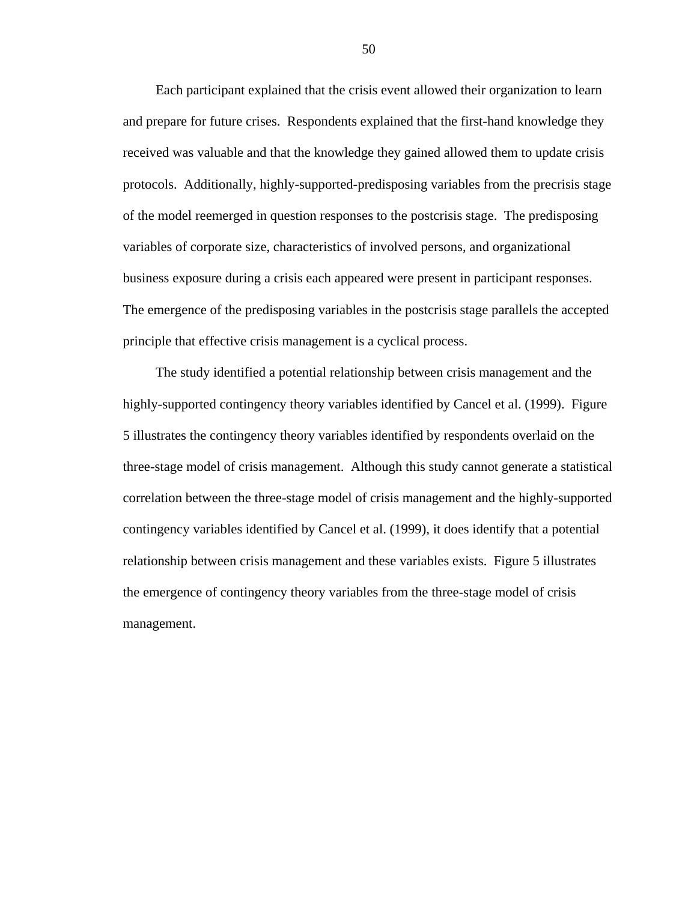Each participant explained that the crisis event allowed their organization to learn and prepare for future crises. Respondents explained that the first-hand knowledge they received was valuable and that the knowledge they gained allowed them to update crisis protocols. Additionally, highly-supported-predisposing variables from the precrisis stage of the model reemerged in question responses to the postcrisis stage. The predisposing variables of corporate size, characteristics of involved persons, and organizational business exposure during a crisis each appeared were present in participant responses. The emergence of the predisposing variables in the postcrisis stage parallels the accepted principle that effective crisis management is a cyclical process.

The study identified a potential relationship between crisis management and the highly-supported contingency theory variables identified by Cancel et al. (1999). Figure 5 illustrates the contingency theory variables identified by respondents overlaid on the three-stage model of crisis management. Although this study cannot generate a statistical correlation between the three-stage model of crisis management and the highly-supported contingency variables identified by Cancel et al. (1999), it does identify that a potential relationship between crisis management and these variables exists. Figure 5 illustrates the emergence of contingency theory variables from the three-stage model of crisis management.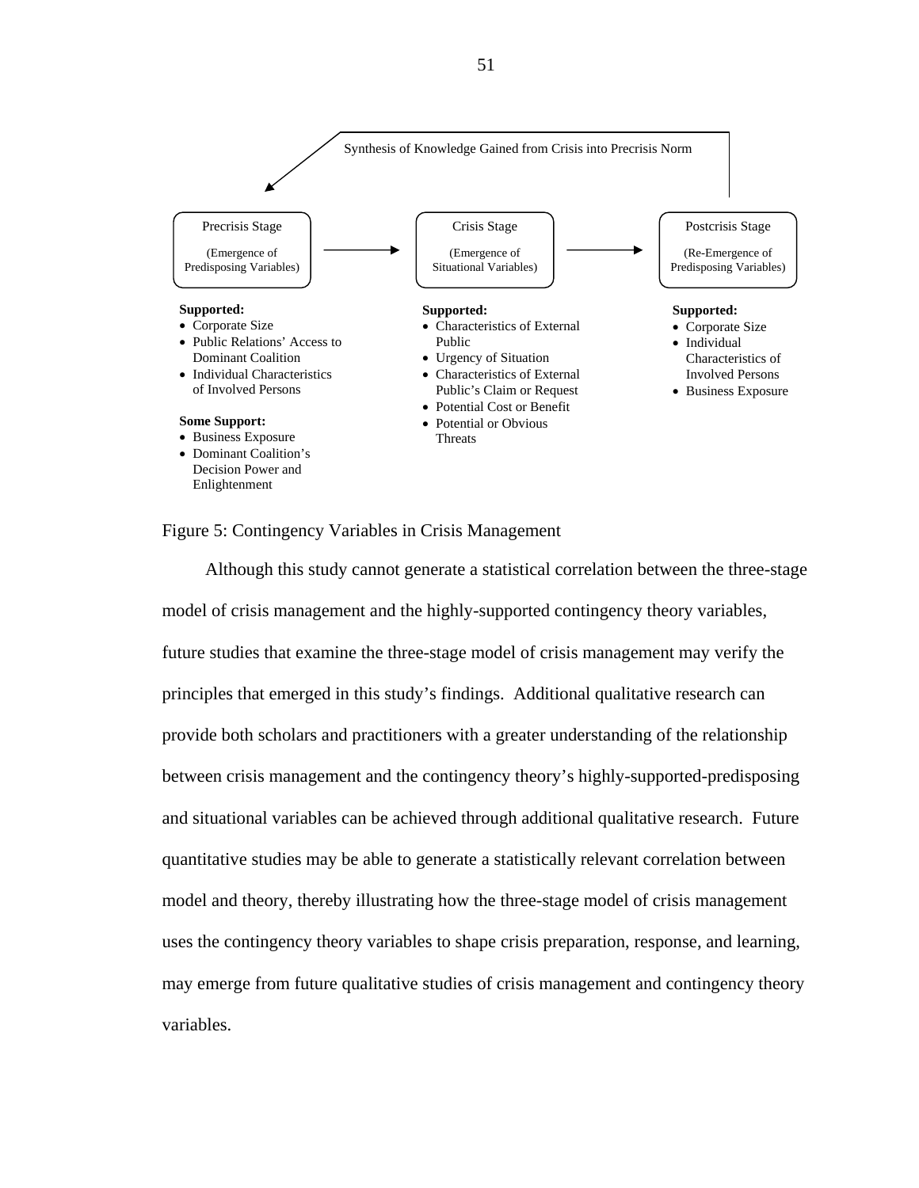Synthesis of Knowledge Gained from Crisis into Precrisis Norm

**Precrisis Stage** (Emergence of Predisposing Variables) → **Crisis Stage** (Emergence of Situational Variables) → **Postcrisis Stage** (Re-Emergence of Predisposing Variables)

**Precrisis Stage**

**Supported:**
- Corporate Size
- Public Relations' Access to Dominant Coalition
- Individual Characteristics of Involved Persons

**Some Support:**
- Business Exposure
- Dominant Coalition's Decision Power and Enlightenment

**Crisis Stage**

**Supported:**
- Characteristics of External Public
- Urgency of Situation
- Characteristics of External Public's Claim or Request
- Potential Cost or Benefit
- Potential or Obvious Threats

**Postcrisis Stage**

**Supported:**
- Corporate Size
- Individual Characteristics of Involved Persons
- Business Exposure

Figure 5: Contingency Variables in Crisis Management

Although this study cannot generate a statistical correlation between the three-stage model of crisis management and the highly-supported contingency theory variables, future studies that examine the three-stage model of crisis management may verify the principles that emerged in this study's findings. Additional qualitative research can provide both scholars and practitioners with a greater understanding of the relationship between crisis management and the contingency theory's highly-supported-predisposing and situational variables can be achieved through additional qualitative research. Future quantitative studies may be able to generate a statistically relevant correlation between model and theory, thereby illustrating how the three-stage model of crisis management uses the contingency theory variables to shape crisis preparation, response, and learning, may emerge from future qualitative studies of crisis management and contingency theory variables.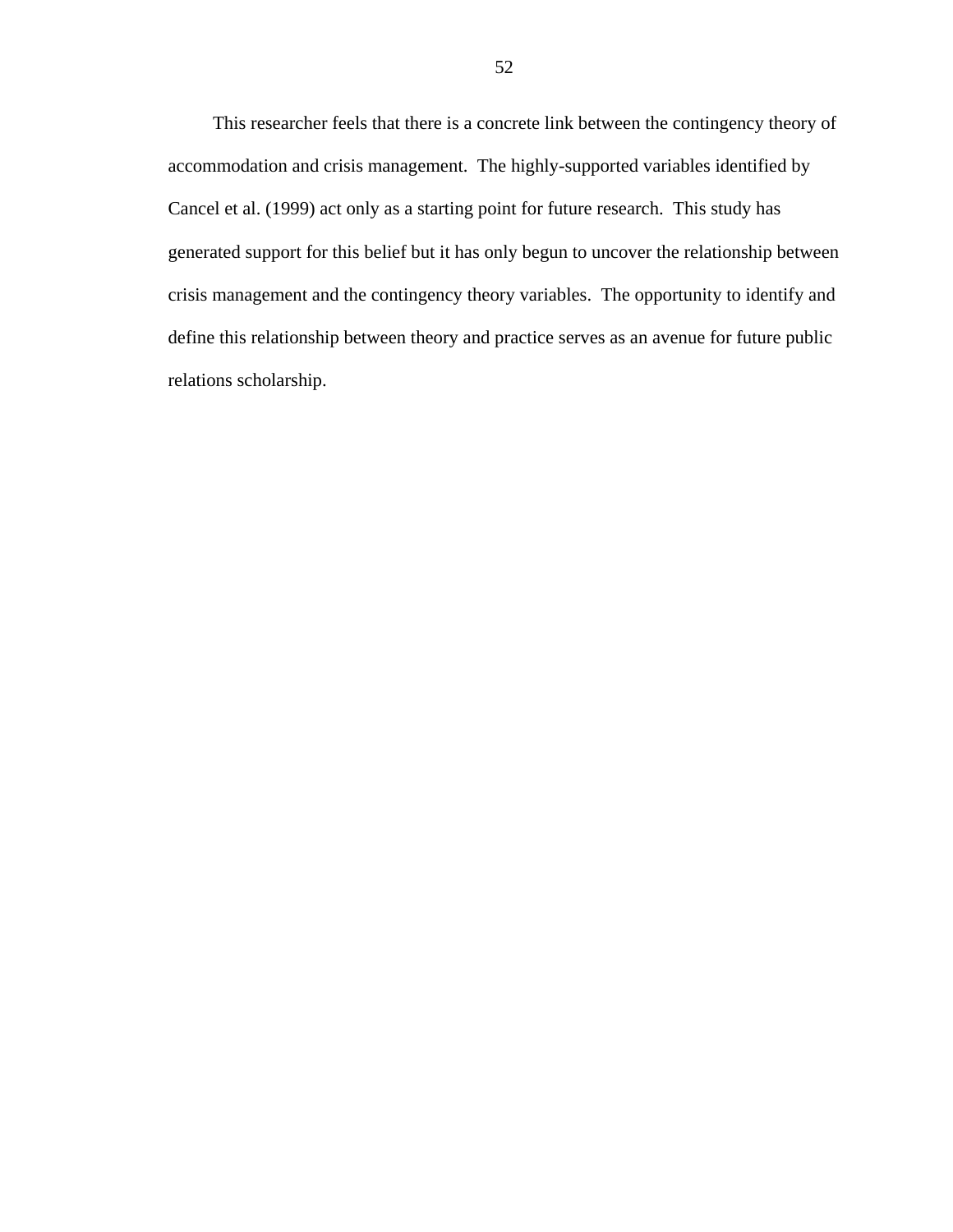This researcher feels that there is a concrete link between the contingency theory of accommodation and crisis management. The highly-supported variables identified by Cancel et al. (1999) act only as a starting point for future research. This study has generated support for this belief but it has only begun to uncover the relationship between crisis management and the contingency theory variables. The opportunity to identify and define this relationship between theory and practice serves as an avenue for future public relations scholarship.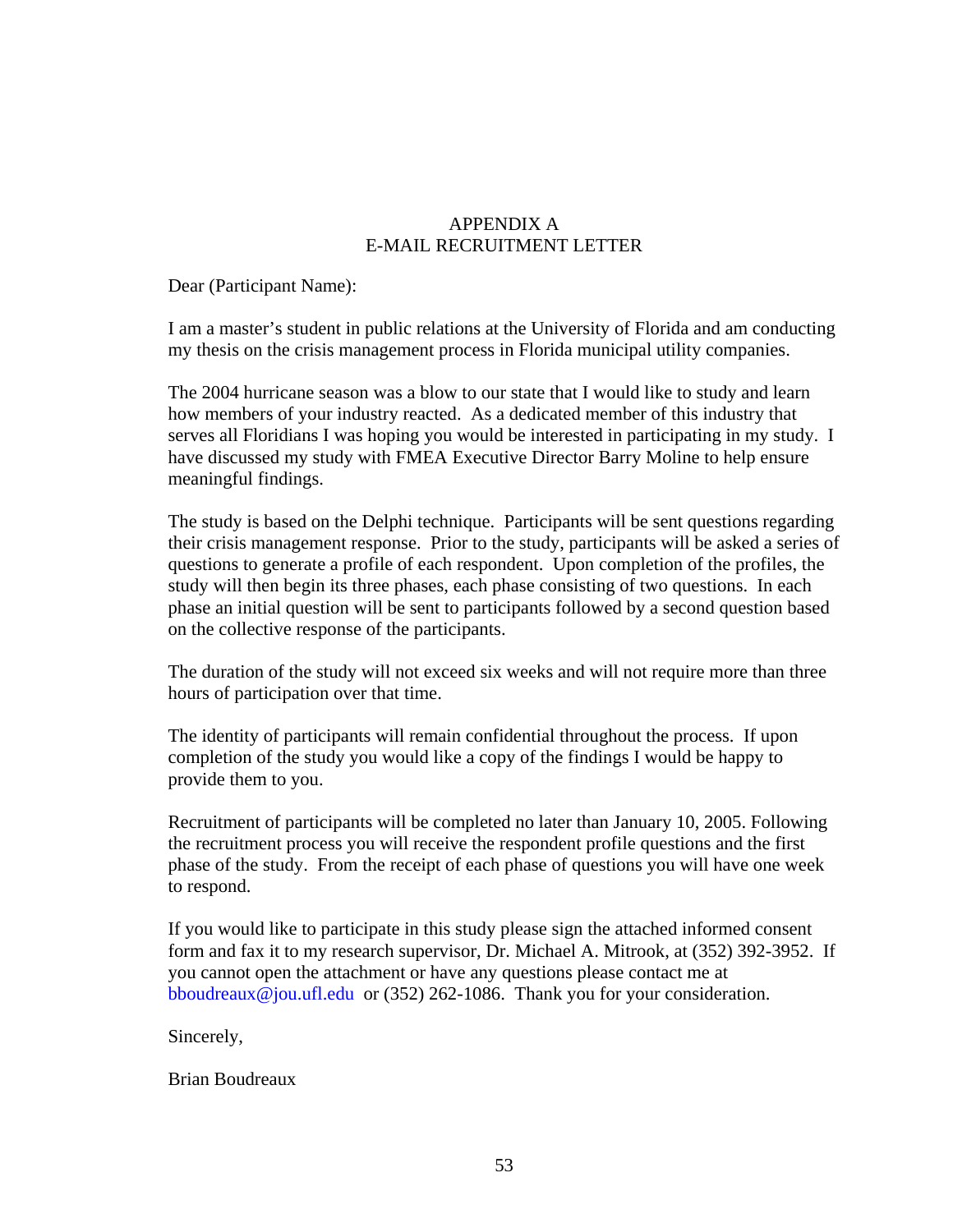# APPENDIX A
# E-MAIL RECRUITMENT LETTER

Dear (Participant Name):

I am a master's student in public relations at the University of Florida and am conducting my thesis on the crisis management process in Florida municipal utility companies.

The 2004 hurricane season was a blow to our state that I would like to study and learn how members of your industry reacted. As a dedicated member of this industry that serves all Floridians I was hoping you would be interested in participating in my study. I have discussed my study with FMEA Executive Director Barry Moline to help ensure meaningful findings.

The study is based on the Delphi technique. Participants will be sent questions regarding their crisis management response. Prior to the study, participants will be asked a series of questions to generate a profile of each respondent. Upon completion of the profiles, the study will then begin its three phases, each phase consisting of two questions. In each phase an initial question will be sent to participants followed by a second question based on the collective response of the participants.

The duration of the study will not exceed six weeks and will not require more than three hours of participation over that time.

The identity of participants will remain confidential throughout the process. If upon completion of the study you would like a copy of the findings I would be happy to provide them to you.

Recruitment of participants will be completed no later than January 10, 2005. Following the recruitment process you will receive the respondent profile questions and the first phase of the study. From the receipt of each phase of questions you will have one week to respond.

If you would like to participate in this study please sign the attached informed consent form and fax it to my research supervisor, Dr. Michael A. Mitrook, at (352) 392-3952. If you cannot open the attachment or have any questions please contact me at bboudreaux@jou.ufl.edu or (352) 262-1086. Thank you for your consideration.

Sincerely,

Brian Boudreaux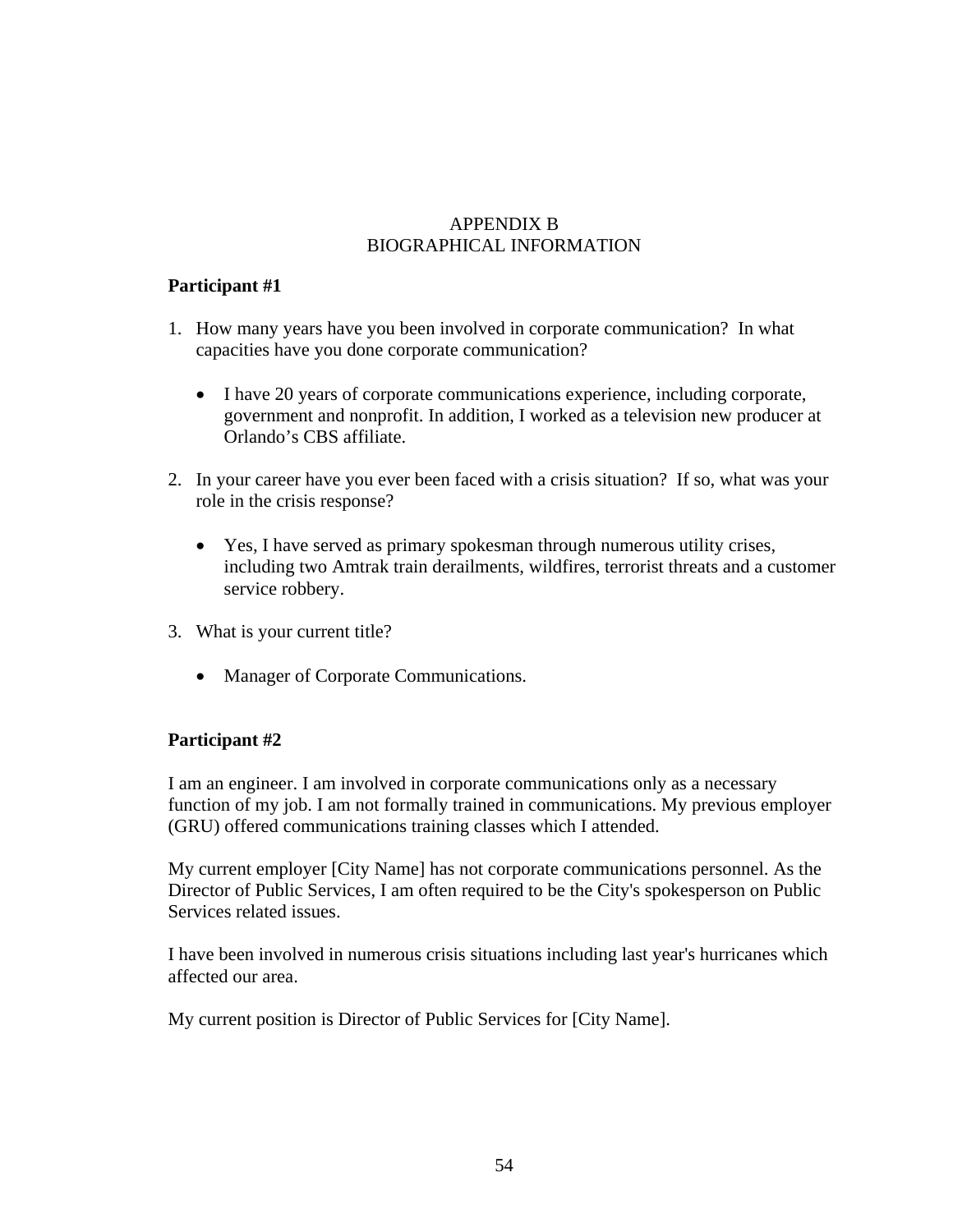# APPENDIX B
# BIOGRAPHICAL INFORMATION

**Participant #1**

1. How many years have you been involved in corporate communication? In what capacities have you done corporate communication?

   - I have 20 years of corporate communications experience, including corporate, government and nonprofit. In addition, I worked as a television new producer at Orlando's CBS affiliate.

2. In your career have you ever been faced with a crisis situation? If so, what was your role in the crisis response?

   - Yes, I have served as primary spokesman through numerous utility crises, including two Amtrak train derailments, wildfires, terrorist threats and a customer service robbery.

3. What is your current title?

   - Manager of Corporate Communications.

**Participant #2**

I am an engineer. I am involved in corporate communications only as a necessary function of my job. I am not formally trained in communications. My previous employer (GRU) offered communications training classes which I attended.

My current employer [City Name] has not corporate communications personnel. As the Director of Public Services, I am often required to be the City's spokesperson on Public Services related issues.

I have been involved in numerous crisis situations including last year's hurricanes which affected our area.

My current position is Director of Public Services for [City Name].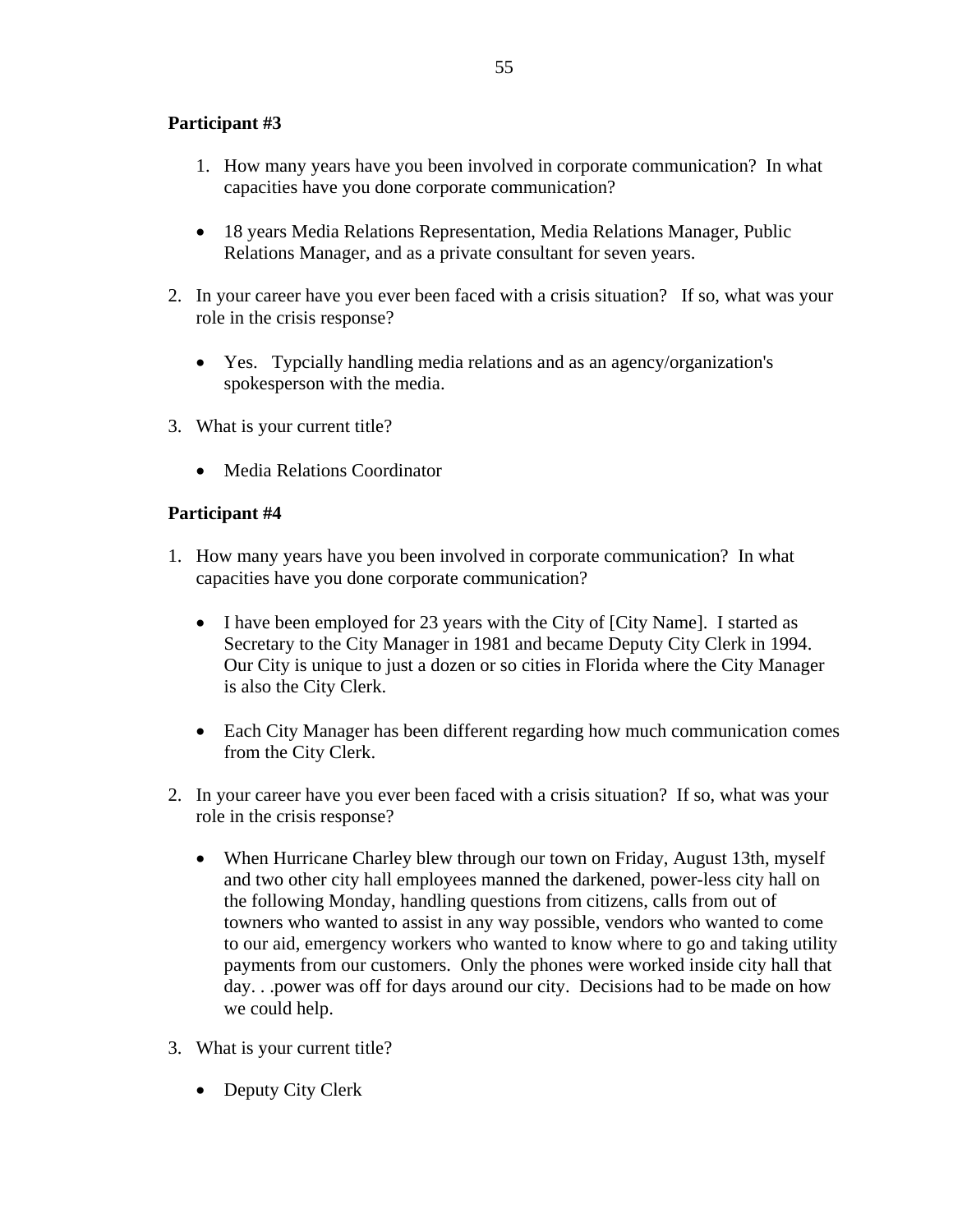**Participant #3**

1. How many years have you been involved in corporate communication? In what capacities have you done corporate communication?

- 18 years Media Relations Representation, Media Relations Manager, Public Relations Manager, and as a private consultant for seven years.

2. In your career have you ever been faced with a crisis situation? If so, what was your role in the crisis response?

- Yes. Typcially handling media relations and as an agency/organization's spokesperson with the media.

3. What is your current title?

- Media Relations Coordinator

**Participant #4**

1. How many years have you been involved in corporate communication? In what capacities have you done corporate communication?

- I have been employed for 23 years with the City of [City Name]. I started as Secretary to the City Manager in 1981 and became Deputy City Clerk in 1994. Our City is unique to just a dozen or so cities in Florida where the City Manager is also the City Clerk.

- Each City Manager has been different regarding how much communication comes from the City Clerk.

2. In your career have you ever been faced with a crisis situation? If so, what was your role in the crisis response?

- When Hurricane Charley blew through our town on Friday, August 13th, myself and two other city hall employees manned the darkened, power-less city hall on the following Monday, handling questions from citizens, calls from out of towners who wanted to assist in any way possible, vendors who wanted to come to our aid, emergency workers who wanted to know where to go and taking utility payments from our customers. Only the phones were worked inside city hall that day. . .power was off for days around our city. Decisions had to be made on how we could help.

3. What is your current title?

- Deputy City Clerk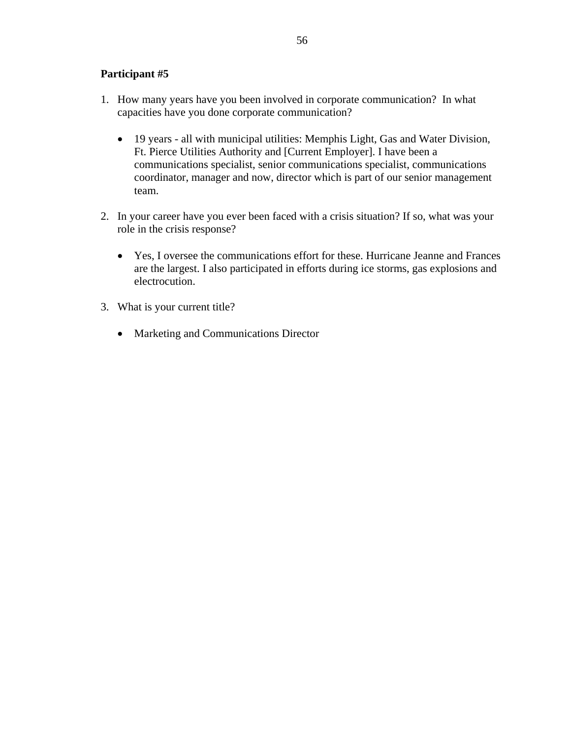**Participant #5**

1. How many years have you been involved in corporate communication? In what capacities have you done corporate communication?

    - 19 years - all with municipal utilities: Memphis Light, Gas and Water Division, Ft. Pierce Utilities Authority and [Current Employer]. I have been a communications specialist, senior communications specialist, communications coordinator, manager and now, director which is part of our senior management team.

2. In your career have you ever been faced with a crisis situation? If so, what was your role in the crisis response?

    - Yes, I oversee the communications effort for these. Hurricane Jeanne and Frances are the largest. I also participated in efforts during ice storms, gas explosions and electrocution.

3. What is your current title?

    - Marketing and Communications Director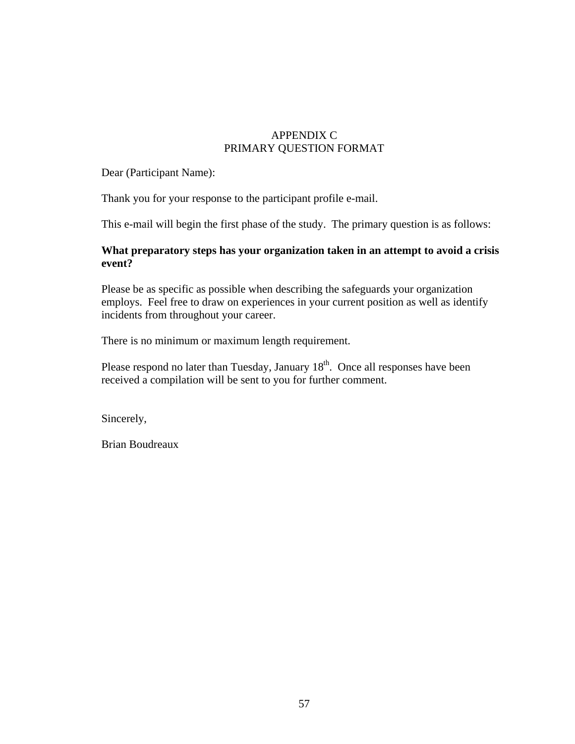# APPENDIX C
# PRIMARY QUESTION FORMAT

Dear (Participant Name):

Thank you for your response to the participant profile e-mail.

This e-mail will begin the first phase of the study. The primary question is as follows:

**What preparatory steps has your organization taken in an attempt to avoid a crisis event?**

Please be as specific as possible when describing the safeguards your organization employs. Feel free to draw on experiences in your current position as well as identify incidents from throughout your career.

There is no minimum or maximum length requirement.

Please respond no later than Tuesday, January 18th. Once all responses have been received a compilation will be sent to you for further comment.

Sincerely,

Brian Boudreaux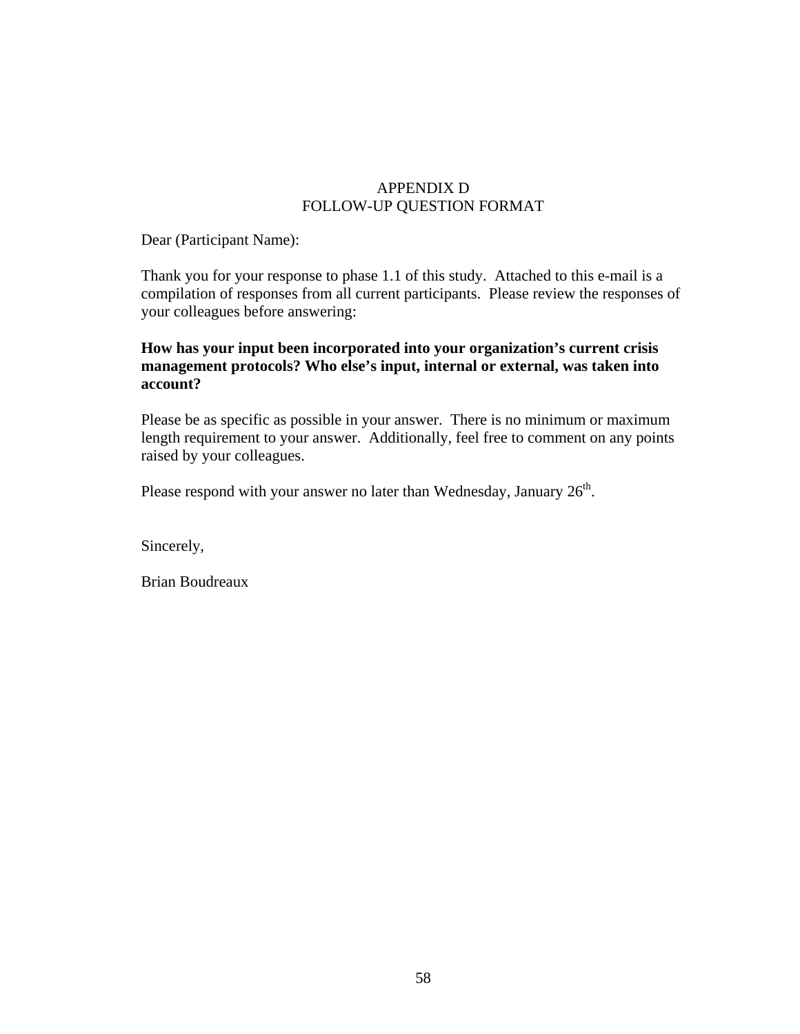# APPENDIX D
## FOLLOW-UP QUESTION FORMAT

Dear (Participant Name):

Thank you for your response to phase 1.1 of this study. Attached to this e-mail is a compilation of responses from all current participants. Please review the responses of your colleagues before answering:

**How has your input been incorporated into your organization's current crisis management protocols? Who else's input, internal or external, was taken into account?**

Please be as specific as possible in your answer. There is no minimum or maximum length requirement to your answer. Additionally, feel free to comment on any points raised by your colleagues.

Please respond with your answer no later than Wednesday, January 26th.

Sincerely,

Brian Boudreaux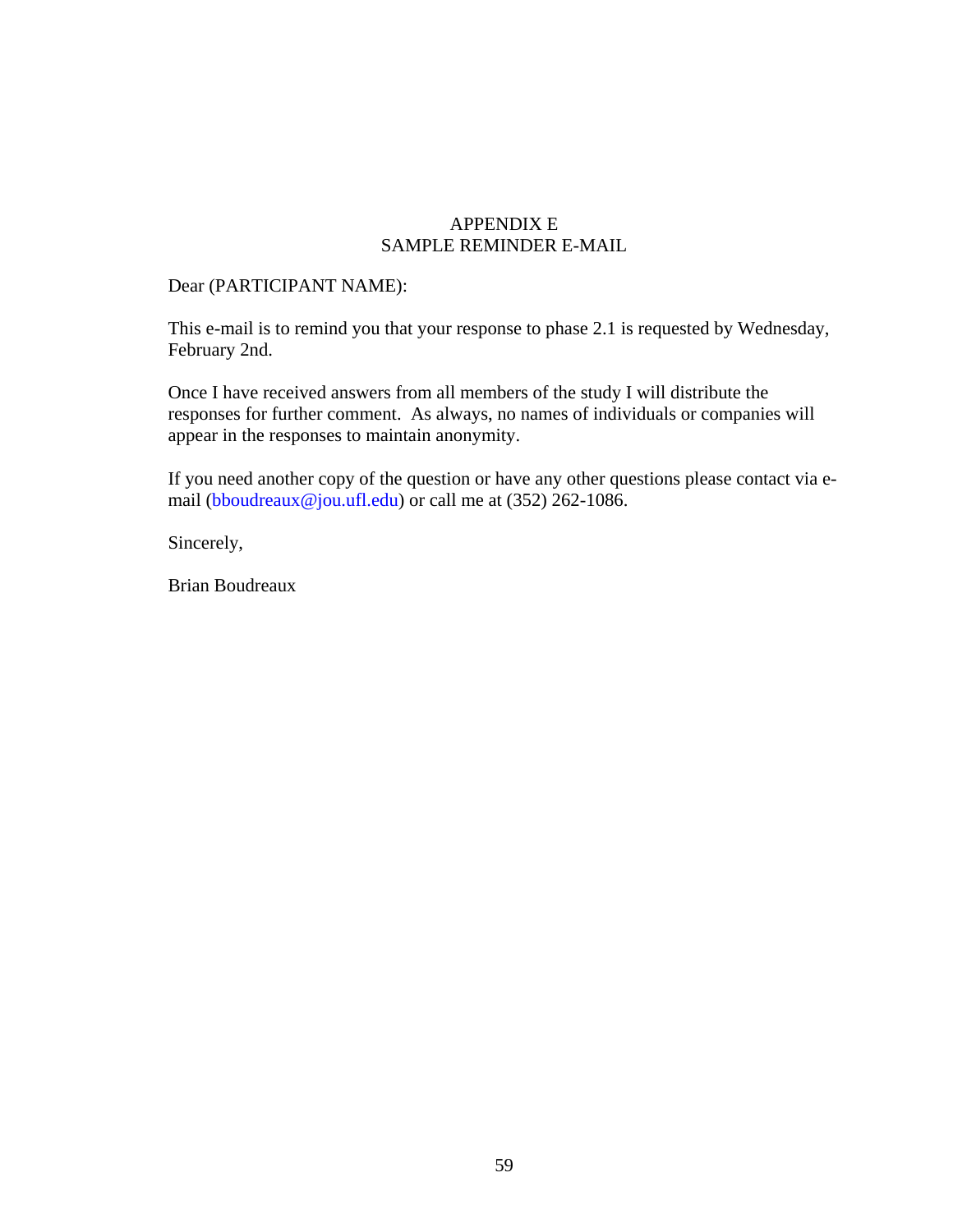# APPENDIX E
# SAMPLE REMINDER E-MAIL

Dear (PARTICIPANT NAME):

This e-mail is to remind you that your response to phase 2.1 is requested by Wednesday, February 2nd.

Once I have received answers from all members of the study I will distribute the responses for further comment. As always, no names of individuals or companies will appear in the responses to maintain anonymity.

If you need another copy of the question or have any other questions please contact via e-mail (bboudreaux@jou.ufl.edu) or call me at (352) 262-1086.

Sincerely,

Brian Boudreaux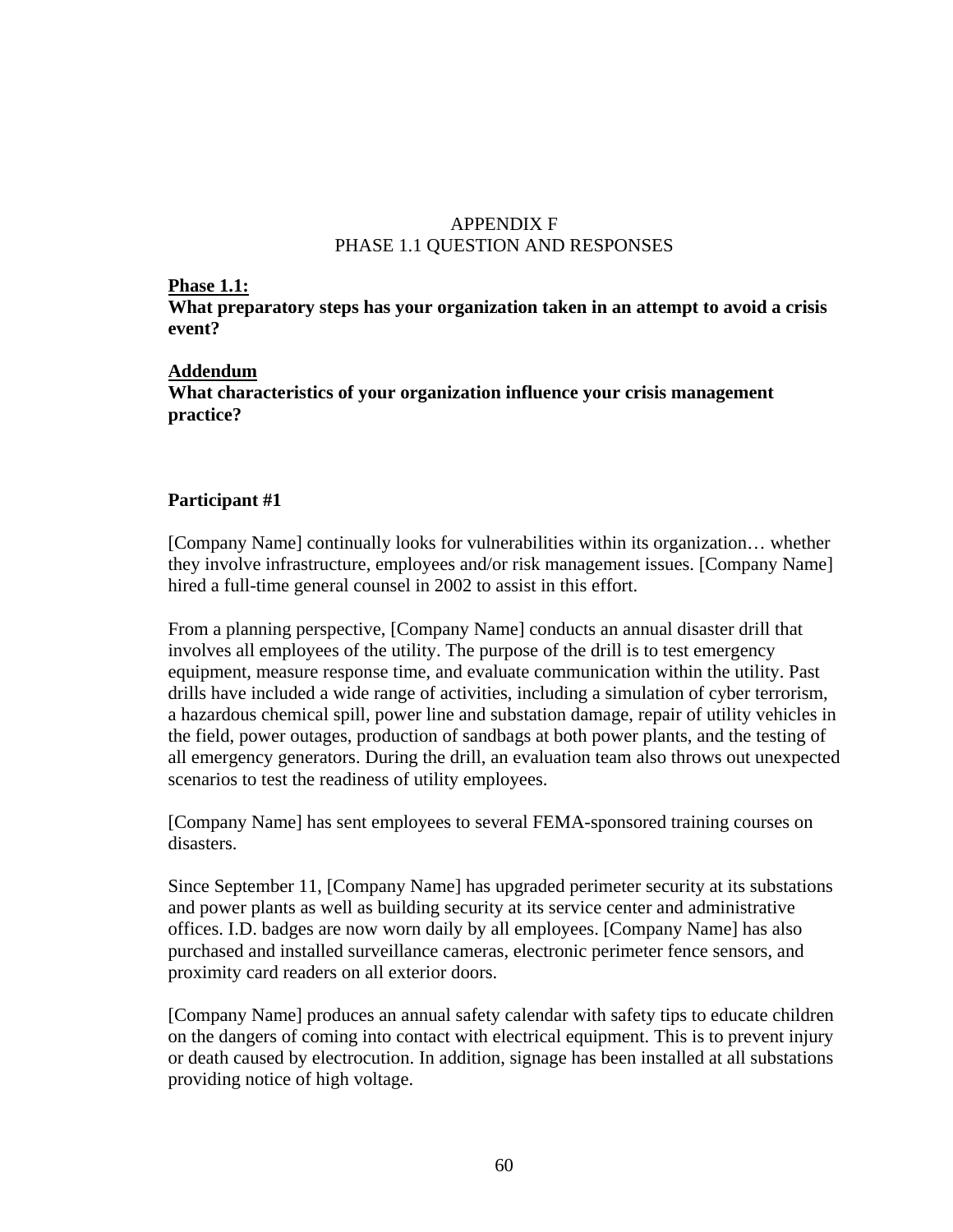# APPENDIX F
# PHASE 1.1 QUESTION AND RESPONSES

**Phase 1.1:**

**What preparatory steps has your organization taken in an attempt to avoid a crisis event?**

**Addendum**

**What characteristics of your organization influence your crisis management practice?**

**Participant #1**

[Company Name] continually looks for vulnerabilities within its organization… whether they involve infrastructure, employees and/or risk management issues. [Company Name] hired a full-time general counsel in 2002 to assist in this effort.

From a planning perspective, [Company Name] conducts an annual disaster drill that involves all employees of the utility. The purpose of the drill is to test emergency equipment, measure response time, and evaluate communication within the utility. Past drills have included a wide range of activities, including a simulation of cyber terrorism, a hazardous chemical spill, power line and substation damage, repair of utility vehicles in the field, power outages, production of sandbags at both power plants, and the testing of all emergency generators. During the drill, an evaluation team also throws out unexpected scenarios to test the readiness of utility employees.

[Company Name] has sent employees to several FEMA-sponsored training courses on disasters.

Since September 11, [Company Name] has upgraded perimeter security at its substations and power plants as well as building security at its service center and administrative offices. I.D. badges are now worn daily by all employees. [Company Name] has also purchased and installed surveillance cameras, electronic perimeter fence sensors, and proximity card readers on all exterior doors.

[Company Name] produces an annual safety calendar with safety tips to educate children on the dangers of coming into contact with electrical equipment. This is to prevent injury or death caused by electrocution. In addition, signage has been installed at all substations providing notice of high voltage.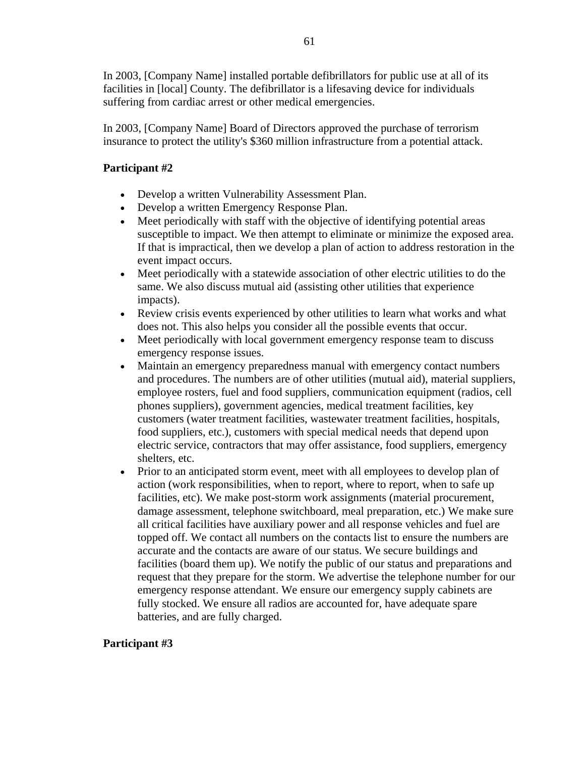In 2003, [Company Name] installed portable defibrillators for public use at all of its facilities in [local] County. The defibrillator is a lifesaving device for individuals suffering from cardiac arrest or other medical emergencies.

In 2003, [Company Name] Board of Directors approved the purchase of terrorism insurance to protect the utility's $360 million infrastructure from a potential attack.

**Participant #2**

- Develop a written Vulnerability Assessment Plan.
- Develop a written Emergency Response Plan.
- Meet periodically with staff with the objective of identifying potential areas susceptible to impact. We then attempt to eliminate or minimize the exposed area. If that is impractical, then we develop a plan of action to address restoration in the event impact occurs.
- Meet periodically with a statewide association of other electric utilities to do the same. We also discuss mutual aid (assisting other utilities that experience impacts).
- Review crisis events experienced by other utilities to learn what works and what does not. This also helps you consider all the possible events that occur.
- Meet periodically with local government emergency response team to discuss emergency response issues.
- Maintain an emergency preparedness manual with emergency contact numbers and procedures. The numbers are of other utilities (mutual aid), material suppliers, employee rosters, fuel and food suppliers, communication equipment (radios, cell phones suppliers), government agencies, medical treatment facilities, key customers (water treatment facilities, wastewater treatment facilities, hospitals, food suppliers, etc.), customers with special medical needs that depend upon electric service, contractors that may offer assistance, food suppliers, emergency shelters, etc.
- Prior to an anticipated storm event, meet with all employees to develop plan of action (work responsibilities, when to report, where to report, when to safe up facilities, etc). We make post-storm work assignments (material procurement, damage assessment, telephone switchboard, meal preparation, etc.) We make sure all critical facilities have auxiliary power and all response vehicles and fuel are topped off. We contact all numbers on the contacts list to ensure the numbers are accurate and the contacts are aware of our status. We secure buildings and facilities (board them up). We notify the public of our status and preparations and request that they prepare for the storm. We advertise the telephone number for our emergency response attendant. We ensure our emergency supply cabinets are fully stocked. We ensure all radios are accounted for, have adequate spare batteries, and are fully charged.

**Participant #3**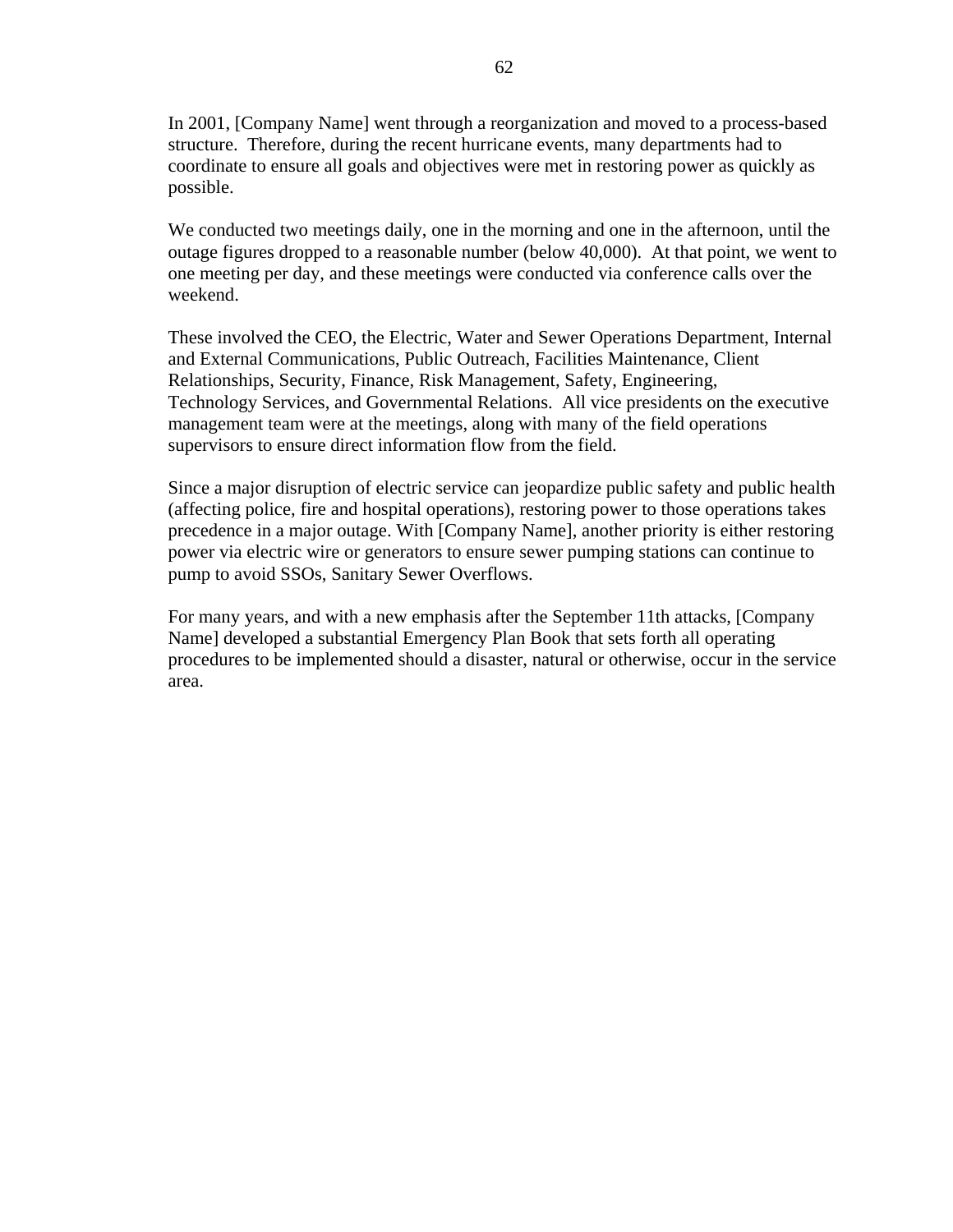In 2001, [Company Name] went through a reorganization and moved to a process-based structure. Therefore, during the recent hurricane events, many departments had to coordinate to ensure all goals and objectives were met in restoring power as quickly as possible.

We conducted two meetings daily, one in the morning and one in the afternoon, until the outage figures dropped to a reasonable number (below 40,000). At that point, we went to one meeting per day, and these meetings were conducted via conference calls over the weekend.

These involved the CEO, the Electric, Water and Sewer Operations Department, Internal and External Communications, Public Outreach, Facilities Maintenance, Client Relationships, Security, Finance, Risk Management, Safety, Engineering, Technology Services, and Governmental Relations. All vice presidents on the executive management team were at the meetings, along with many of the field operations supervisors to ensure direct information flow from the field.

Since a major disruption of electric service can jeopardize public safety and public health (affecting police, fire and hospital operations), restoring power to those operations takes precedence in a major outage. With [Company Name], another priority is either restoring power via electric wire or generators to ensure sewer pumping stations can continue to pump to avoid SSOs, Sanitary Sewer Overflows.

For many years, and with a new emphasis after the September 11th attacks, [Company Name] developed a substantial Emergency Plan Book that sets forth all operating procedures to be implemented should a disaster, natural or otherwise, occur in the service area.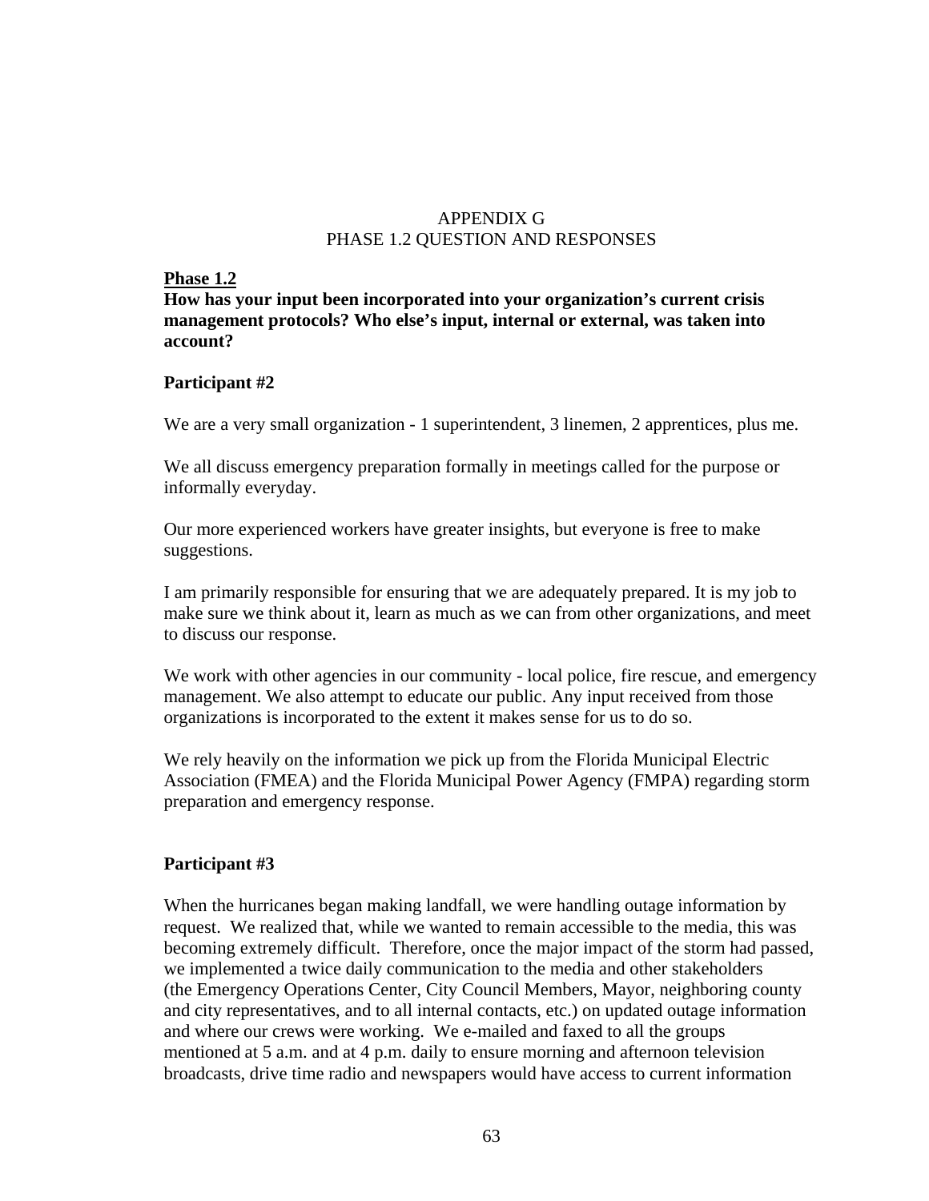# APPENDIX G
# PHASE 1.2 QUESTION AND RESPONSES

**Phase 1.2**

**How has your input been incorporated into your organization's current crisis management protocols? Who else's input, internal or external, was taken into account?**

**Participant #2**

We are a very small organization - 1 superintendent, 3 linemen, 2 apprentices, plus me.

We all discuss emergency preparation formally in meetings called for the purpose or informally everyday.

Our more experienced workers have greater insights, but everyone is free to make suggestions.

I am primarily responsible for ensuring that we are adequately prepared. It is my job to make sure we think about it, learn as much as we can from other organizations, and meet to discuss our response.

We work with other agencies in our community - local police, fire rescue, and emergency management. We also attempt to educate our public. Any input received from those organizations is incorporated to the extent it makes sense for us to do so.

We rely heavily on the information we pick up from the Florida Municipal Electric Association (FMEA) and the Florida Municipal Power Agency (FMPA) regarding storm preparation and emergency response.

**Participant #3**

When the hurricanes began making landfall, we were handling outage information by request. We realized that, while we wanted to remain accessible to the media, this was becoming extremely difficult. Therefore, once the major impact of the storm had passed, we implemented a twice daily communication to the media and other stakeholders (the Emergency Operations Center, City Council Members, Mayor, neighboring county and city representatives, and to all internal contacts, etc.) on updated outage information and where our crews were working. We e-mailed and faxed to all the groups mentioned at 5 a.m. and at 4 p.m. daily to ensure morning and afternoon television broadcasts, drive time radio and newspapers would have access to current information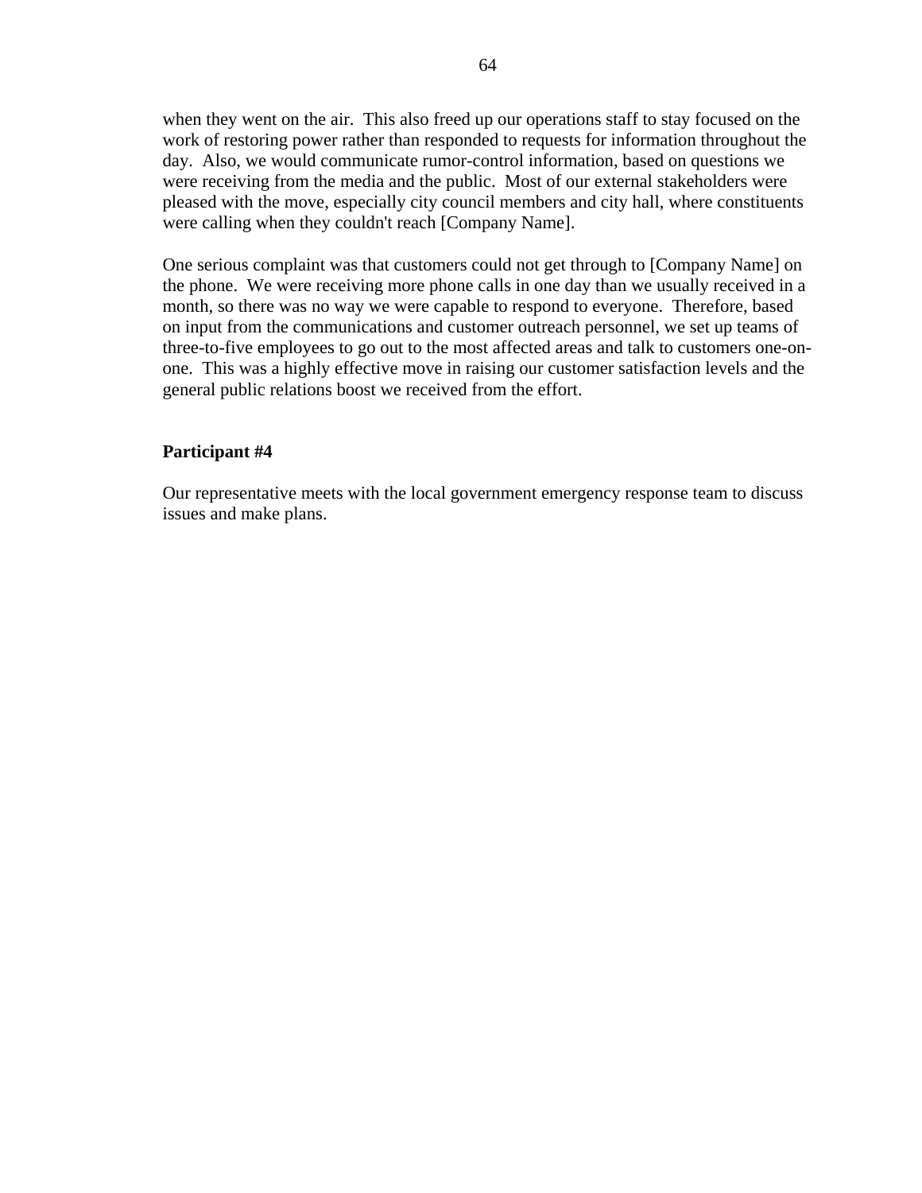when they went on the air. This also freed up our operations staff to stay focused on the work of restoring power rather than responded to requests for information throughout the day. Also, we would communicate rumor-control information, based on questions we were receiving from the media and the public. Most of our external stakeholders were pleased with the move, especially city council members and city hall, where constituents were calling when they couldn't reach [Company Name].

One serious complaint was that customers could not get through to [Company Name] on the phone. We were receiving more phone calls in one day than we usually received in a month, so there was no way we were capable to respond to everyone. Therefore, based on input from the communications and customer outreach personnel, we set up teams of three-to-five employees to go out to the most affected areas and talk to customers one-on-one. This was a highly effective move in raising our customer satisfaction levels and the general public relations boost we received from the effort.

**Participant #4**

Our representative meets with the local government emergency response team to discuss issues and make plans.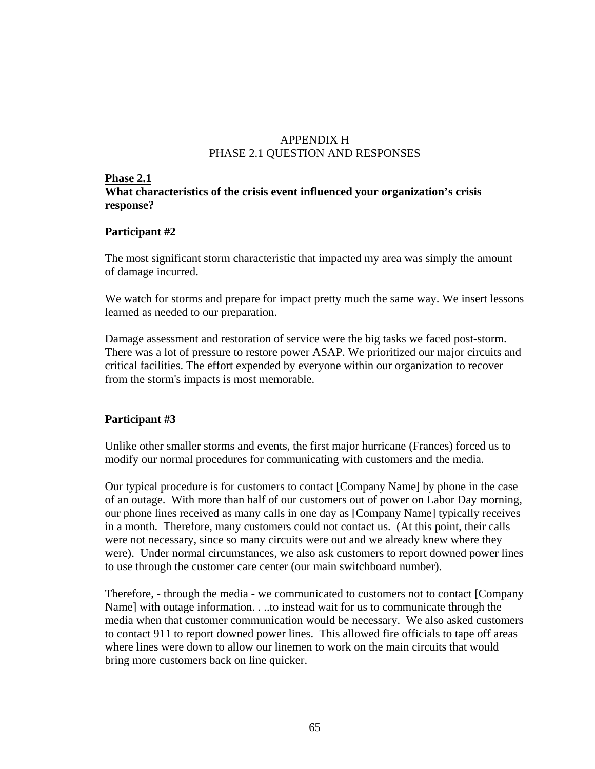# APPENDIX H
# PHASE 2.1 QUESTION AND RESPONSES

**Phase 2.1**
**What characteristics of the crisis event influenced your organization's crisis response?**

### Participant #2

The most significant storm characteristic that impacted my area was simply the amount of damage incurred.

We watch for storms and prepare for impact pretty much the same way. We insert lessons learned as needed to our preparation.

Damage assessment and restoration of service were the big tasks we faced post-storm. There was a lot of pressure to restore power ASAP. We prioritized our major circuits and critical facilities. The effort expended by everyone within our organization to recover from the storm's impacts is most memorable.

### Participant #3

Unlike other smaller storms and events, the first major hurricane (Frances) forced us to modify our normal procedures for communicating with customers and the media.

Our typical procedure is for customers to contact [Company Name] by phone in the case of an outage. With more than half of our customers out of power on Labor Day morning, our phone lines received as many calls in one day as [Company Name] typically receives in a month. Therefore, many customers could not contact us. (At this point, their calls were not necessary, since so many circuits were out and we already knew where they were). Under normal circumstances, we also ask customers to report downed power lines to use through the customer care center (our main switchboard number).

Therefore, - through the media - we communicated to customers not to contact [Company Name] with outage information. . ..to instead wait for us to communicate through the media when that customer communication would be necessary. We also asked customers to contact 911 to report downed power lines. This allowed fire officials to tape off areas where lines were down to allow our linemen to work on the main circuits that would bring more customers back on line quicker.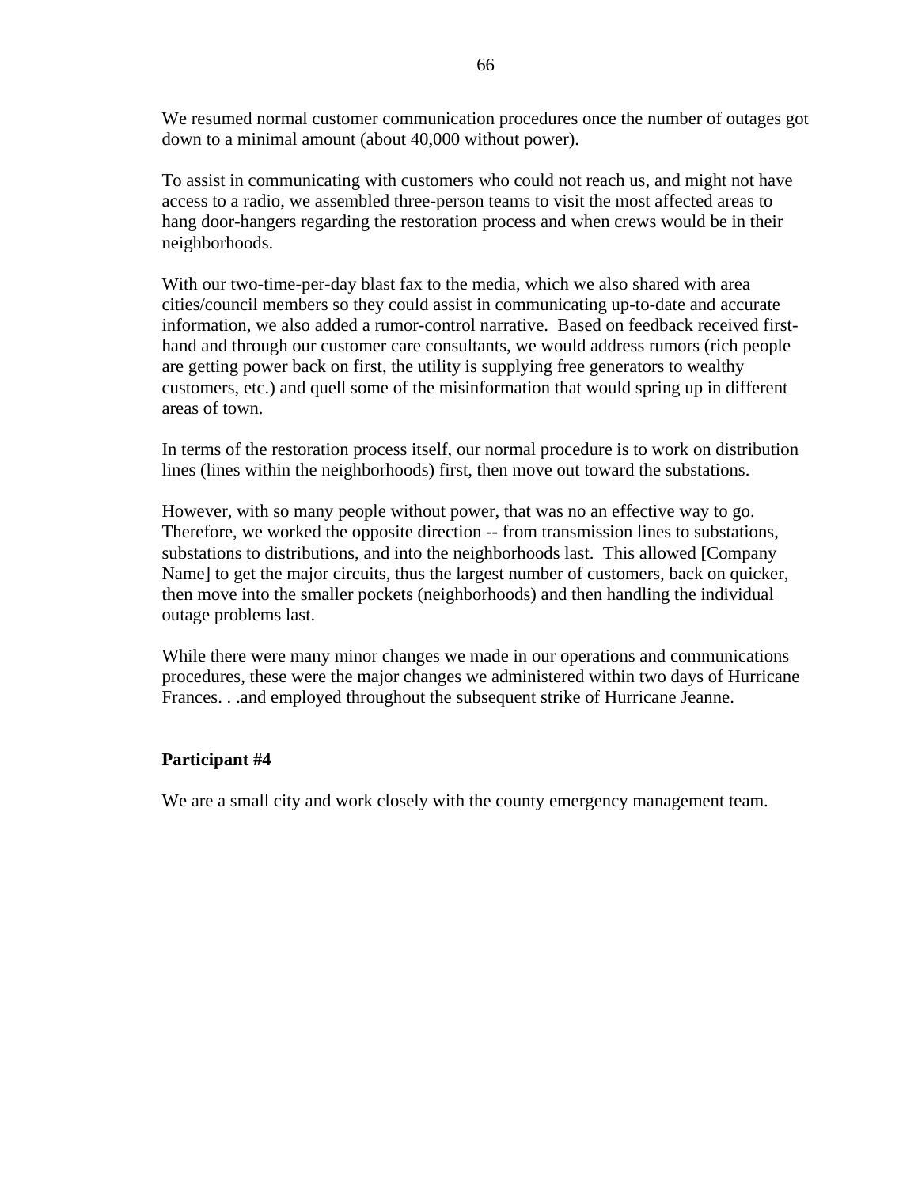We resumed normal customer communication procedures once the number of outages got down to a minimal amount (about 40,000 without power).

To assist in communicating with customers who could not reach us, and might not have access to a radio, we assembled three-person teams to visit the most affected areas to hang door-hangers regarding the restoration process and when crews would be in their neighborhoods.

With our two-time-per-day blast fax to the media, which we also shared with area cities/council members so they could assist in communicating up-to-date and accurate information, we also added a rumor-control narrative. Based on feedback received first-hand and through our customer care consultants, we would address rumors (rich people are getting power back on first, the utility is supplying free generators to wealthy customers, etc.) and quell some of the misinformation that would spring up in different areas of town.

In terms of the restoration process itself, our normal procedure is to work on distribution lines (lines within the neighborhoods) first, then move out toward the substations.

However, with so many people without power, that was no an effective way to go. Therefore, we worked the opposite direction -- from transmission lines to substations, substations to distributions, and into the neighborhoods last. This allowed [Company Name] to get the major circuits, thus the largest number of customers, back on quicker, then move into the smaller pockets (neighborhoods) and then handling the individual outage problems last.

While there were many minor changes we made in our operations and communications procedures, these were the major changes we administered within two days of Hurricane Frances. . .and employed throughout the subsequent strike of Hurricane Jeanne.

**Participant #4**

We are a small city and work closely with the county emergency management team.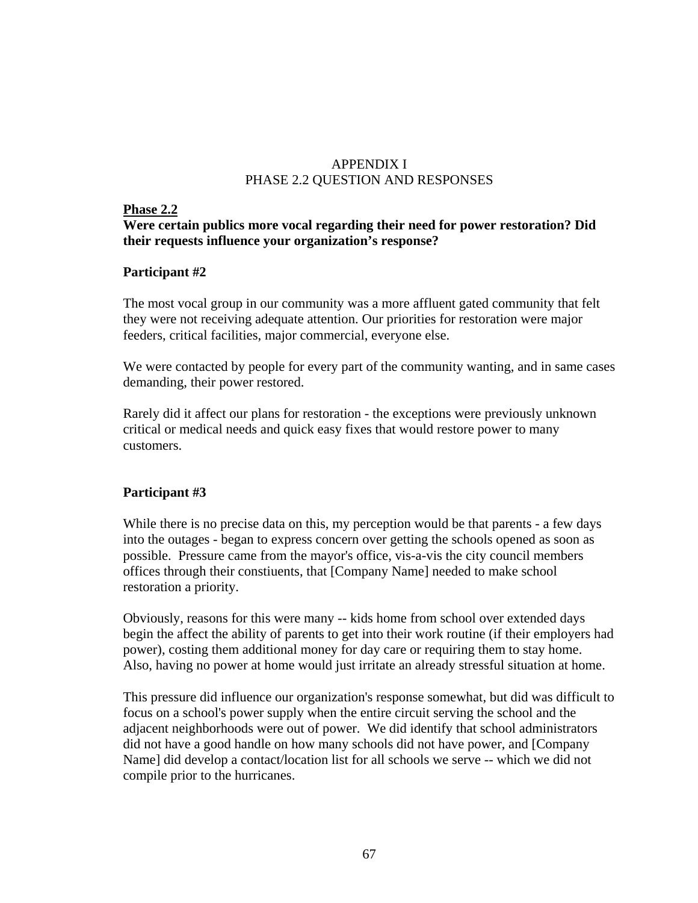# APPENDIX I
## PHASE 2.2 QUESTION AND RESPONSES

**<u>Phase 2.2</u>**
**Were certain publics more vocal regarding their need for power restoration? Did their requests influence your organization's response?**

**Participant #2**

The most vocal group in our community was a more affluent gated community that felt they were not receiving adequate attention. Our priorities for restoration were major feeders, critical facilities, major commercial, everyone else.

We were contacted by people for every part of the community wanting, and in same cases demanding, their power restored.

Rarely did it affect our plans for restoration - the exceptions were previously unknown critical or medical needs and quick easy fixes that would restore power to many customers.

**Participant #3**

While there is no precise data on this, my perception would be that parents - a few days into the outages - began to express concern over getting the schools opened as soon as possible. Pressure came from the mayor's office, vis-a-vis the city council members offices through their constiuents, that [Company Name] needed to make school restoration a priority.

Obviously, reasons for this were many -- kids home from school over extended days begin the affect the ability of parents to get into their work routine (if their employers had power), costing them additional money for day care or requiring them to stay home. Also, having no power at home would just irritate an already stressful situation at home.

This pressure did influence our organization's response somewhat, but did was difficult to focus on a school's power supply when the entire circuit serving the school and the adjacent neighborhoods were out of power. We did identify that school administrators did not have a good handle on how many schools did not have power, and [Company Name] did develop a contact/location list for all schools we serve -- which we did not compile prior to the hurricanes.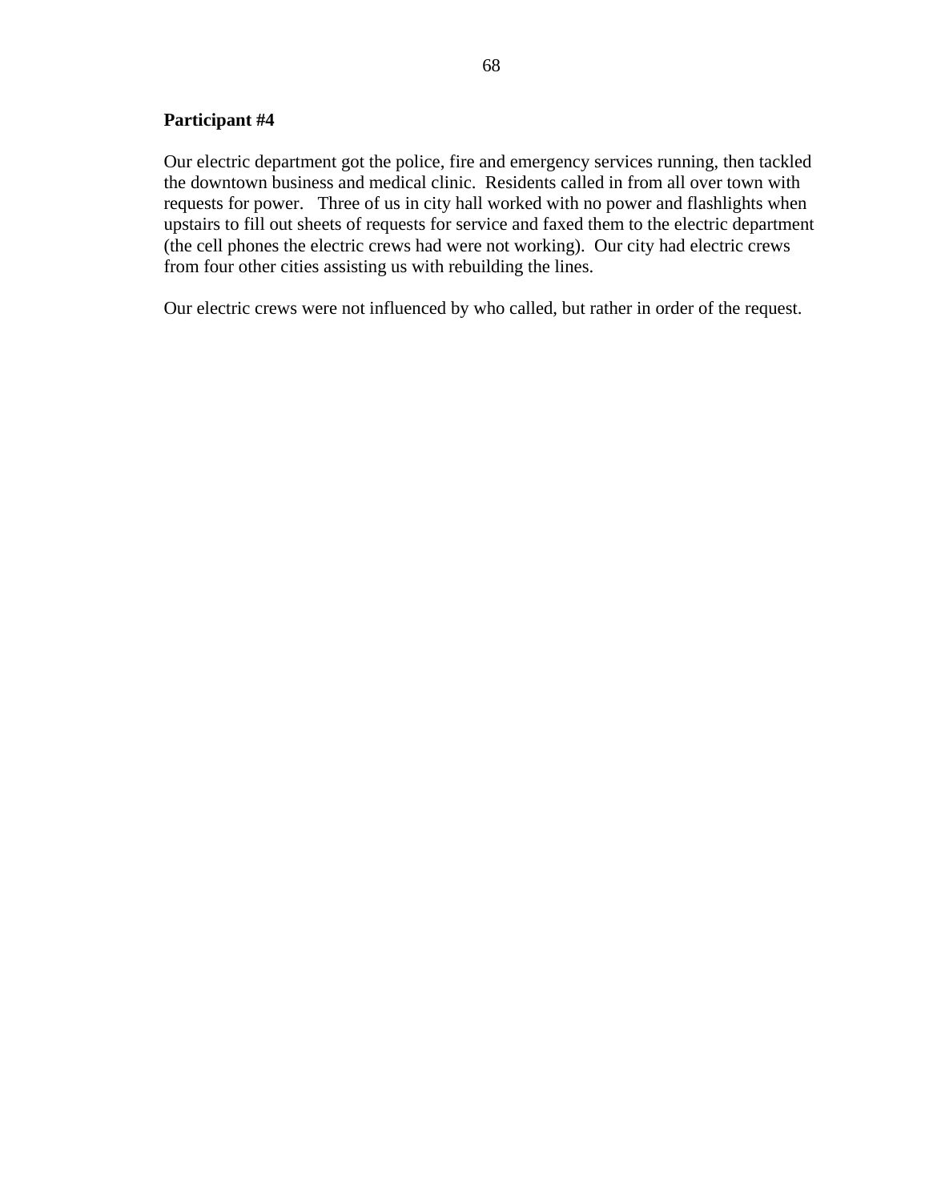**Participant #4**

Our electric department got the police, fire and emergency services running, then tackled the downtown business and medical clinic. Residents called in from all over town with requests for power. Three of us in city hall worked with no power and flashlights when upstairs to fill out sheets of requests for service and faxed them to the electric department (the cell phones the electric crews had were not working). Our city had electric crews from four other cities assisting us with rebuilding the lines.

Our electric crews were not influenced by who called, but rather in order of the request.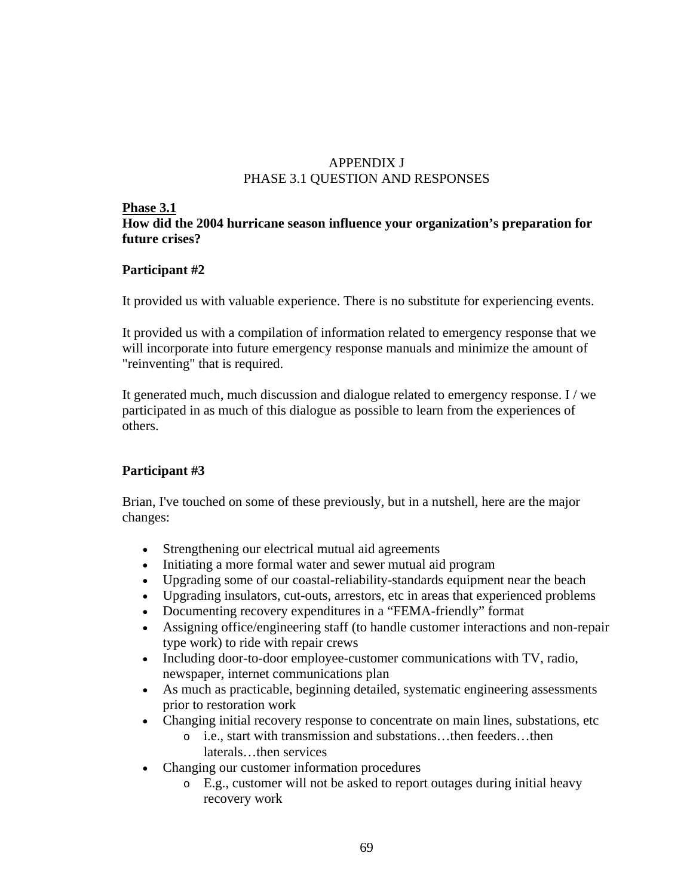# APPENDIX J
# PHASE 3.1 QUESTION AND RESPONSES

**Phase 3.1**

**How did the 2004 hurricane season influence your organization's preparation for future crises?**

**Participant #2**

It provided us with valuable experience. There is no substitute for experiencing events.

It provided us with a compilation of information related to emergency response that we will incorporate into future emergency response manuals and minimize the amount of "reinventing" that is required.

It generated much, much discussion and dialogue related to emergency response. I / we participated in as much of this dialogue as possible to learn from the experiences of others.

**Participant #3**

Brian, I've touched on some of these previously, but in a nutshell, here are the major changes:

- Strengthening our electrical mutual aid agreements
- Initiating a more formal water and sewer mutual aid program
- Upgrading some of our coastal-reliability-standards equipment near the beach
- Upgrading insulators, cut-outs, arrestors, etc in areas that experienced problems
- Documenting recovery expenditures in a "FEMA-friendly" format
- Assigning office/engineering staff (to handle customer interactions and non-repair type work) to ride with repair crews
- Including door-to-door employee-customer communications with TV, radio, newspaper, internet communications plan
- As much as practicable, beginning detailed, systematic engineering assessments prior to restoration work
- Changing initial recovery response to concentrate on main lines, substations, etc
    - i.e., start with transmission and substations…then feeders…then laterals…then services
- Changing our customer information procedures
    - E.g., customer will not be asked to report outages during initial heavy recovery work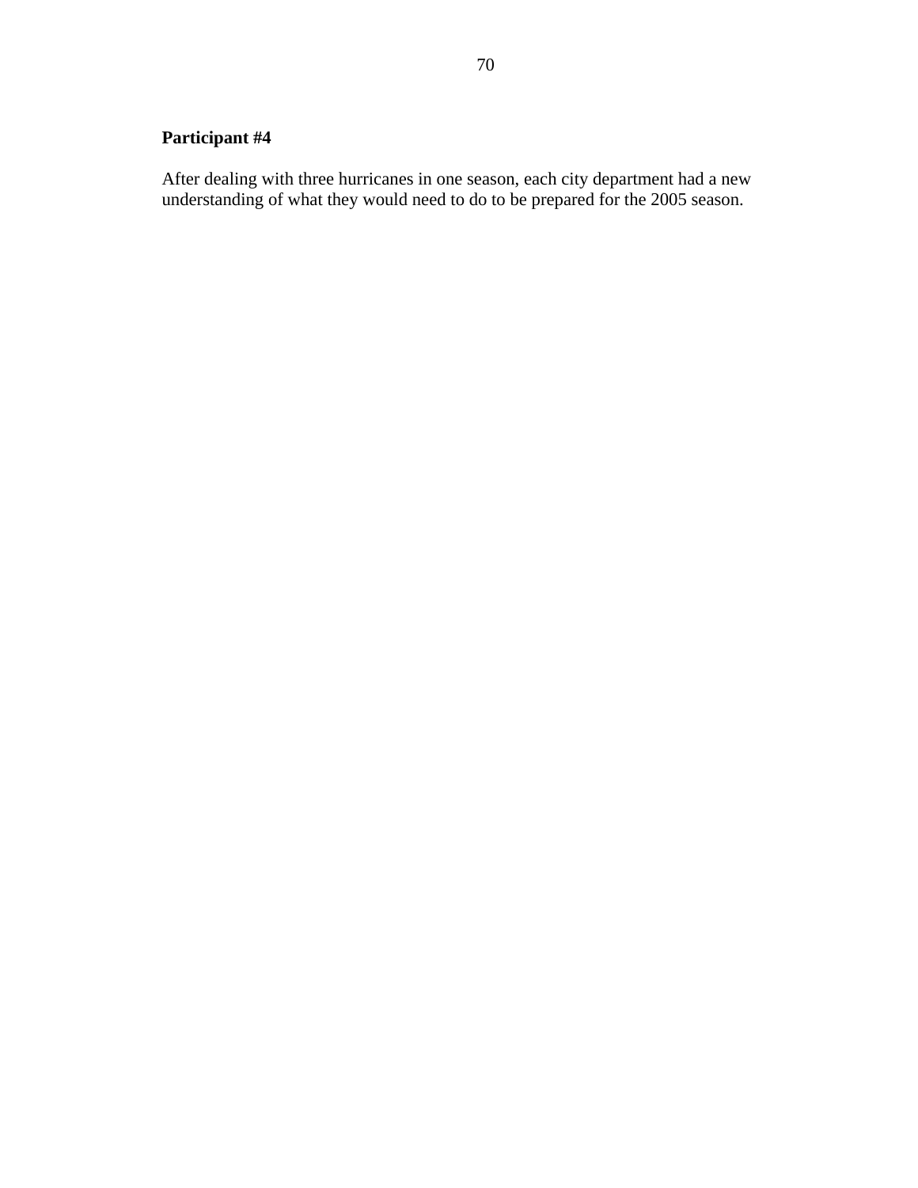**Participant #4**

After dealing with three hurricanes in one season, each city department had a new understanding of what they would need to do to be prepared for the 2005 season.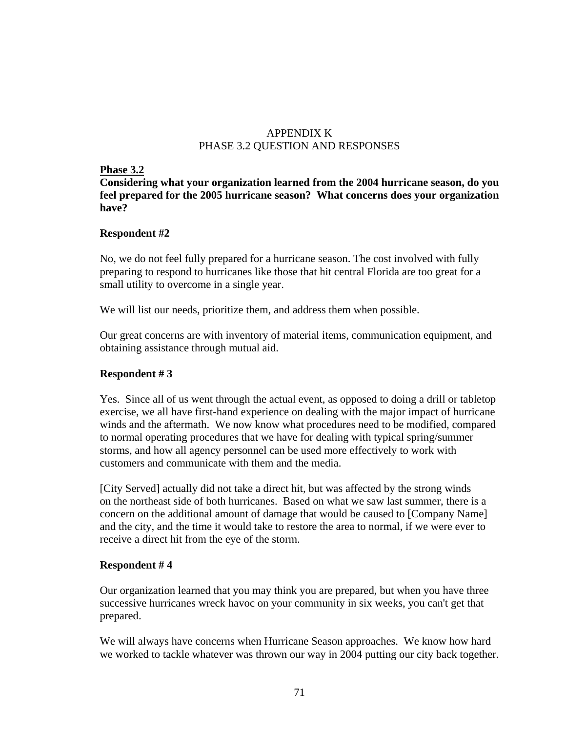# APPENDIX K
# PHASE 3.2 QUESTION AND RESPONSES

**Phase 3.2**

**Considering what your organization learned from the 2004 hurricane season, do you feel prepared for the 2005 hurricane season? What concerns does your organization have?**

**Respondent #2**

No, we do not feel fully prepared for a hurricane season. The cost involved with fully preparing to respond to hurricanes like those that hit central Florida are too great for a small utility to overcome in a single year.

We will list our needs, prioritize them, and address them when possible.

Our great concerns are with inventory of material items, communication equipment, and obtaining assistance through mutual aid.

**Respondent # 3**

Yes. Since all of us went through the actual event, as opposed to doing a drill or tabletop exercise, we all have first-hand experience on dealing with the major impact of hurricane winds and the aftermath. We now know what procedures need to be modified, compared to normal operating procedures that we have for dealing with typical spring/summer storms, and how all agency personnel can be used more effectively to work with customers and communicate with them and the media.

[City Served] actually did not take a direct hit, but was affected by the strong winds on the northeast side of both hurricanes. Based on what we saw last summer, there is a concern on the additional amount of damage that would be caused to [Company Name] and the city, and the time it would take to restore the area to normal, if we were ever to receive a direct hit from the eye of the storm.

**Respondent # 4**

Our organization learned that you may think you are prepared, but when you have three successive hurricanes wreck havoc on your community in six weeks, you can't get that prepared.

We will always have concerns when Hurricane Season approaches. We know how hard we worked to tackle whatever was thrown our way in 2004 putting our city back together.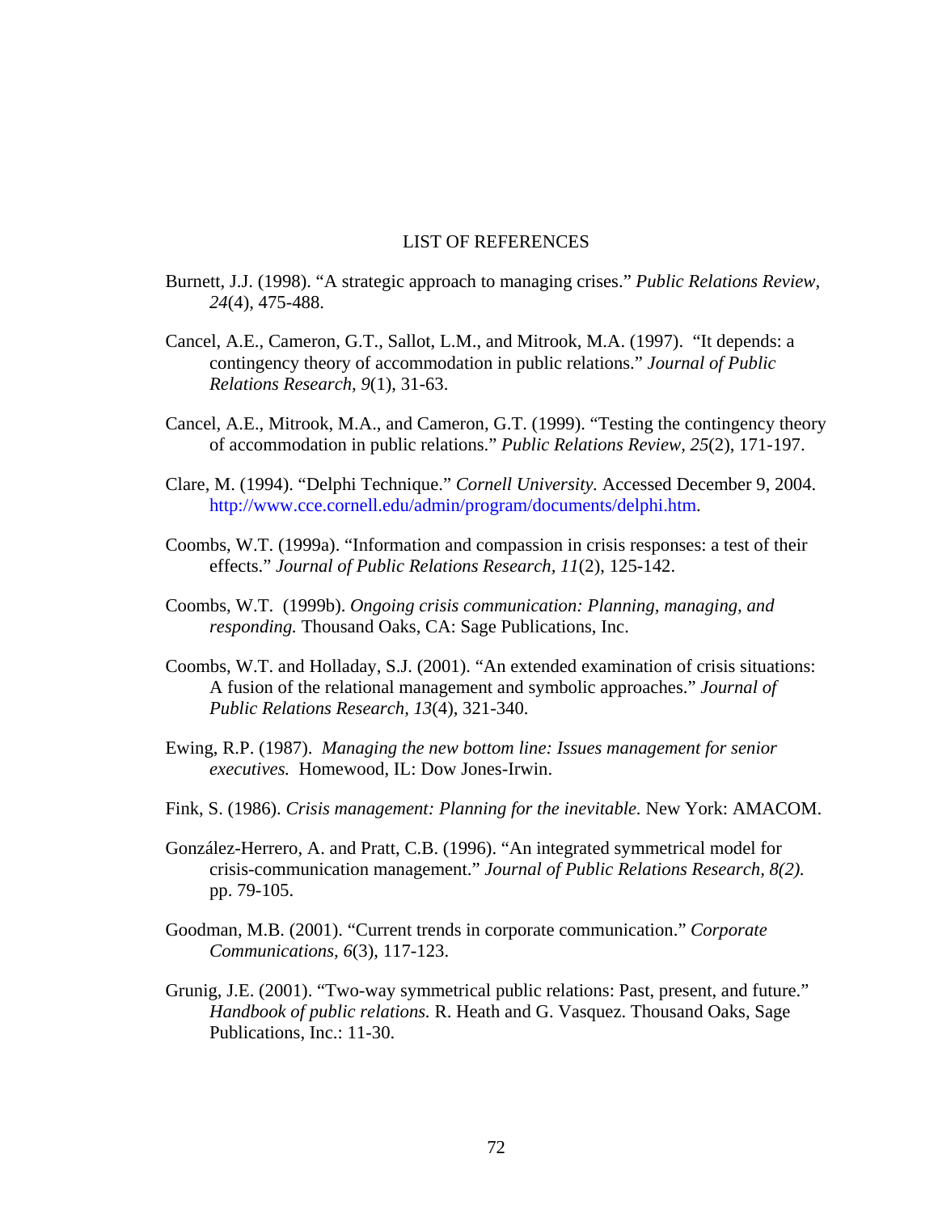# LIST OF REFERENCES

Burnett, J.J. (1998). "A strategic approach to managing crises." *Public Relations Review, 24*(4), 475-488.

Cancel, A.E., Cameron, G.T., Sallot, L.M., and Mitrook, M.A. (1997). "It depends: a contingency theory of accommodation in public relations." *Journal of Public Relations Research, 9*(1), 31-63.

Cancel, A.E., Mitrook, M.A., and Cameron, G.T. (1999). "Testing the contingency theory of accommodation in public relations." *Public Relations Review, 25*(2), 171-197.

Clare, M. (1994). "Delphi Technique." *Cornell University.* Accessed December 9, 2004. http://www.cce.cornell.edu/admin/program/documents/delphi.htm.

Coombs, W.T. (1999a). "Information and compassion in crisis responses: a test of their effects." *Journal of Public Relations Research, 11*(2), 125-142.

Coombs, W.T. (1999b). *Ongoing crisis communication: Planning, managing, and responding.* Thousand Oaks, CA: Sage Publications, Inc.

Coombs, W.T. and Holladay, S.J. (2001). "An extended examination of crisis situations: A fusion of the relational management and symbolic approaches." *Journal of Public Relations Research, 13*(4), 321-340.

Ewing, R.P. (1987). *Managing the new bottom line: Issues management for senior executives.* Homewood, IL: Dow Jones-Irwin.

Fink, S. (1986). *Crisis management: Planning for the inevitable.* New York: AMACOM.

González-Herrero, A. and Pratt, C.B. (1996). "An integrated symmetrical model for crisis-communication management." *Journal of Public Relations Research, 8(2).* pp. 79-105.

Goodman, M.B. (2001). "Current trends in corporate communication." *Corporate Communications, 6*(3), 117-123.

Grunig, J.E. (2001). "Two-way symmetrical public relations: Past, present, and future." *Handbook of public relations.* R. Heath and G. Vasquez. Thousand Oaks, Sage Publications, Inc.: 11-30.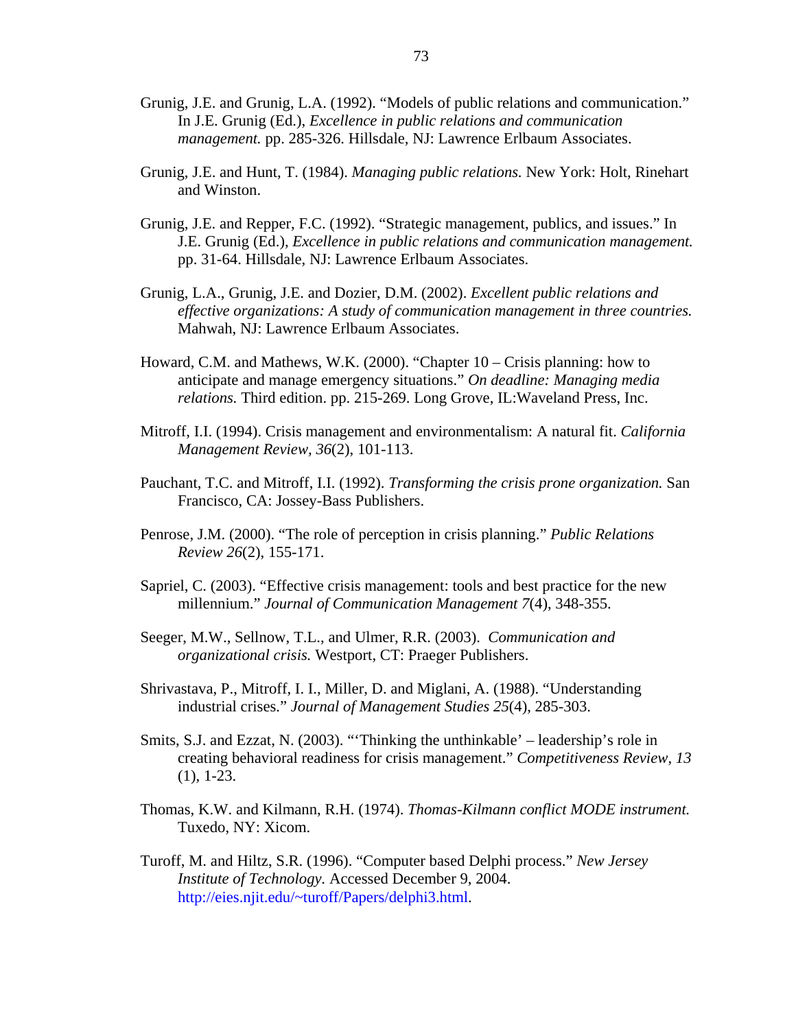Grunig, J.E. and Grunig, L.A. (1992). "Models of public relations and communication." In J.E. Grunig (Ed.), *Excellence in public relations and communication management.* pp. 285-326. Hillsdale, NJ: Lawrence Erlbaum Associates.

Grunig, J.E. and Hunt, T. (1984). *Managing public relations.* New York: Holt, Rinehart and Winston.

Grunig, J.E. and Repper, F.C. (1992). "Strategic management, publics, and issues." In J.E. Grunig (Ed.), *Excellence in public relations and communication management.* pp. 31-64. Hillsdale, NJ: Lawrence Erlbaum Associates.

Grunig, L.A., Grunig, J.E. and Dozier, D.M. (2002). *Excellent public relations and effective organizations: A study of communication management in three countries.* Mahwah, NJ: Lawrence Erlbaum Associates.

Howard, C.M. and Mathews, W.K. (2000). "Chapter 10 – Crisis planning: how to anticipate and manage emergency situations." *On deadline: Managing media relations.* Third edition. pp. 215-269. Long Grove, IL:Waveland Press, Inc.

Mitroff, I.I. (1994). Crisis management and environmentalism: A natural fit. *California Management Review, 36*(2), 101-113.

Pauchant, T.C. and Mitroff, I.I. (1992). *Transforming the crisis prone organization.* San Francisco, CA: Jossey-Bass Publishers.

Penrose, J.M. (2000). "The role of perception in crisis planning." *Public Relations Review 26*(2), 155-171.

Sapriel, C. (2003). "Effective crisis management: tools and best practice for the new millennium." *Journal of Communication Management 7*(4), 348-355.

Seeger, M.W., Sellnow, T.L., and Ulmer, R.R. (2003). *Communication and organizational crisis.* Westport, CT: Praeger Publishers.

Shrivastava, P., Mitroff, I. I., Miller, D. and Miglani, A. (1988). "Understanding industrial crises." *Journal of Management Studies 25*(4), 285-303.

Smits, S.J. and Ezzat, N. (2003). "'Thinking the unthinkable' – leadership's role in creating behavioral readiness for crisis management." *Competitiveness Review, 13* (1), 1-23.

Thomas, K.W. and Kilmann, R.H. (1974). *Thomas-Kilmann conflict MODE instrument.* Tuxedo, NY: Xicom.

Turoff, M. and Hiltz, S.R. (1996). "Computer based Delphi process." *New Jersey Institute of Technology.* Accessed December 9, 2004. http://eies.njit.edu/~turoff/Papers/delphi3.html.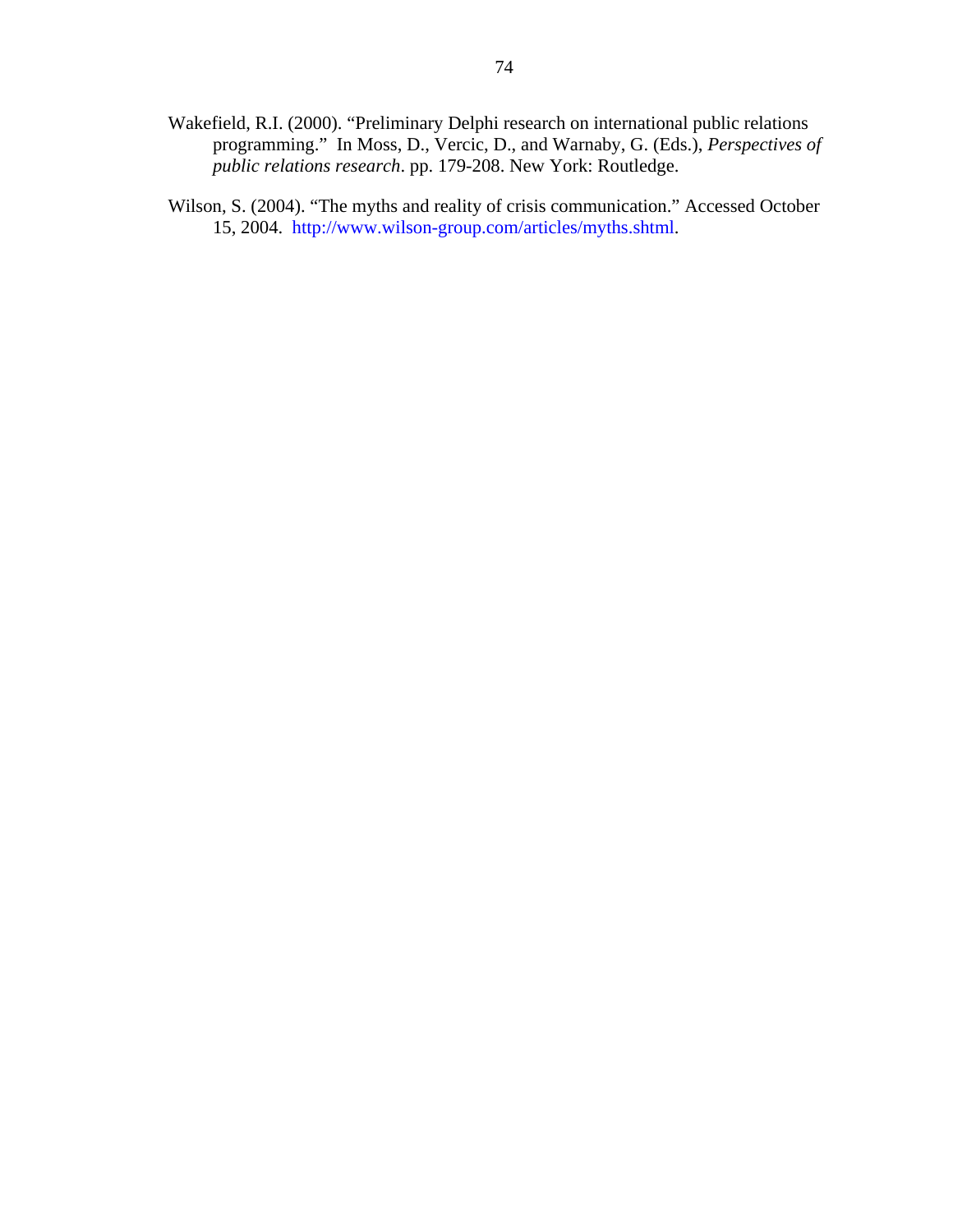Wakefield, R.I. (2000). "Preliminary Delphi research on international public relations programming." In Moss, D., Vercic, D., and Warnaby, G. (Eds.), *Perspectives of public relations research*. pp. 179-208. New York: Routledge.

Wilson, S. (2004). "The myths and reality of crisis communication." Accessed October 15, 2004. http://www.wilson-group.com/articles/myths.shtml.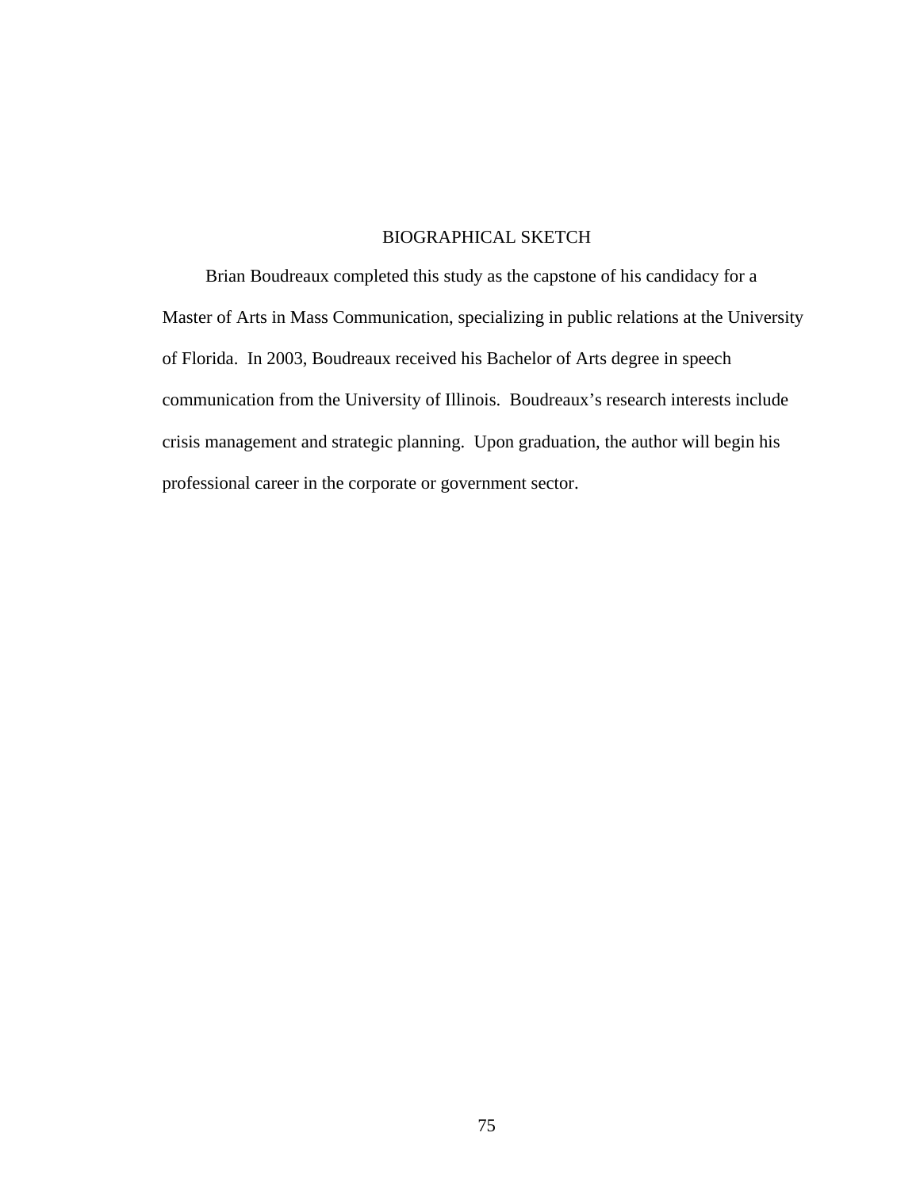# BIOGRAPHICAL SKETCH

Brian Boudreaux completed this study as the capstone of his candidacy for a Master of Arts in Mass Communication, specializing in public relations at the University of Florida. In 2003, Boudreaux received his Bachelor of Arts degree in speech communication from the University of Illinois. Boudreaux's research interests include crisis management and strategic planning. Upon graduation, the author will begin his professional career in the corporate or government sector.